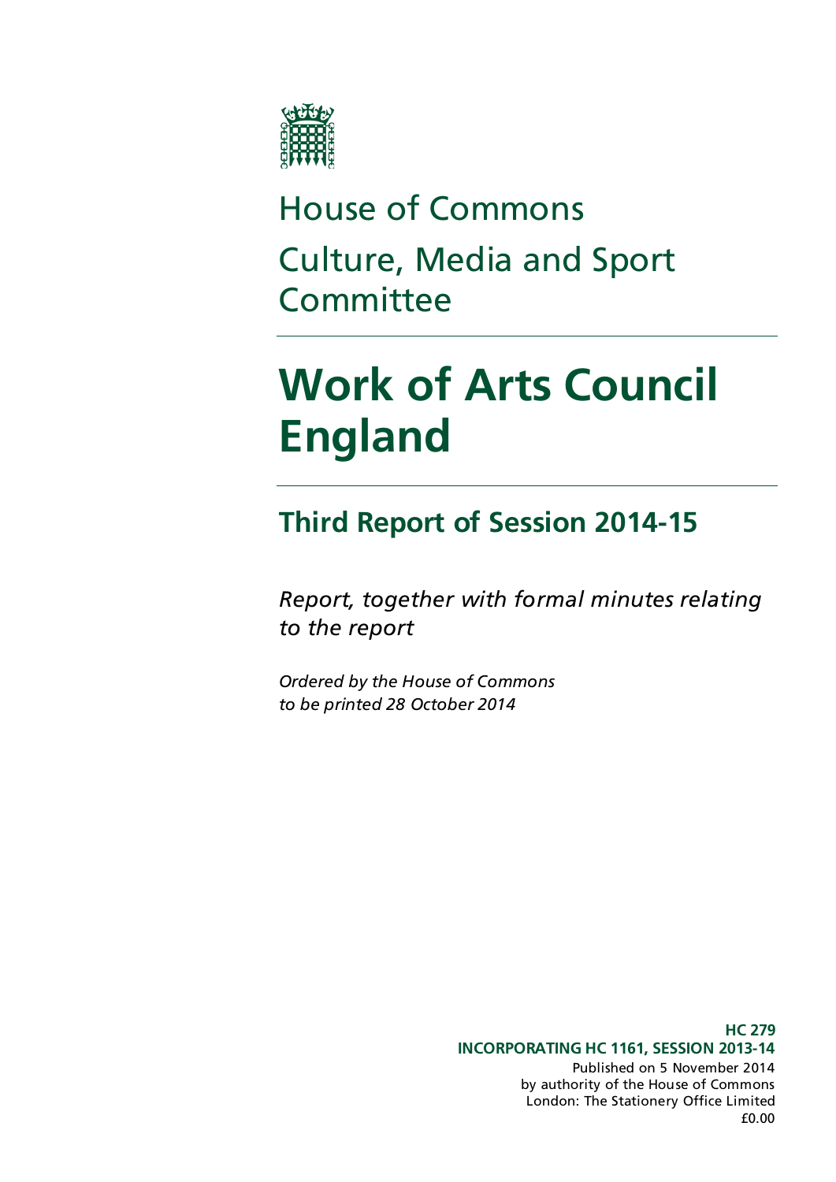House of Commons

Culture, Media and Sport Committee

# Work of Arts Council England

## Third Report of Session 2014-15

*Report, together with formal minutes relating to the report*

*Ordered by the House of Commons to be printed 28 October 2014*

**HC 279**
**INCORPORATING HC 1161, SESSION 2013-14**

Published on 5 November 2014
by authority of the House of Commons
London: The Stationery Office Limited
£0.00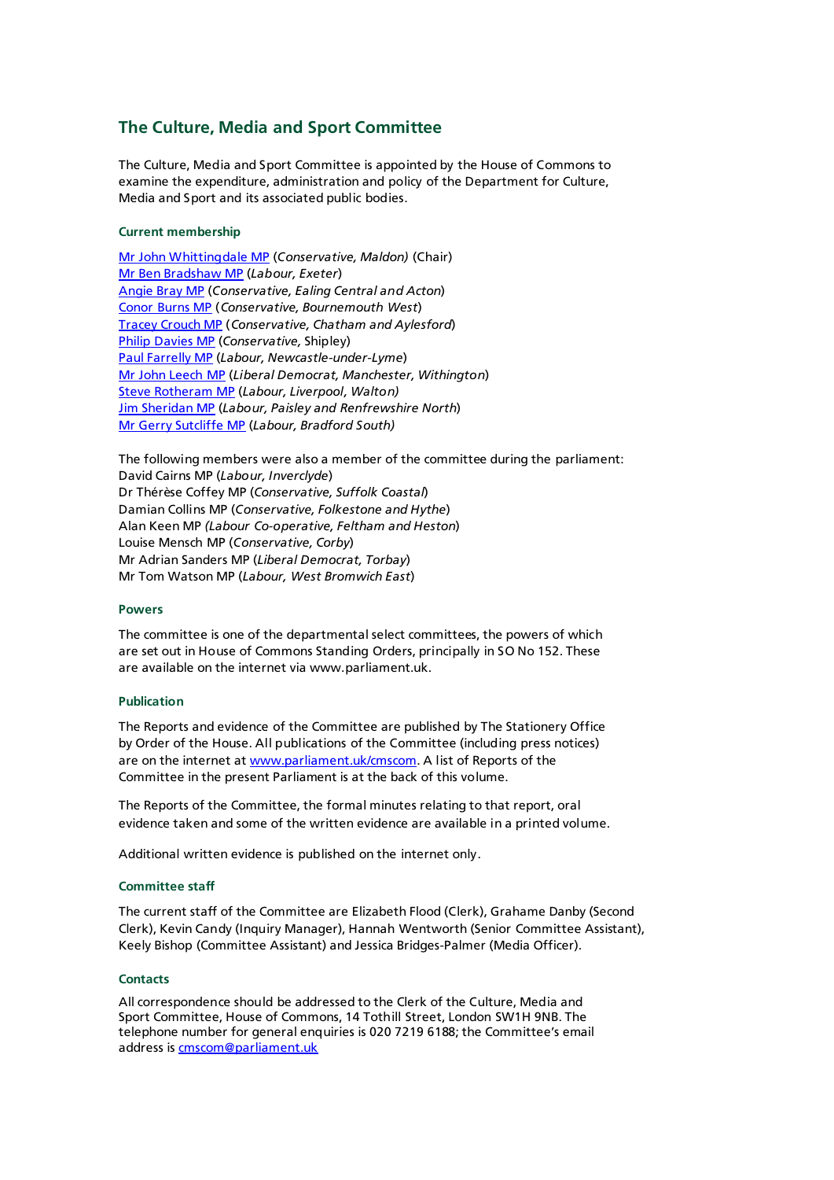## The Culture, Media and Sport Committee

The Culture, Media and Sport Committee is appointed by the House of Commons to examine the expenditure, administration and policy of the Department for Culture, Media and Sport and its associated public bodies.

### Current membership

Mr John Whittingdale MP (*Conservative, Maldon)* (Chair)
Mr Ben Bradshaw MP (*Labour, Exeter*)
Angie Bray MP (*Conservative, Ealing Central and Acton*)
Conor Burns MP (*Conservative, Bournemouth West*)
Tracey Crouch MP (*Conservative, Chatham and Aylesford*)
Philip Davies MP (*Conservative,* Shipley)
Paul Farrelly MP (*Labour, Newcastle-under-Lyme*)
Mr John Leech MP (*Liberal Democrat, Manchester, Withington*)
Steve Rotheram MP (*Labour, Liverpool, Walton)*
Jim Sheridan MP (*Labour, Paisley and Renfrewshire North*)
Mr Gerry Sutcliffe MP (*Labour, Bradford South)*

The following members were also a member of the committee during the parliament:
David Cairns MP (*Labour, Inverclyde*)
Dr Thérèse Coffey MP (*Conservative, Suffolk Coastal*)
Damian Collins MP (*Conservative, Folkestone and Hythe*)
Alan Keen MP *(Labour Co-operative, Feltham and Heston*)
Louise Mensch MP (*Conservative, Corby*)
Mr Adrian Sanders MP (*Liberal Democrat, Torbay*)
Mr Tom Watson MP (*Labour, West Bromwich East*)

### Powers

The committee is one of the departmental select committees, the powers of which are set out in House of Commons Standing Orders, principally in SO No 152. These are available on the internet via www.parliament.uk.

### Publication

The Reports and evidence of the Committee are published by The Stationery Office by Order of the House. All publications of the Committee (including press notices) are on the internet at www.parliament.uk/cmscom. A list of Reports of the Committee in the present Parliament is at the back of this volume.

The Reports of the Committee, the formal minutes relating to that report, oral evidence taken and some of the written evidence are available in a printed volume.

Additional written evidence is published on the internet only.

### Committee staff

The current staff of the Committee are Elizabeth Flood (Clerk), Grahame Danby (Second Clerk), Kevin Candy (Inquiry Manager), Hannah Wentworth (Senior Committee Assistant), Keely Bishop (Committee Assistant) and Jessica Bridges-Palmer (Media Officer).

### Contacts

All correspondence should be addressed to the Clerk of the Culture, Media and Sport Committee, House of Commons, 14 Tothill Street, London SW1H 9NB. The telephone number for general enquiries is 020 7219 6188; the Committee's email address is cmscom@parliament.uk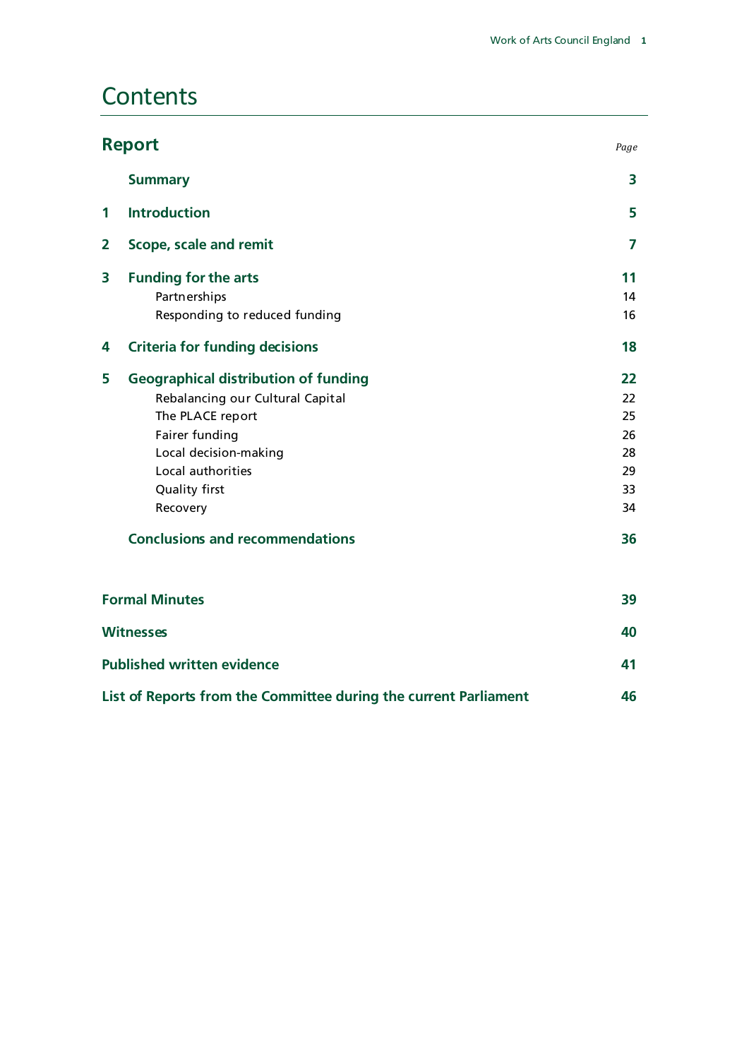# Contents

| **Report** | *Page* |
|---|---|
| **Summary** | **3** |
| **1 Introduction** | **5** |
| **2 Scope, scale and remit** | **7** |
| **3 Funding for the arts** | **11** |
| Partnerships | 14 |
| Responding to reduced funding | 16 |
| **4 Criteria for funding decisions** | **18** |
| **5 Geographical distribution of funding** | **22** |
| Rebalancing our Cultural Capital | 22 |
| The PLACE report | 25 |
| Fairer funding | 26 |
| Local decision-making | 28 |
| Local authorities | 29 |
| Quality first | 33 |
| Recovery | 34 |
| **Conclusions and recommendations** | **36** |
| **Formal Minutes** | **39** |
| **Witnesses** | **40** |
| **Published written evidence** | **41** |
| **List of Reports from the Committee during the current Parliament** | **46** |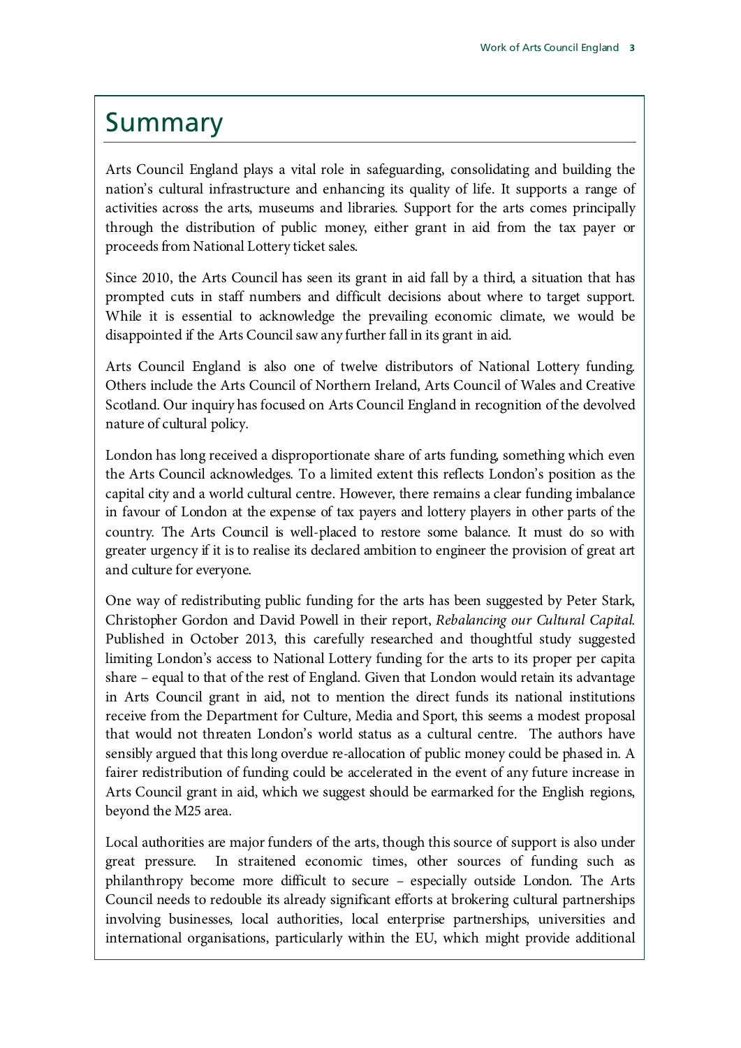# Summary

Arts Council England plays a vital role in safeguarding, consolidating and building the nation's cultural infrastructure and enhancing its quality of life. It supports a range of activities across the arts, museums and libraries. Support for the arts comes principally through the distribution of public money, either grant in aid from the tax payer or proceeds from National Lottery ticket sales.

Since 2010, the Arts Council has seen its grant in aid fall by a third, a situation that has prompted cuts in staff numbers and difficult decisions about where to target support. While it is essential to acknowledge the prevailing economic climate, we would be disappointed if the Arts Council saw any further fall in its grant in aid.

Arts Council England is also one of twelve distributors of National Lottery funding. Others include the Arts Council of Northern Ireland, Arts Council of Wales and Creative Scotland. Our inquiry has focused on Arts Council England in recognition of the devolved nature of cultural policy.

London has long received a disproportionate share of arts funding, something which even the Arts Council acknowledges. To a limited extent this reflects London's position as the capital city and a world cultural centre. However, there remains a clear funding imbalance in favour of London at the expense of tax payers and lottery players in other parts of the country. The Arts Council is well-placed to restore some balance. It must do so with greater urgency if it is to realise its declared ambition to engineer the provision of great art and culture for everyone.

One way of redistributing public funding for the arts has been suggested by Peter Stark, Christopher Gordon and David Powell in their report, *Rebalancing our Cultural Capital*. Published in October 2013, this carefully researched and thoughtful study suggested limiting London's access to National Lottery funding for the arts to its proper per capita share – equal to that of the rest of England. Given that London would retain its advantage in Arts Council grant in aid, not to mention the direct funds its national institutions receive from the Department for Culture, Media and Sport, this seems a modest proposal that would not threaten London's world status as a cultural centre. The authors have sensibly argued that this long overdue re-allocation of public money could be phased in. A fairer redistribution of funding could be accelerated in the event of any future increase in Arts Council grant in aid, which we suggest should be earmarked for the English regions, beyond the M25 area.

Local authorities are major funders of the arts, though this source of support is also under great pressure. In straitened economic times, other sources of funding such as philanthropy become more difficult to secure – especially outside London. The Arts Council needs to redouble its already significant efforts at brokering cultural partnerships involving businesses, local authorities, local enterprise partnerships, universities and international organisations, particularly within the EU, which might provide additional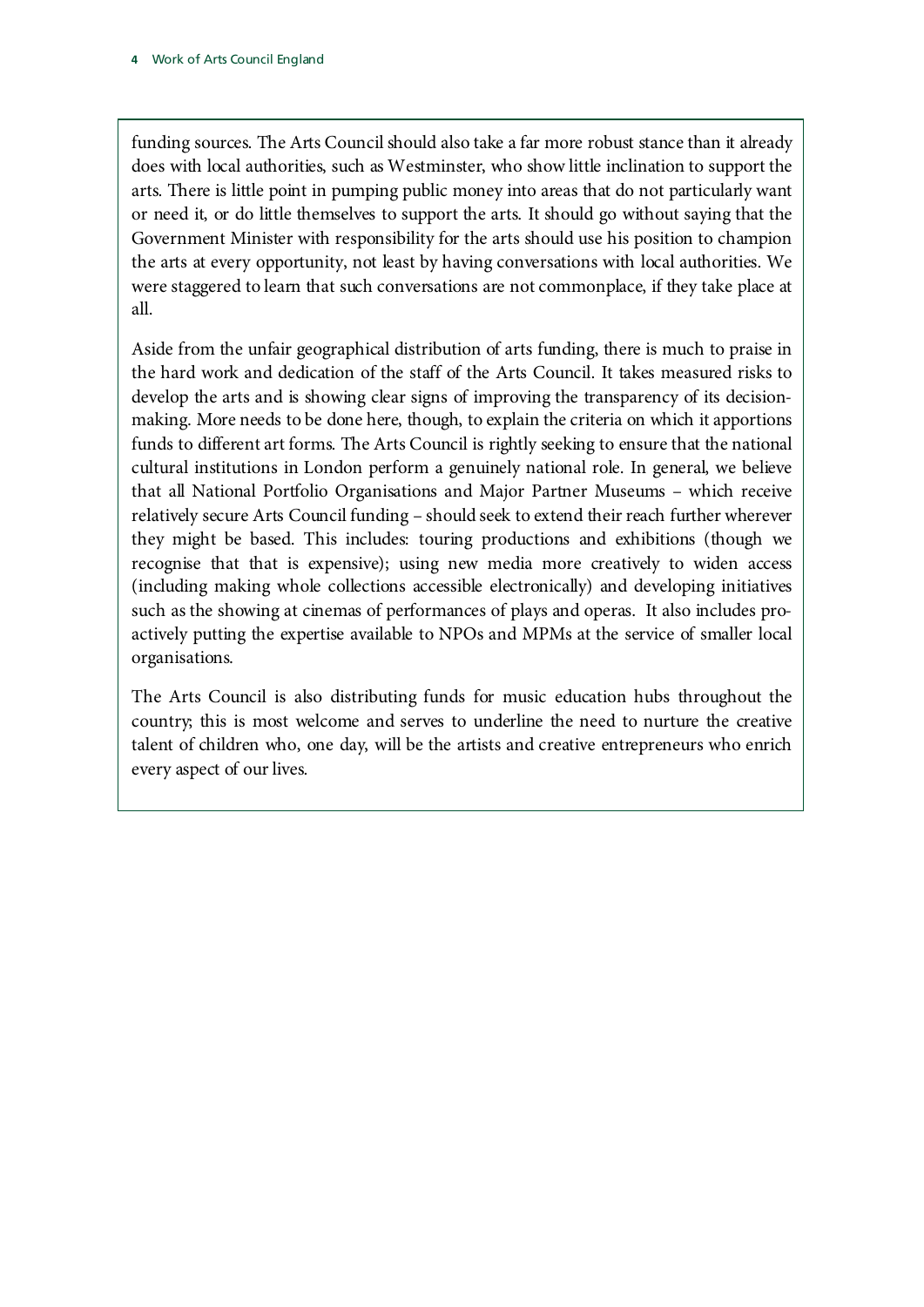funding sources. The Arts Council should also take a far more robust stance than it already does with local authorities, such as Westminster, who show little inclination to support the arts. There is little point in pumping public money into areas that do not particularly want or need it, or do little themselves to support the arts. It should go without saying that the Government Minister with responsibility for the arts should use his position to champion the arts at every opportunity, not least by having conversations with local authorities. We were staggered to learn that such conversations are not commonplace, if they take place at all.

Aside from the unfair geographical distribution of arts funding, there is much to praise in the hard work and dedication of the staff of the Arts Council. It takes measured risks to develop the arts and is showing clear signs of improving the transparency of its decision-making. More needs to be done here, though, to explain the criteria on which it apportions funds to different art forms. The Arts Council is rightly seeking to ensure that the national cultural institutions in London perform a genuinely national role. In general, we believe that all National Portfolio Organisations and Major Partner Museums – which receive relatively secure Arts Council funding – should seek to extend their reach further wherever they might be based. This includes: touring productions and exhibitions (though we recognise that that is expensive); using new media more creatively to widen access (including making whole collections accessible electronically) and developing initiatives such as the showing at cinemas of performances of plays and operas. It also includes pro-actively putting the expertise available to NPOs and MPMs at the service of smaller local organisations.

The Arts Council is also distributing funds for music education hubs throughout the country; this is most welcome and serves to underline the need to nurture the creative talent of children who, one day, will be the artists and creative entrepreneurs who enrich every aspect of our lives.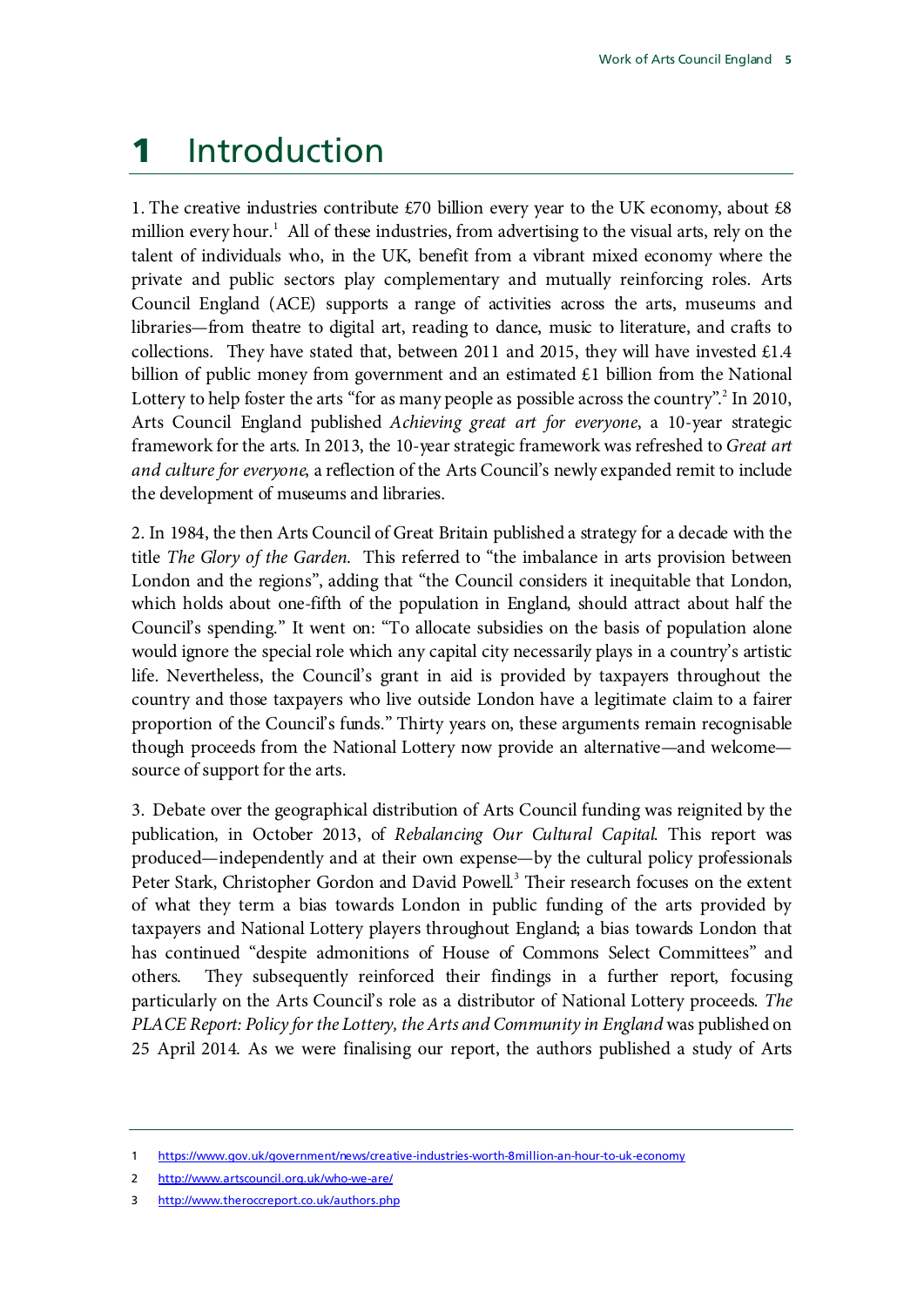# 1 Introduction

1. The creative industries contribute £70 billion every year to the UK economy, about £8 million every hour.[1] All of these industries, from advertising to the visual arts, rely on the talent of individuals who, in the UK, benefit from a vibrant mixed economy where the private and public sectors play complementary and mutually reinforcing roles. Arts Council England (ACE) supports a range of activities across the arts, museums and libraries—from theatre to digital art, reading to dance, music to literature, and crafts to collections. They have stated that, between 2011 and 2015, they will have invested £1.4 billion of public money from government and an estimated £1 billion from the National Lottery to help foster the arts "for as many people as possible across the country".[2] In 2010, Arts Council England published *Achieving great art for everyone*, a 10-year strategic framework for the arts. In 2013, the 10-year strategic framework was refreshed to *Great art and culture for everyone*, a reflection of the Arts Council's newly expanded remit to include the development of museums and libraries.

2. In 1984, the then Arts Council of Great Britain published a strategy for a decade with the title *The Glory of the Garden*. This referred to "the imbalance in arts provision between London and the regions", adding that "the Council considers it inequitable that London, which holds about one-fifth of the population in England, should attract about half the Council's spending." It went on: "To allocate subsidies on the basis of population alone would ignore the special role which any capital city necessarily plays in a country's artistic life. Nevertheless, the Council's grant in aid is provided by taxpayers throughout the country and those taxpayers who live outside London have a legitimate claim to a fairer proportion of the Council's funds." Thirty years on, these arguments remain recognisable though proceeds from the National Lottery now provide an alternative—and welcome—source of support for the arts.

3. Debate over the geographical distribution of Arts Council funding was reignited by the publication, in October 2013, of *Rebalancing Our Cultural Capital*. This report was produced—independently and at their own expense—by the cultural policy professionals Peter Stark, Christopher Gordon and David Powell.[3] Their research focuses on the extent of what they term a bias towards London in public funding of the arts provided by taxpayers and National Lottery players throughout England; a bias towards London that has continued "despite admonitions of House of Commons Select Committees" and others. They subsequently reinforced their findings in a further report, focusing particularly on the Arts Council's role as a distributor of National Lottery proceeds. *The PLACE Report: Policy for the Lottery, the Arts and Community in England* was published on 25 April 2014. As we were finalising our report, the authors published a study of Arts

---

1 https://www.gov.uk/government/news/creative-industries-worth-8million-an-hour-to-uk-economy

2 http://www.artscouncil.org.uk/who-we-are/

3 http://www.theroccreport.co.uk/authors.php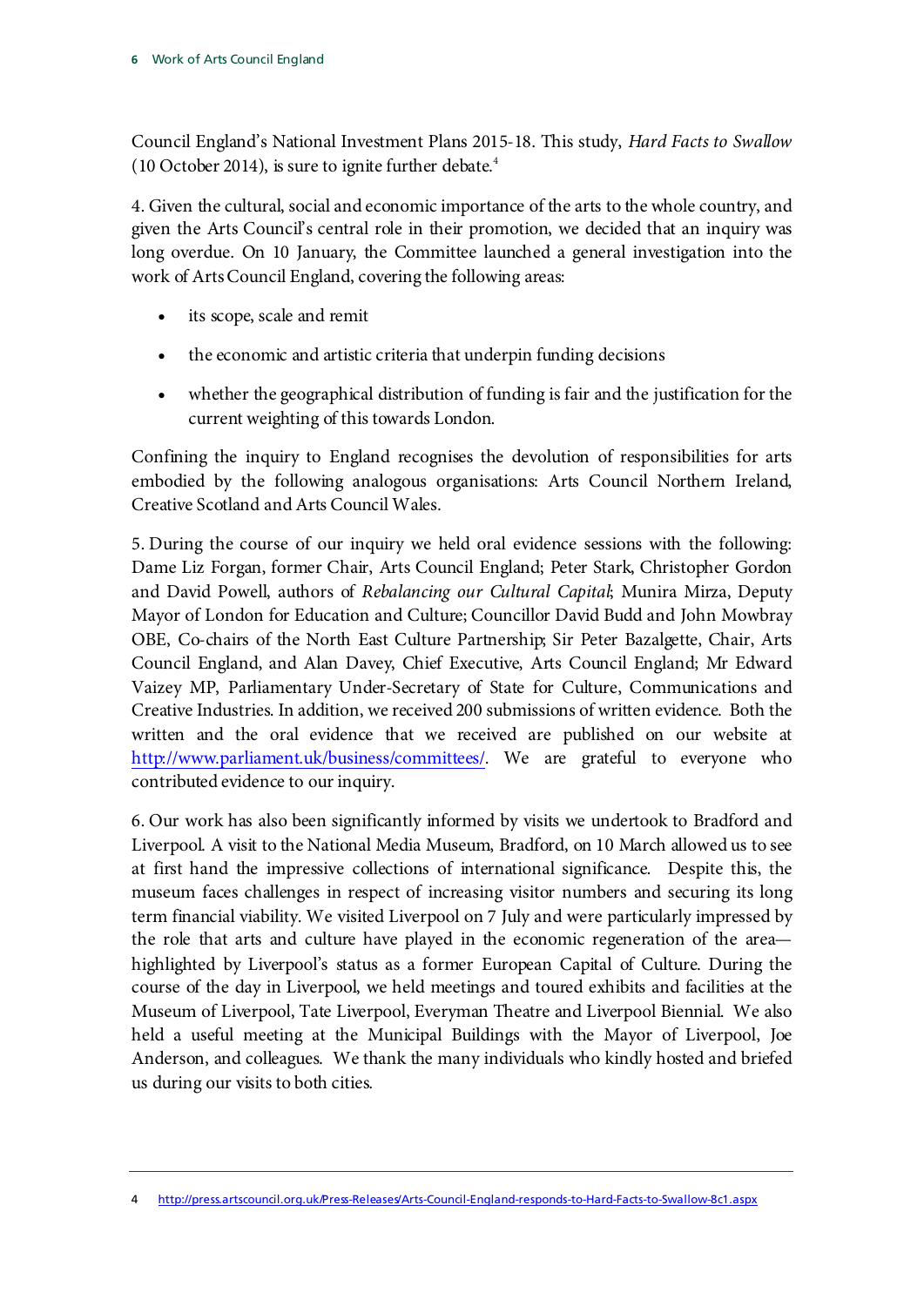Council England's National Investment Plans 2015-18. This study, *Hard Facts to Swallow* (10 October 2014), is sure to ignite further debate.[4]

4. Given the cultural, social and economic importance of the arts to the whole country, and given the Arts Council's central role in their promotion, we decided that an inquiry was long overdue. On 10 January, the Committee launched a general investigation into the work of Arts Council England, covering the following areas:

- its scope, scale and remit
- the economic and artistic criteria that underpin funding decisions
- whether the geographical distribution of funding is fair and the justification for the current weighting of this towards London.

Confining the inquiry to England recognises the devolution of responsibilities for arts embodied by the following analogous organisations: Arts Council Northern Ireland, Creative Scotland and Arts Council Wales.

5. During the course of our inquiry we held oral evidence sessions with the following: Dame Liz Forgan, former Chair, Arts Council England; Peter Stark, Christopher Gordon and David Powell, authors of *Rebalancing our Cultural Capital*; Munira Mirza, Deputy Mayor of London for Education and Culture; Councillor David Budd and John Mowbray OBE, Co-chairs of the North East Culture Partnership; Sir Peter Bazalgette, Chair, Arts Council England, and Alan Davey, Chief Executive, Arts Council England; Mr Edward Vaizey MP, Parliamentary Under-Secretary of State for Culture, Communications and Creative Industries. In addition, we received 200 submissions of written evidence. Both the written and the oral evidence that we received are published on our website at http://www.parliament.uk/business/committees/. We are grateful to everyone who contributed evidence to our inquiry.

6. Our work has also been significantly informed by visits we undertook to Bradford and Liverpool. A visit to the National Media Museum, Bradford, on 10 March allowed us to see at first hand the impressive collections of international significance. Despite this, the museum faces challenges in respect of increasing visitor numbers and securing its long term financial viability. We visited Liverpool on 7 July and were particularly impressed by the role that arts and culture have played in the economic regeneration of the area—highlighted by Liverpool's status as a former European Capital of Culture. During the course of the day in Liverpool, we held meetings and toured exhibits and facilities at the Museum of Liverpool, Tate Liverpool, Everyman Theatre and Liverpool Biennial. We also held a useful meeting at the Municipal Buildings with the Mayor of Liverpool, Joe Anderson, and colleagues. We thank the many individuals who kindly hosted and briefed us during our visits to both cities.

4 http://press.artscouncil.org.uk/Press-Releases/Arts-Council-England-responds-to-Hard-Facts-to-Swallow-8c1.aspx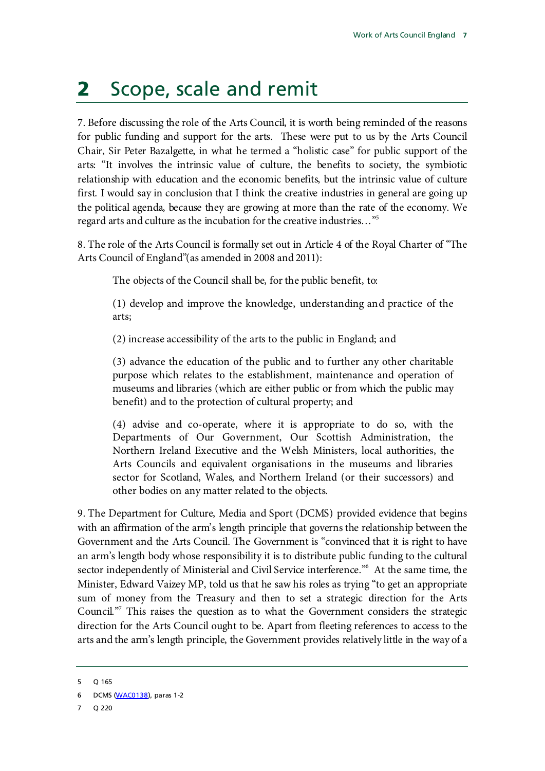# 2 Scope, scale and remit

7. Before discussing the role of the Arts Council, it is worth being reminded of the reasons for public funding and support for the arts. These were put to us by the Arts Council Chair, Sir Peter Bazalgette, in what he termed a "holistic case" for public support of the arts: "It involves the intrinsic value of culture, the benefits to society, the symbiotic relationship with education and the economic benefits, but the intrinsic value of culture first. I would say in conclusion that I think the creative industries in general are going up the political agenda, because they are growing at more than the rate of the economy. We regard arts and culture as the incubation for the creative industries…"[5]

8. The role of the Arts Council is formally set out in Article 4 of the Royal Charter of "The Arts Council of England"(as amended in 2008 and 2011):

> The objects of the Council shall be, for the public benefit, to:
>
> (1) develop and improve the knowledge, understanding and practice of the arts;
>
> (2) increase accessibility of the arts to the public in England; and
>
> (3) advance the education of the public and to further any other charitable purpose which relates to the establishment, maintenance and operation of museums and libraries (which are either public or from which the public may benefit) and to the protection of cultural property; and
>
> (4) advise and co-operate, where it is appropriate to do so, with the Departments of Our Government, Our Scottish Administration, the Northern Ireland Executive and the Welsh Ministers, local authorities, the Arts Councils and equivalent organisations in the museums and libraries sector for Scotland, Wales, and Northern Ireland (or their successors) and other bodies on any matter related to the objects.

9. The Department for Culture, Media and Sport (DCMS) provided evidence that begins with an affirmation of the arm's length principle that governs the relationship between the Government and the Arts Council. The Government is "convinced that it is right to have an arm's length body whose responsibility it is to distribute public funding to the cultural sector independently of Ministerial and Civil Service interference."[6] At the same time, the Minister, Edward Vaizey MP, told us that he saw his roles as trying "to get an appropriate sum of money from the Treasury and then to set a strategic direction for the Arts Council."[7] This raises the question as to what the Government considers the strategic direction for the Arts Council ought to be. Apart from fleeting references to access to the arts and the arm's length principle, the Government provides relatively little in the way of a

---

5 Q 165

6 DCMS (WAC0138), paras 1-2

7 Q 220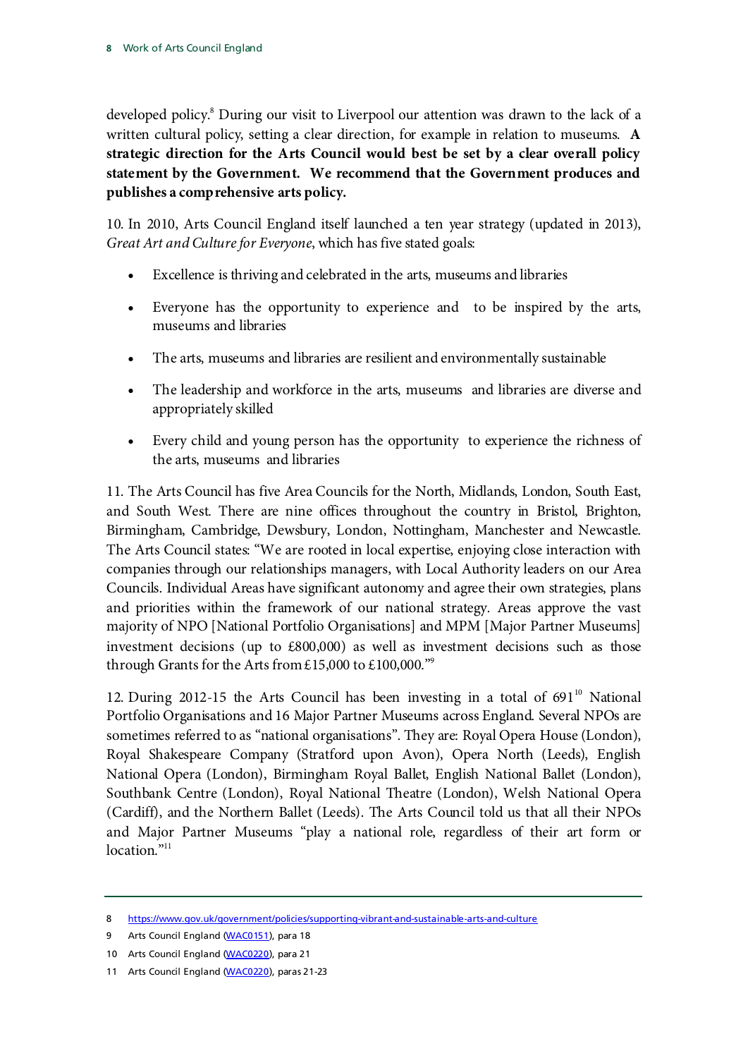developed policy.[8] During our visit to Liverpool our attention was drawn to the lack of a written cultural policy, setting a clear direction, for example in relation to museums. **A strategic direction for the Arts Council would best be set by a clear overall policy statement by the Government. We recommend that the Government produces and publishes a comprehensive arts policy.**

10. In 2010, Arts Council England itself launched a ten year strategy (updated in 2013), *Great Art and Culture for Everyone*, which has five stated goals:

- Excellence is thriving and celebrated in the arts, museums and libraries
- Everyone has the opportunity to experience and to be inspired by the arts, museums and libraries
- The arts, museums and libraries are resilient and environmentally sustainable
- The leadership and workforce in the arts, museums and libraries are diverse and appropriately skilled
- Every child and young person has the opportunity to experience the richness of the arts, museums and libraries

11. The Arts Council has five Area Councils for the North, Midlands, London, South East, and South West. There are nine offices throughout the country in Bristol, Brighton, Birmingham, Cambridge, Dewsbury, London, Nottingham, Manchester and Newcastle. The Arts Council states: "We are rooted in local expertise, enjoying close interaction with companies through our relationships managers, with Local Authority leaders on our Area Councils. Individual Areas have significant autonomy and agree their own strategies, plans and priorities within the framework of our national strategy. Areas approve the vast majority of NPO [National Portfolio Organisations] and MPM [Major Partner Museums] investment decisions (up to £800,000) as well as investment decisions such as those through Grants for the Arts from £15,000 to £100,000."[9]

12. During 2012-15 the Arts Council has been investing in a total of 691[10] National Portfolio Organisations and 16 Major Partner Museums across England. Several NPOs are sometimes referred to as "national organisations". They are: Royal Opera House (London), Royal Shakespeare Company (Stratford upon Avon), Opera North (Leeds), English National Opera (London), Birmingham Royal Ballet, English National Ballet (London), Southbank Centre (London), Royal National Theatre (London), Welsh National Opera (Cardiff), and the Northern Ballet (Leeds). The Arts Council told us that all their NPOs and Major Partner Museums "play a national role, regardless of their art form or location."[11]

---

8 https://www.gov.uk/government/policies/supporting-vibrant-and-sustainable-arts-and-culture

9 Arts Council England (WAC0151), para 18

10 Arts Council England (WAC0220), para 21

11 Arts Council England (WAC0220), paras 21-23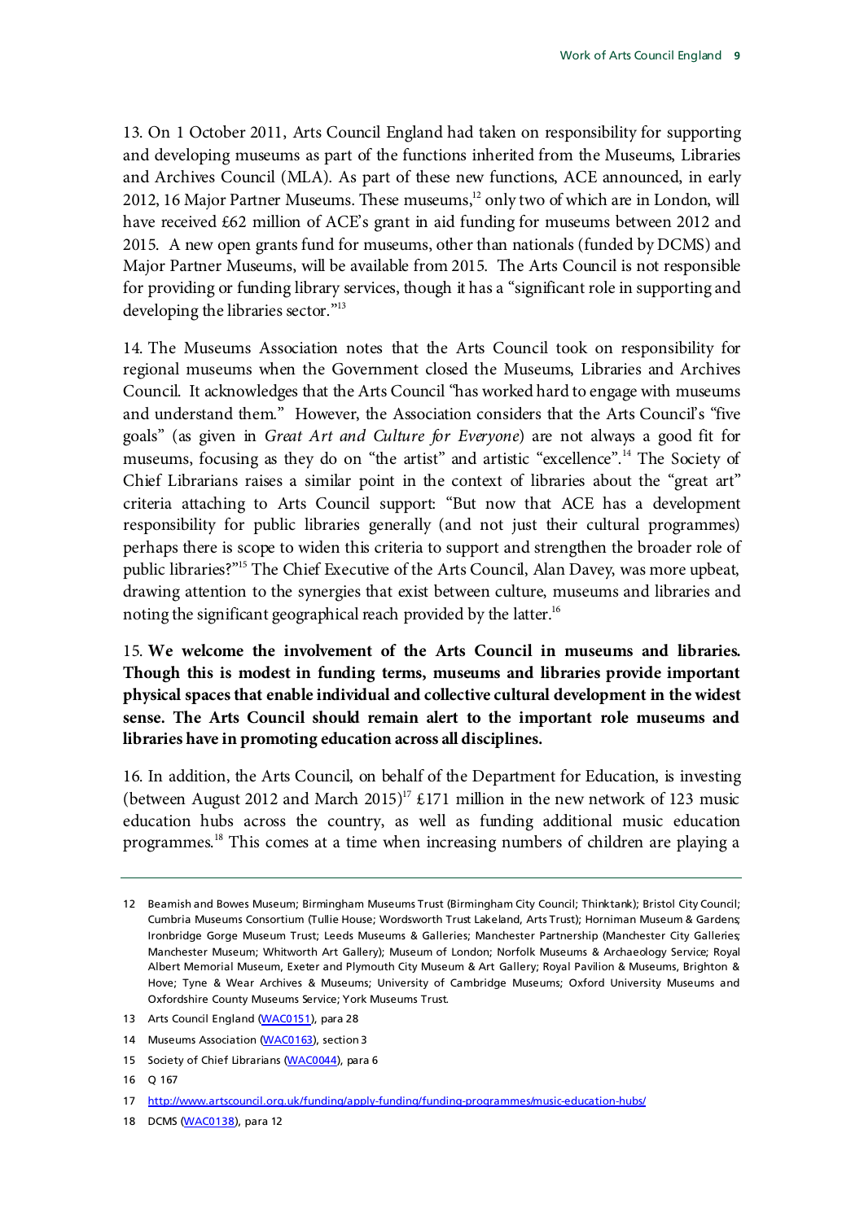13. On 1 October 2011, Arts Council England had taken on responsibility for supporting and developing museums as part of the functions inherited from the Museums, Libraries and Archives Council (MLA). As part of these new functions, ACE announced, in early 2012, 16 Major Partner Museums. These museums,[12] only two of which are in London, will have received £62 million of ACE's grant in aid funding for museums between 2012 and 2015. A new open grants fund for museums, other than nationals (funded by DCMS) and Major Partner Museums, will be available from 2015. The Arts Council is not responsible for providing or funding library services, though it has a "significant role in supporting and developing the libraries sector."[13]

14. The Museums Association notes that the Arts Council took on responsibility for regional museums when the Government closed the Museums, Libraries and Archives Council. It acknowledges that the Arts Council "has worked hard to engage with museums and understand them." However, the Association considers that the Arts Council's "five goals" (as given in *Great Art and Culture for Everyone*) are not always a good fit for museums, focusing as they do on "the artist" and artistic "excellence".[14] The Society of Chief Librarians raises a similar point in the context of libraries about the "great art" criteria attaching to Arts Council support: "But now that ACE has a development responsibility for public libraries generally (and not just their cultural programmes) perhaps there is scope to widen this criteria to support and strengthen the broader role of public libraries?"[15] The Chief Executive of the Arts Council, Alan Davey, was more upbeat, drawing attention to the synergies that exist between culture, museums and libraries and noting the significant geographical reach provided by the latter.[16]

15. **We welcome the involvement of the Arts Council in museums and libraries. Though this is modest in funding terms, museums and libraries provide important physical spaces that enable individual and collective cultural development in the widest sense. The Arts Council should remain alert to the important role museums and libraries have in promoting education across all disciplines.**

16. In addition, the Arts Council, on behalf of the Department for Education, is investing (between August 2012 and March 2015)[17] £171 million in the new network of 123 music education hubs across the country, as well as funding additional music education programmes.[18] This comes at a time when increasing numbers of children are playing a

---

12 Beamish and Bowes Museum; Birmingham Museums Trust (Birmingham City Council; Thinktank); Bristol City Council; Cumbria Museums Consortium (Tullie House; Wordsworth Trust Lakeland, Arts Trust); Horniman Museum & Gardens; Ironbridge Gorge Museum Trust; Leeds Museums & Galleries; Manchester Partnership (Manchester City Galleries; Manchester Museum; Whitworth Art Gallery); Museum of London; Norfolk Museums & Archaeology Service; Royal Albert Memorial Museum, Exeter and Plymouth City Museum & Art Gallery; Royal Pavilion & Museums, Brighton & Hove; Tyne & Wear Archives & Museums; University of Cambridge Museums; Oxford University Museums and Oxfordshire County Museums Service; York Museums Trust.

13 Arts Council England (WAC0151), para 28

14 Museums Association (WAC0163), section 3

15 Society of Chief Librarians (WAC0044), para 6

16 Q 167

17 http://www.artscouncil.org.uk/funding/apply-funding/funding-programmes/music-education-hubs/

18 DCMS (WAC0138), para 12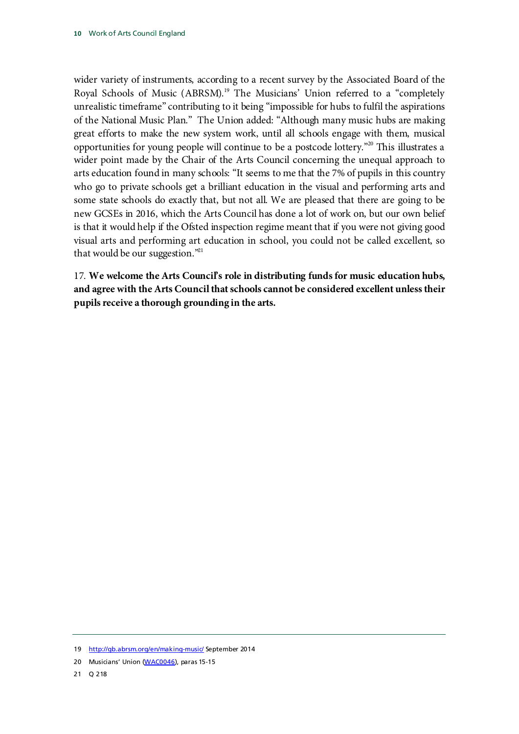wider variety of instruments, according to a recent survey by the Associated Board of the Royal Schools of Music (ABRSM).[19] The Musicians' Union referred to a "completely unrealistic timeframe" contributing to it being "impossible for hubs to fulfil the aspirations of the National Music Plan." The Union added: "Although many music hubs are making great efforts to make the new system work, until all schools engage with them, musical opportunities for young people will continue to be a postcode lottery."[20] This illustrates a wider point made by the Chair of the Arts Council concerning the unequal approach to arts education found in many schools: "It seems to me that the 7% of pupils in this country who go to private schools get a brilliant education in the visual and performing arts and some state schools do exactly that, but not all. We are pleased that there are going to be new GCSEs in 2016, which the Arts Council has done a lot of work on, but our own belief is that it would help if the Ofsted inspection regime meant that if you were not giving good visual arts and performing art education in school, you could not be called excellent, so that would be our suggestion."[21]

17. **We welcome the Arts Council's role in distributing funds for music education hubs, and agree with the Arts Council that schools cannot be considered excellent unless their pupils receive a thorough grounding in the arts.**

---

19 http://gb.abrsm.org/en/making-music/ September 2014

20 Musicians' Union (WAC0046), paras 15-15

21 Q 218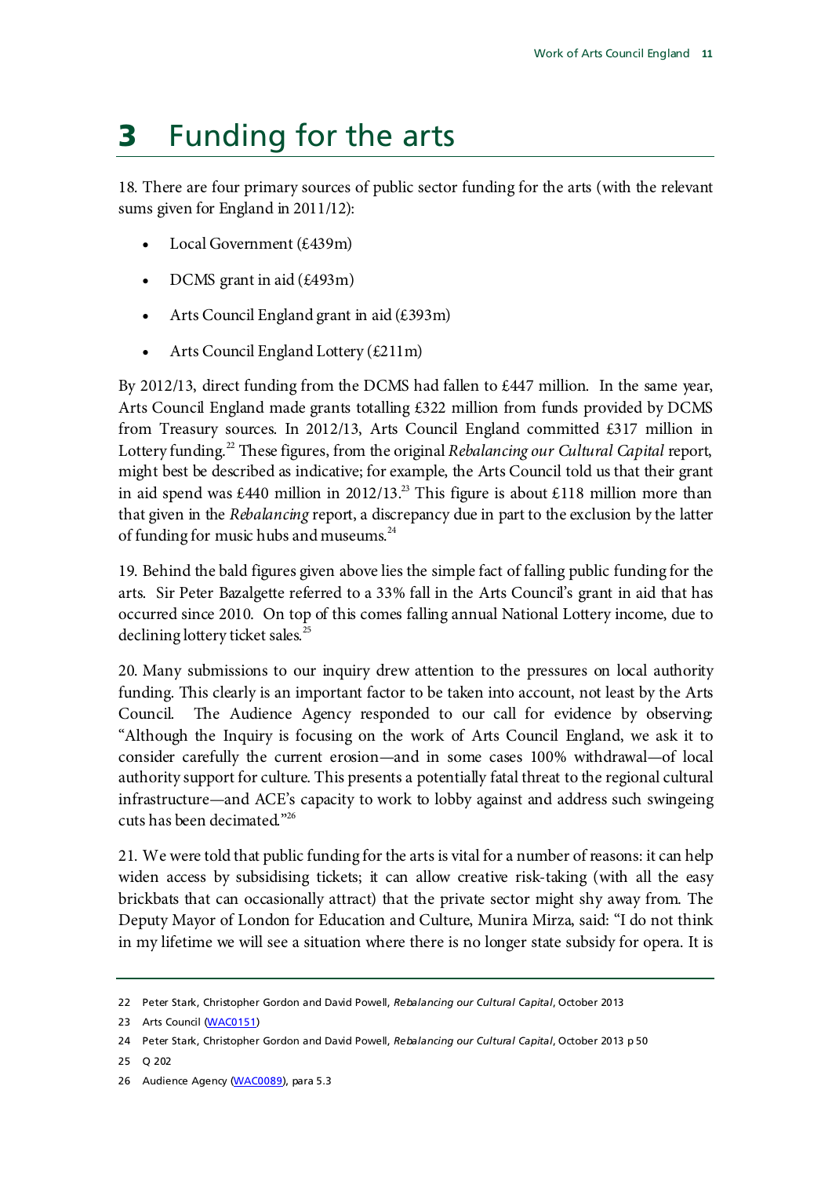# 3 Funding for the arts

18. There are four primary sources of public sector funding for the arts (with the relevant sums given for England in 2011/12):

- Local Government (£439m)
- DCMS grant in aid (£493m)
- Arts Council England grant in aid (£393m)
- Arts Council England Lottery (£211m)

By 2012/13, direct funding from the DCMS had fallen to £447 million. In the same year, Arts Council England made grants totalling £322 million from funds provided by DCMS from Treasury sources. In 2012/13, Arts Council England committed £317 million in Lottery funding.[22] These figures, from the original *Rebalancing our Cultural Capital* report, might best be described as indicative; for example, the Arts Council told us that their grant in aid spend was £440 million in 2012/13.[23] This figure is about £118 million more than that given in the *Rebalancing* report, a discrepancy due in part to the exclusion by the latter of funding for music hubs and museums.[24]

19. Behind the bald figures given above lies the simple fact of falling public funding for the arts. Sir Peter Bazalgette referred to a 33% fall in the Arts Council's grant in aid that has occurred since 2010. On top of this comes falling annual National Lottery income, due to declining lottery ticket sales.[25]

20. Many submissions to our inquiry drew attention to the pressures on local authority funding. This clearly is an important factor to be taken into account, not least by the Arts Council. The Audience Agency responded to our call for evidence by observing: "Although the Inquiry is focusing on the work of Arts Council England, we ask it to consider carefully the current erosion—and in some cases 100% withdrawal—of local authority support for culture. This presents a potentially fatal threat to the regional cultural infrastructure—and ACE's capacity to work to lobby against and address such swingeing cuts has been decimated."[26]

21. We were told that public funding for the arts is vital for a number of reasons: it can help widen access by subsidising tickets; it can allow creative risk-taking (with all the easy brickbats that can occasionally attract) that the private sector might shy away from. The Deputy Mayor of London for Education and Culture, Munira Mirza, said: "I do not think in my lifetime we will see a situation where there is no longer state subsidy for opera. It is

22 Peter Stark, Christopher Gordon and David Powell, *Rebalancing our Cultural Capital*, October 2013

23 Arts Council (WAC0151)

24 Peter Stark, Christopher Gordon and David Powell, *Rebalancing our Cultural Capital*, October 2013 p 50

25 Q 202

26 Audience Agency (WAC0089), para 5.3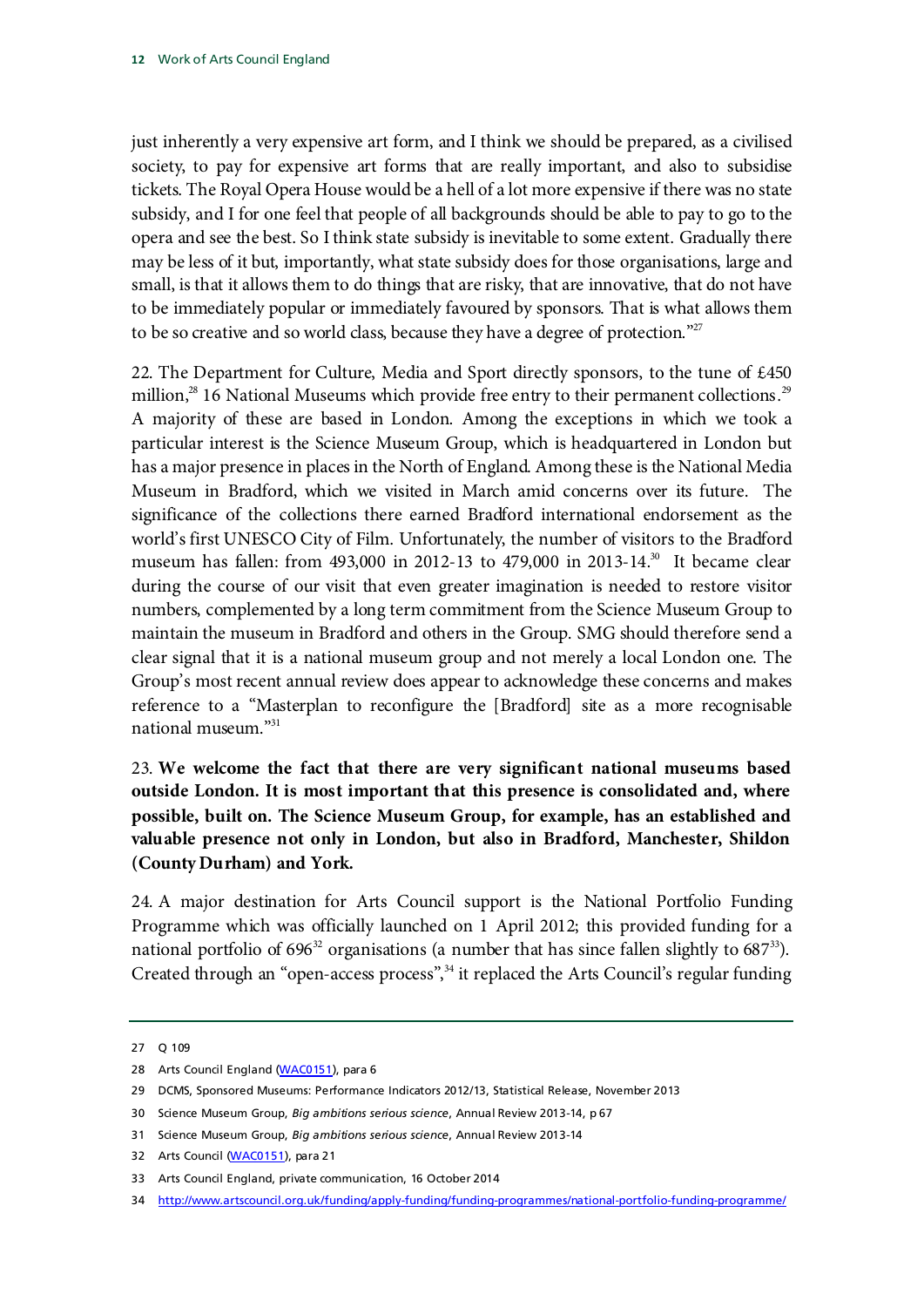just inherently a very expensive art form, and I think we should be prepared, as a civilised society, to pay for expensive art forms that are really important, and also to subsidise tickets. The Royal Opera House would be a hell of a lot more expensive if there was no state subsidy, and I for one feel that people of all backgrounds should be able to pay to go to the opera and see the best. So I think state subsidy is inevitable to some extent. Gradually there may be less of it but, importantly, what state subsidy does for those organisations, large and small, is that it allows them to do things that are risky, that are innovative, that do not have to be immediately popular or immediately favoured by sponsors. That is what allows them to be so creative and so world class, because they have a degree of protection."[27]

22. The Department for Culture, Media and Sport directly sponsors, to the tune of £450 million,[28] 16 National Museums which provide free entry to their permanent collections.[29] A majority of these are based in London. Among the exceptions in which we took a particular interest is the Science Museum Group, which is headquartered in London but has a major presence in places in the North of England. Among these is the National Media Museum in Bradford, which we visited in March amid concerns over its future. The significance of the collections there earned Bradford international endorsement as the world's first UNESCO City of Film. Unfortunately, the number of visitors to the Bradford museum has fallen: from 493,000 in 2012-13 to 479,000 in 2013-14.[30] It became clear during the course of our visit that even greater imagination is needed to restore visitor numbers, complemented by a long term commitment from the Science Museum Group to maintain the museum in Bradford and others in the Group. SMG should therefore send a clear signal that it is a national museum group and not merely a local London one. The Group's most recent annual review does appear to acknowledge these concerns and makes reference to a "Masterplan to reconfigure the [Bradford] site as a more recognisable national museum."[31]

23. **We welcome the fact that there are very significant national museums based outside London. It is most important that this presence is consolidated and, where possible, built on. The Science Museum Group, for example, has an established and valuable presence not only in London, but also in Bradford, Manchester, Shildon (County Durham) and York.**

24. A major destination for Arts Council support is the National Portfolio Funding Programme which was officially launched on 1 April 2012; this provided funding for a national portfolio of 696[32] organisations (a number that has since fallen slightly to 687[33]). Created through an "open-access process",[34] it replaced the Arts Council's regular funding

---

27 Q 109

28 Arts Council England (WAC0151), para 6

29 DCMS, Sponsored Museums: Performance Indicators 2012/13, Statistical Release, November 2013

30 Science Museum Group, *Big ambitions serious science*, Annual Review 2013-14, p 67

31 Science Museum Group, *Big ambitions serious science*, Annual Review 2013-14

32 Arts Council (WAC0151), para 21

33 Arts Council England, private communication, 16 October 2014

34 http://www.artscouncil.org.uk/funding/apply-funding/funding-programmes/national-portfolio-funding-programme/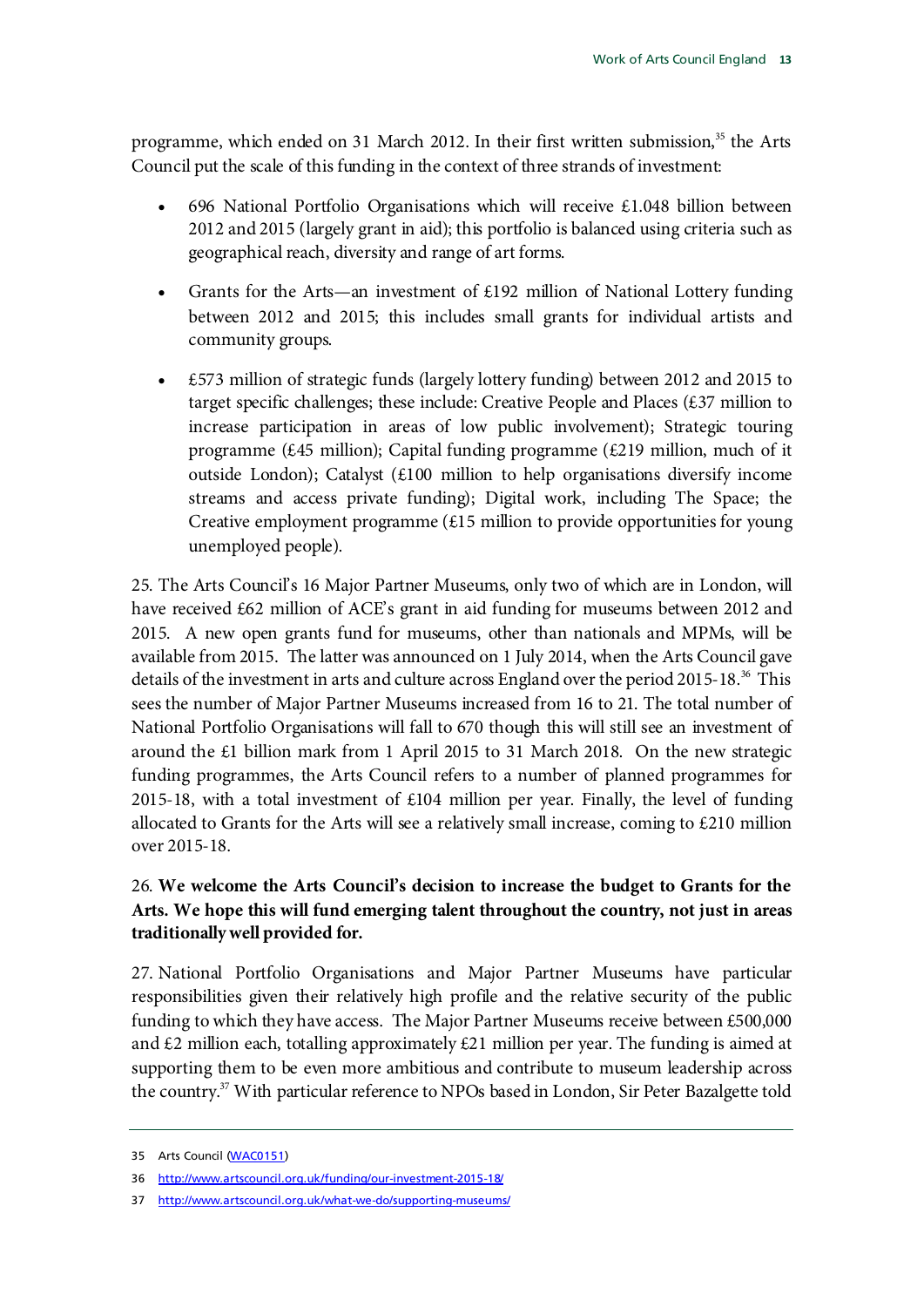programme, which ended on 31 March 2012. In their first written submission,[35] the Arts Council put the scale of this funding in the context of three strands of investment:

- 696 National Portfolio Organisations which will receive £1.048 billion between 2012 and 2015 (largely grant in aid); this portfolio is balanced using criteria such as geographical reach, diversity and range of art forms.
- Grants for the Arts—an investment of £192 million of National Lottery funding between 2012 and 2015; this includes small grants for individual artists and community groups.
- £573 million of strategic funds (largely lottery funding) between 2012 and 2015 to target specific challenges; these include: Creative People and Places (£37 million to increase participation in areas of low public involvement); Strategic touring programme (£45 million); Capital funding programme (£219 million, much of it outside London); Catalyst (£100 million to help organisations diversify income streams and access private funding); Digital work, including The Space; the Creative employment programme (£15 million to provide opportunities for young unemployed people).

25. The Arts Council's 16 Major Partner Museums, only two of which are in London, will have received £62 million of ACE's grant in aid funding for museums between 2012 and 2015. A new open grants fund for museums, other than nationals and MPMs, will be available from 2015. The latter was announced on 1 July 2014, when the Arts Council gave details of the investment in arts and culture across England over the period 2015-18.[36] This sees the number of Major Partner Museums increased from 16 to 21. The total number of National Portfolio Organisations will fall to 670 though this will still see an investment of around the £1 billion mark from 1 April 2015 to 31 March 2018. On the new strategic funding programmes, the Arts Council refers to a number of planned programmes for 2015-18, with a total investment of £104 million per year. Finally, the level of funding allocated to Grants for the Arts will see a relatively small increase, coming to £210 million over 2015-18.

26. **We welcome the Arts Council's decision to increase the budget to Grants for the Arts. We hope this will fund emerging talent throughout the country, not just in areas traditionally well provided for.**

27. National Portfolio Organisations and Major Partner Museums have particular responsibilities given their relatively high profile and the relative security of the public funding to which they have access. The Major Partner Museums receive between £500,000 and £2 million each, totalling approximately £21 million per year. The funding is aimed at supporting them to be even more ambitious and contribute to museum leadership across the country.[37] With particular reference to NPOs based in London, Sir Peter Bazalgette told

35 Arts Council (WAC0151)

36 http://www.artscouncil.org.uk/funding/our-investment-2015-18/

37 http://www.artscouncil.org.uk/what-we-do/supporting-museums/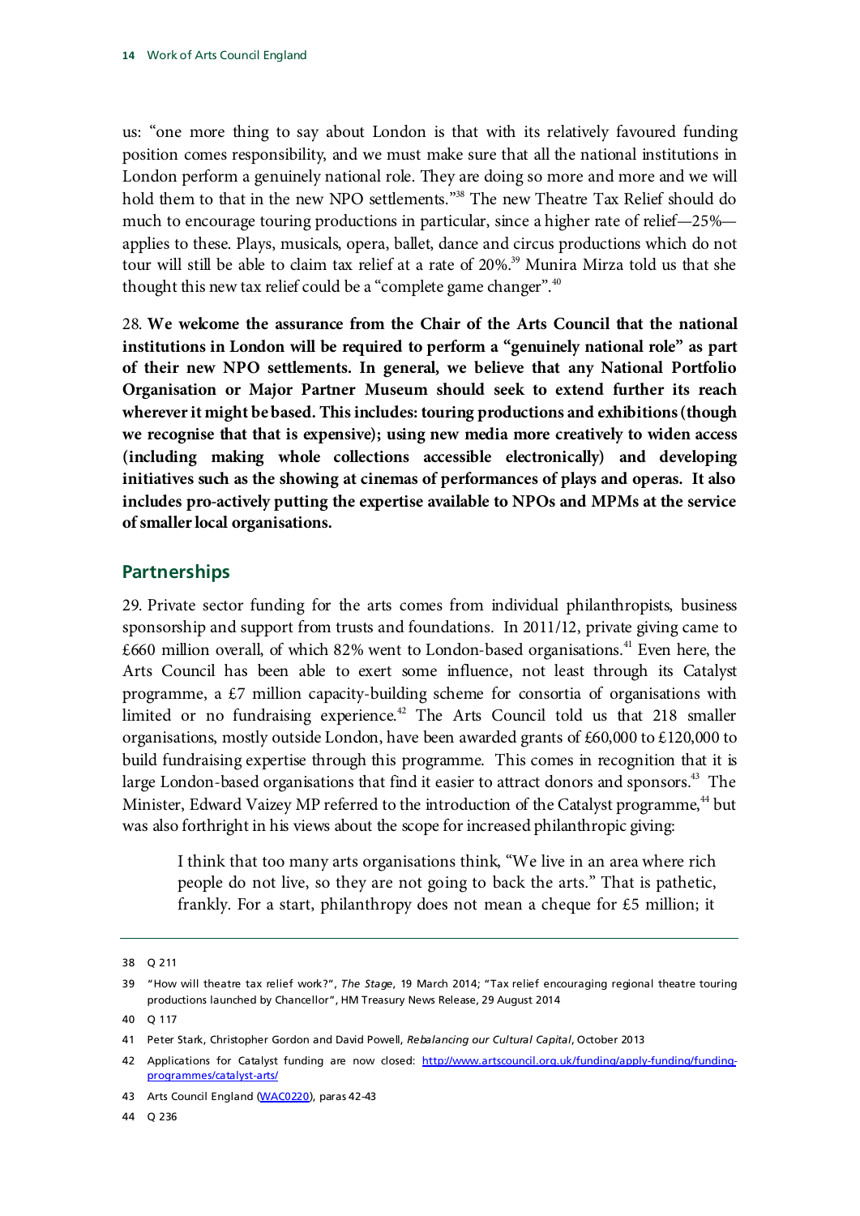us: "one more thing to say about London is that with its relatively favoured funding position comes responsibility, and we must make sure that all the national institutions in London perform a genuinely national role. They are doing so more and more and we will hold them to that in the new NPO settlements."[38] The new Theatre Tax Relief should do much to encourage touring productions in particular, since a higher rate of relief—25%—applies to these. Plays, musicals, opera, ballet, dance and circus productions which do not tour will still be able to claim tax relief at a rate of 20%.[39] Munira Mirza told us that she thought this new tax relief could be a "complete game changer".[40]

28. **We welcome the assurance from the Chair of the Arts Council that the national institutions in London will be required to perform a "genuinely national role" as part of their new NPO settlements. In general, we believe that any National Portfolio Organisation or Major Partner Museum should seek to extend further its reach wherever it might be based. This includes: touring productions and exhibitions (though we recognise that that is expensive); using new media more creatively to widen access (including making whole collections accessible electronically) and developing initiatives such as the showing at cinemas of performances of plays and operas. It also includes pro-actively putting the expertise available to NPOs and MPMs at the service of smaller local organisations.**

## Partnerships

29. Private sector funding for the arts comes from individual philanthropists, business sponsorship and support from trusts and foundations. In 2011/12, private giving came to £660 million overall, of which 82% went to London-based organisations.[41] Even here, the Arts Council has been able to exert some influence, not least through its Catalyst programme, a £7 million capacity-building scheme for consortia of organisations with limited or no fundraising experience.[42] The Arts Council told us that 218 smaller organisations, mostly outside London, have been awarded grants of £60,000 to £120,000 to build fundraising expertise through this programme. This comes in recognition that it is large London-based organisations that find it easier to attract donors and sponsors.[43] The Minister, Edward Vaizey MP referred to the introduction of the Catalyst programme,[44] but was also forthright in his views about the scope for increased philanthropic giving:

> I think that too many arts organisations think, "We live in an area where rich people do not live, so they are not going to back the arts." That is pathetic, frankly. For a start, philanthropy does not mean a cheque for £5 million; it

---

38 Q 211

39 "How will theatre tax relief work?", *The Stage*, 19 March 2014; "Tax relief encouraging regional theatre touring productions launched by Chancellor", HM Treasury News Release, 29 August 2014

40 Q 117

41 Peter Stark, Christopher Gordon and David Powell, *Rebalancing our Cultural Capital*, October 2013

42 Applications for Catalyst funding are now closed: [http://www.artscouncil.org.uk/funding/apply-funding/funding-programmes/catalyst-arts/](http://www.artscouncil.org.uk/funding/apply-funding/funding-programmes/catalyst-arts/)

43 Arts Council England (WAC0220), paras 42-43

44 Q 236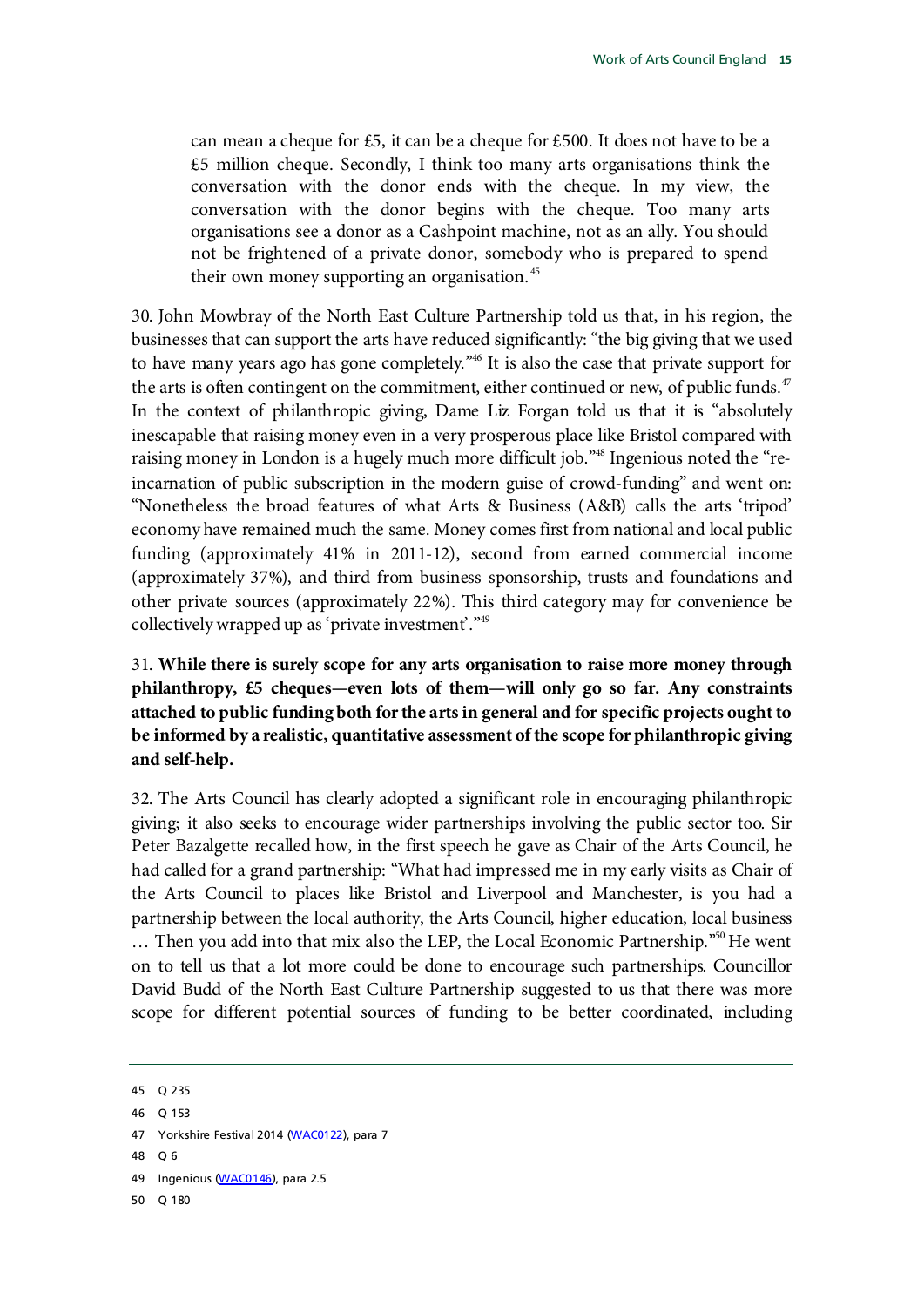can mean a cheque for £5, it can be a cheque for £500. It does not have to be a £5 million cheque. Secondly, I think too many arts organisations think the conversation with the donor ends with the cheque. In my view, the conversation with the donor begins with the cheque. Too many arts organisations see a donor as a Cashpoint machine, not as an ally. You should not be frightened of a private donor, somebody who is prepared to spend their own money supporting an organisation.[45]

30. John Mowbray of the North East Culture Partnership told us that, in his region, the businesses that can support the arts have reduced significantly: "the big giving that we used to have many years ago has gone completely."[46] It is also the case that private support for the arts is often contingent on the commitment, either continued or new, of public funds.[47] In the context of philanthropic giving, Dame Liz Forgan told us that it is "absolutely inescapable that raising money even in a very prosperous place like Bristol compared with raising money in London is a hugely much more difficult job."[48] Ingenious noted the "re-incarnation of public subscription in the modern guise of crowd-funding" and went on: "Nonetheless the broad features of what Arts & Business (A&B) calls the arts 'tripod' economy have remained much the same. Money comes first from national and local public funding (approximately 41% in 2011-12), second from earned commercial income (approximately 37%), and third from business sponsorship, trusts and foundations and other private sources (approximately 22%). This third category may for convenience be collectively wrapped up as 'private investment'."[49]

31. **While there is surely scope for any arts organisation to raise more money through philanthropy, £5 cheques—even lots of them—will only go so far. Any constraints attached to public funding both for the arts in general and for specific projects ought to be informed by a realistic, quantitative assessment of the scope for philanthropic giving and self-help.**

32. The Arts Council has clearly adopted a significant role in encouraging philanthropic giving; it also seeks to encourage wider partnerships involving the public sector too. Sir Peter Bazalgette recalled how, in the first speech he gave as Chair of the Arts Council, he had called for a grand partnership: "What had impressed me in my early visits as Chair of the Arts Council to places like Bristol and Liverpool and Manchester, is you had a partnership between the local authority, the Arts Council, higher education, local business … Then you add into that mix also the LEP, the Local Economic Partnership."[50] He went on to tell us that a lot more could be done to encourage such partnerships. Councillor David Budd of the North East Culture Partnership suggested to us that there was more scope for different potential sources of funding to be better coordinated, including

---

45 Q 235

46 Q 153

47 Yorkshire Festival 2014 (WAC0122), para 7

48 Q 6

49 Ingenious (WAC0146), para 2.5

50 Q 180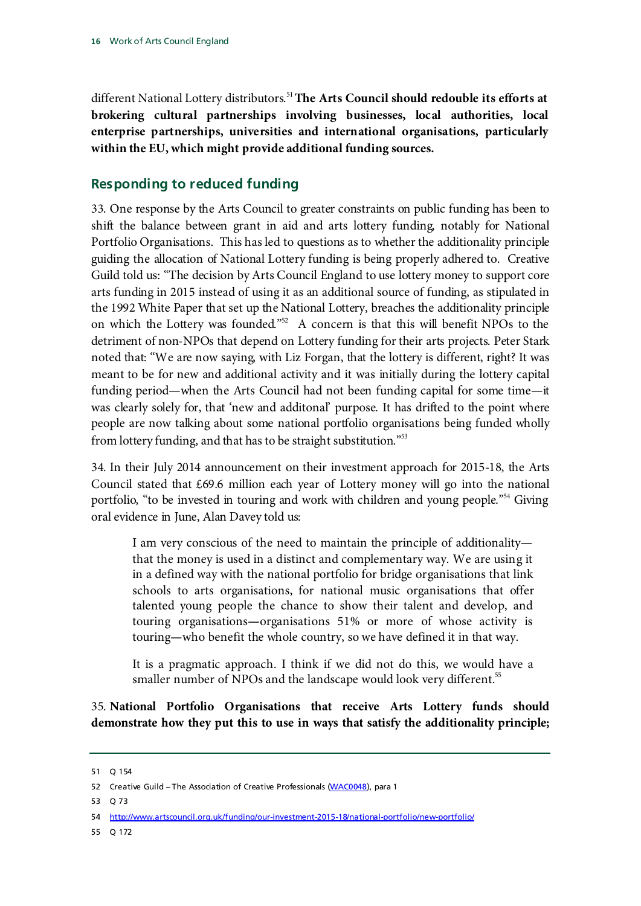different National Lottery distributors.[51] **The Arts Council should redouble its efforts at brokering cultural partnerships involving businesses, local authorities, local enterprise partnerships, universities and international organisations, particularly within the EU, which might provide additional funding sources.**

## Responding to reduced funding

33. One response by the Arts Council to greater constraints on public funding has been to shift the balance between grant in aid and arts lottery funding, notably for National Portfolio Organisations. This has led to questions as to whether the additionality principle guiding the allocation of National Lottery funding is being properly adhered to. Creative Guild told us: "The decision by Arts Council England to use lottery money to support core arts funding in 2015 instead of using it as an additional source of funding, as stipulated in the 1992 White Paper that set up the National Lottery, breaches the additionality principle on which the Lottery was founded."[52] A concern is that this will benefit NPOs to the detriment of non-NPOs that depend on Lottery funding for their arts projects. Peter Stark noted that: "We are now saying, with Liz Forgan, that the lottery is different, right? It was meant to be for new and additional activity and it was initially during the lottery capital funding period—when the Arts Council had not been funding capital for some time—it was clearly solely for, that 'new and additonal' purpose. It has drifted to the point where people are now talking about some national portfolio organisations being funded wholly from lottery funding, and that has to be straight substitution."[53]

34. In their July 2014 announcement on their investment approach for 2015-18, the Arts Council stated that £69.6 million each year of Lottery money will go into the national portfolio, "to be invested in touring and work with children and young people."[54] Giving oral evidence in June, Alan Davey told us:

> I am very conscious of the need to maintain the principle of additionality—that the money is used in a distinct and complementary way. We are using it in a defined way with the national portfolio for bridge organisations that link schools to arts organisations, for national music organisations that offer talented young people the chance to show their talent and develop, and touring organisations—organisations 51% or more of whose activity is touring—who benefit the whole country, so we have defined it in that way.
>
> It is a pragmatic approach. I think if we did not do this, we would have a smaller number of NPOs and the landscape would look very different.[55]

35. **National Portfolio Organisations that receive Arts Lottery funds should demonstrate how they put this to use in ways that satisfy the additionality principle;**

---

51 Q 154

52 Creative Guild – The Association of Creative Professionals (WAC0048), para 1

53 Q 73

54 http://www.artscouncil.org.uk/funding/our-investment-2015-18/national-portfolio/new-portfolio/

55 Q 172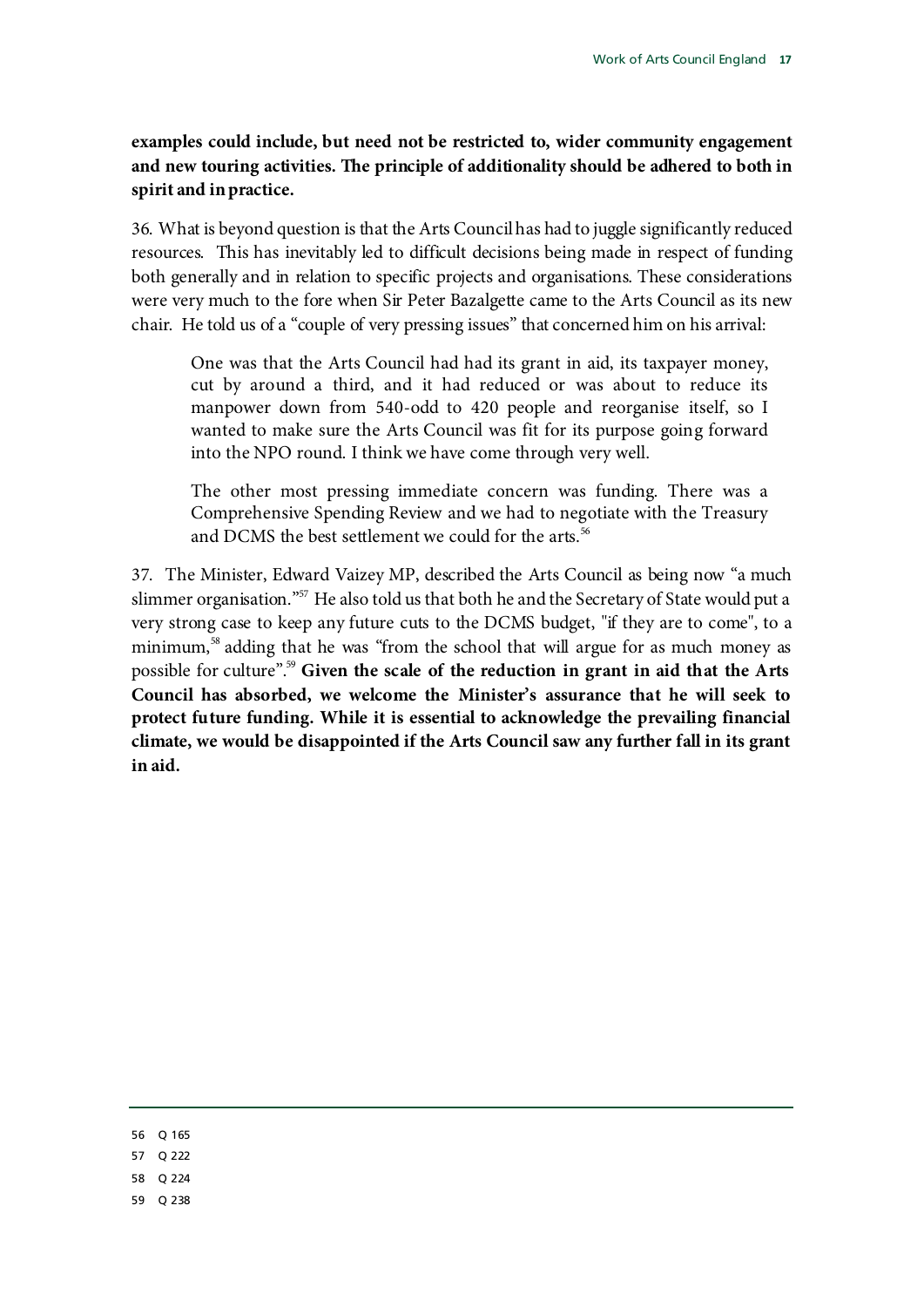**examples could include, but need not be restricted to, wider community engagement and new touring activities. The principle of additionality should be adhered to both in spirit and in practice.**

36. What is beyond question is that the Arts Council has had to juggle significantly reduced resources. This has inevitably led to difficult decisions being made in respect of funding both generally and in relation to specific projects and organisations. These considerations were very much to the fore when Sir Peter Bazalgette came to the Arts Council as its new chair. He told us of a "couple of very pressing issues" that concerned him on his arrival:

> One was that the Arts Council had had its grant in aid, its taxpayer money, cut by around a third, and it had reduced or was about to reduce its manpower down from 540-odd to 420 people and reorganise itself, so I wanted to make sure the Arts Council was fit for its purpose going forward into the NPO round. I think we have come through very well.
>
> The other most pressing immediate concern was funding. There was a Comprehensive Spending Review and we had to negotiate with the Treasury and DCMS the best settlement we could for the arts.[56]

37. The Minister, Edward Vaizey MP, described the Arts Council as being now "a much slimmer organisation."[57] He also told us that both he and the Secretary of State would put a very strong case to keep any future cuts to the DCMS budget, "if they are to come", to a minimum,[58] adding that he was "from the school that will argue for as much money as possible for culture".[59] **Given the scale of the reduction in grant in aid that the Arts Council has absorbed, we welcome the Minister's assurance that he will seek to protect future funding. While it is essential to acknowledge the prevailing financial climate, we would be disappointed if the Arts Council saw any further fall in its grant in aid.**

---

56 Q 165

57 Q 222

58 Q 224

59 Q 238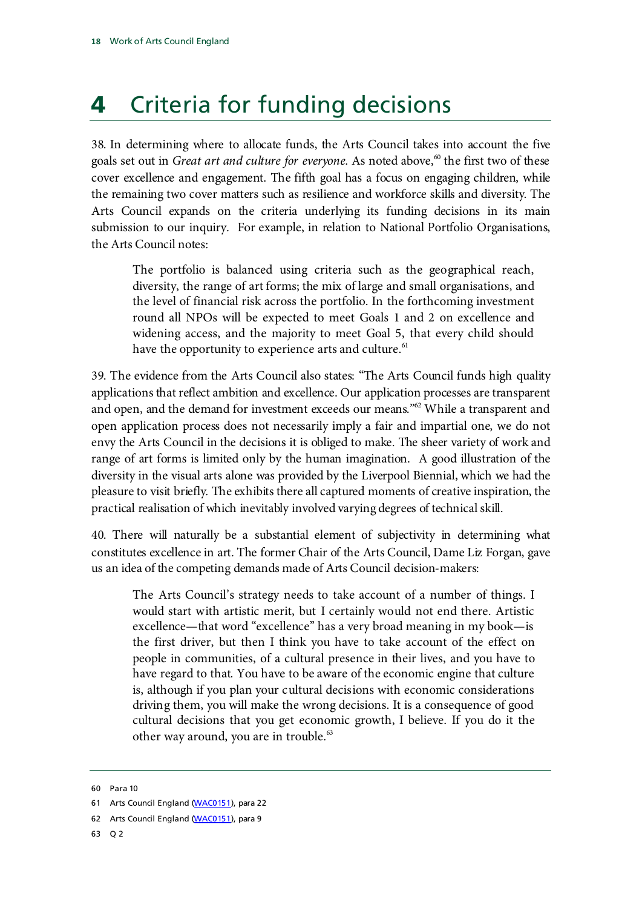# 4 Criteria for funding decisions

38. In determining where to allocate funds, the Arts Council takes into account the five goals set out in *Great art and culture for everyone*. As noted above,[60] the first two of these cover excellence and engagement. The fifth goal has a focus on engaging children, while the remaining two cover matters such as resilience and workforce skills and diversity. The Arts Council expands on the criteria underlying its funding decisions in its main submission to our inquiry. For example, in relation to National Portfolio Organisations, the Arts Council notes:

> The portfolio is balanced using criteria such as the geographical reach, diversity, the range of art forms; the mix of large and small organisations, and the level of financial risk across the portfolio. In the forthcoming investment round all NPOs will be expected to meet Goals 1 and 2 on excellence and widening access, and the majority to meet Goal 5, that every child should have the opportunity to experience arts and culture.[61]

39. The evidence from the Arts Council also states: "The Arts Council funds high quality applications that reflect ambition and excellence. Our application processes are transparent and open, and the demand for investment exceeds our means."[62] While a transparent and open application process does not necessarily imply a fair and impartial one, we do not envy the Arts Council in the decisions it is obliged to make. The sheer variety of work and range of art forms is limited only by the human imagination. A good illustration of the diversity in the visual arts alone was provided by the Liverpool Biennial, which we had the pleasure to visit briefly. The exhibits there all captured moments of creative inspiration, the practical realisation of which inevitably involved varying degrees of technical skill.

40. There will naturally be a substantial element of subjectivity in determining what constitutes excellence in art. The former Chair of the Arts Council, Dame Liz Forgan, gave us an idea of the competing demands made of Arts Council decision-makers:

> The Arts Council's strategy needs to take account of a number of things. I would start with artistic merit, but I certainly would not end there. Artistic excellence—that word "excellence" has a very broad meaning in my book—is the first driver, but then I think you have to take account of the effect on people in communities, of a cultural presence in their lives, and you have to have regard to that. You have to be aware of the economic engine that culture is, although if you plan your cultural decisions with economic considerations driving them, you will make the wrong decisions. It is a consequence of good cultural decisions that you get economic growth, I believe. If you do it the other way around, you are in trouble.[63]

---

60 Para 10

61 Arts Council England (WAC0151), para 22

62 Arts Council England (WAC0151), para 9

63 Q 2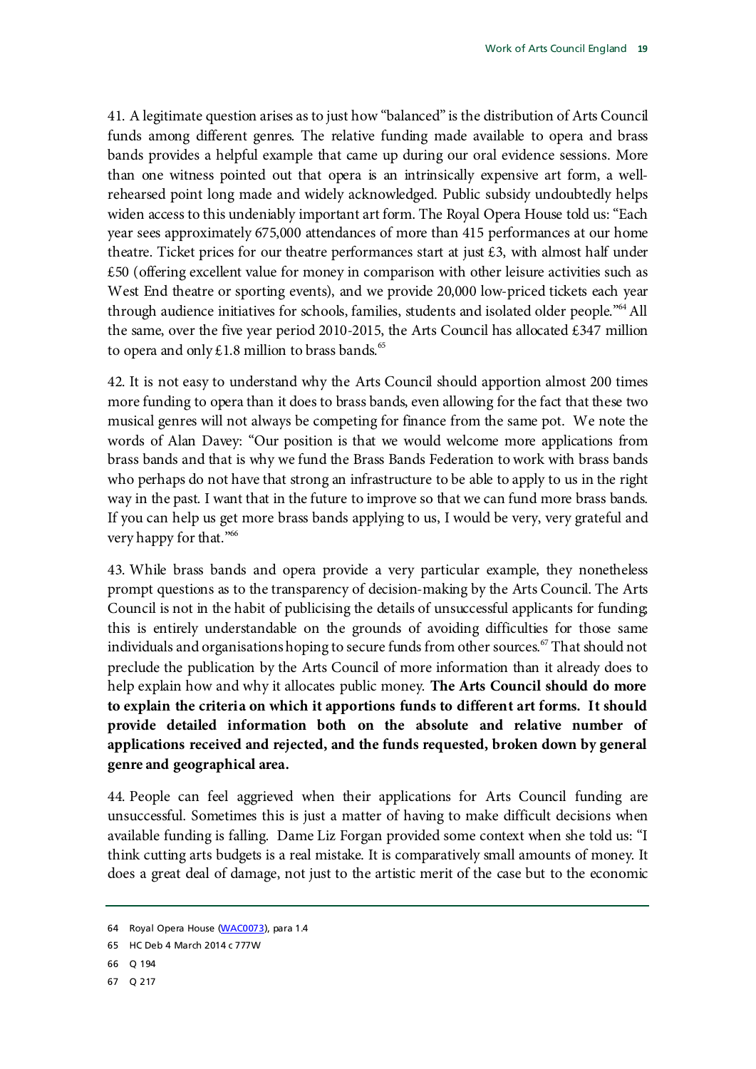41. A legitimate question arises as to just how "balanced" is the distribution of Arts Council funds among different genres. The relative funding made available to opera and brass bands provides a helpful example that came up during our oral evidence sessions. More than one witness pointed out that opera is an intrinsically expensive art form, a well-rehearsed point long made and widely acknowledged. Public subsidy undoubtedly helps widen access to this undeniably important art form. The Royal Opera House told us: "Each year sees approximately 675,000 attendances of more than 415 performances at our home theatre. Ticket prices for our theatre performances start at just £3, with almost half under £50 (offering excellent value for money in comparison with other leisure activities such as West End theatre or sporting events), and we provide 20,000 low-priced tickets each year through audience initiatives for schools, families, students and isolated older people."[64] All the same, over the five year period 2010-2015, the Arts Council has allocated £347 million to opera and only £1.8 million to brass bands.[65]

42. It is not easy to understand why the Arts Council should apportion almost 200 times more funding to opera than it does to brass bands, even allowing for the fact that these two musical genres will not always be competing for finance from the same pot. We note the words of Alan Davey: "Our position is that we would welcome more applications from brass bands and that is why we fund the Brass Bands Federation to work with brass bands who perhaps do not have that strong an infrastructure to be able to apply to us in the right way in the past. I want that in the future to improve so that we can fund more brass bands. If you can help us get more brass bands applying to us, I would be very, very grateful and very happy for that."[66]

43. While brass bands and opera provide a very particular example, they nonetheless prompt questions as to the transparency of decision-making by the Arts Council. The Arts Council is not in the habit of publicising the details of unsuccessful applicants for funding; this is entirely understandable on the grounds of avoiding difficulties for those same individuals and organisations hoping to secure funds from other sources.[67] That should not preclude the publication by the Arts Council of more information than it already does to help explain how and why it allocates public money. **The Arts Council should do more to explain the criteria on which it apportions funds to different art forms. It should provide detailed information both on the absolute and relative number of applications received and rejected, and the funds requested, broken down by general genre and geographical area.**

44. People can feel aggrieved when their applications for Arts Council funding are unsuccessful. Sometimes this is just a matter of having to make difficult decisions when available funding is falling. Dame Liz Forgan provided some context when she told us: "I think cutting arts budgets is a real mistake. It is comparatively small amounts of money. It does a great deal of damage, not just to the artistic merit of the case but to the economic

64 Royal Opera House (WAC0073), para 1.4

65 HC Deb 4 March 2014 c 777W

66 Q 194

67 Q 217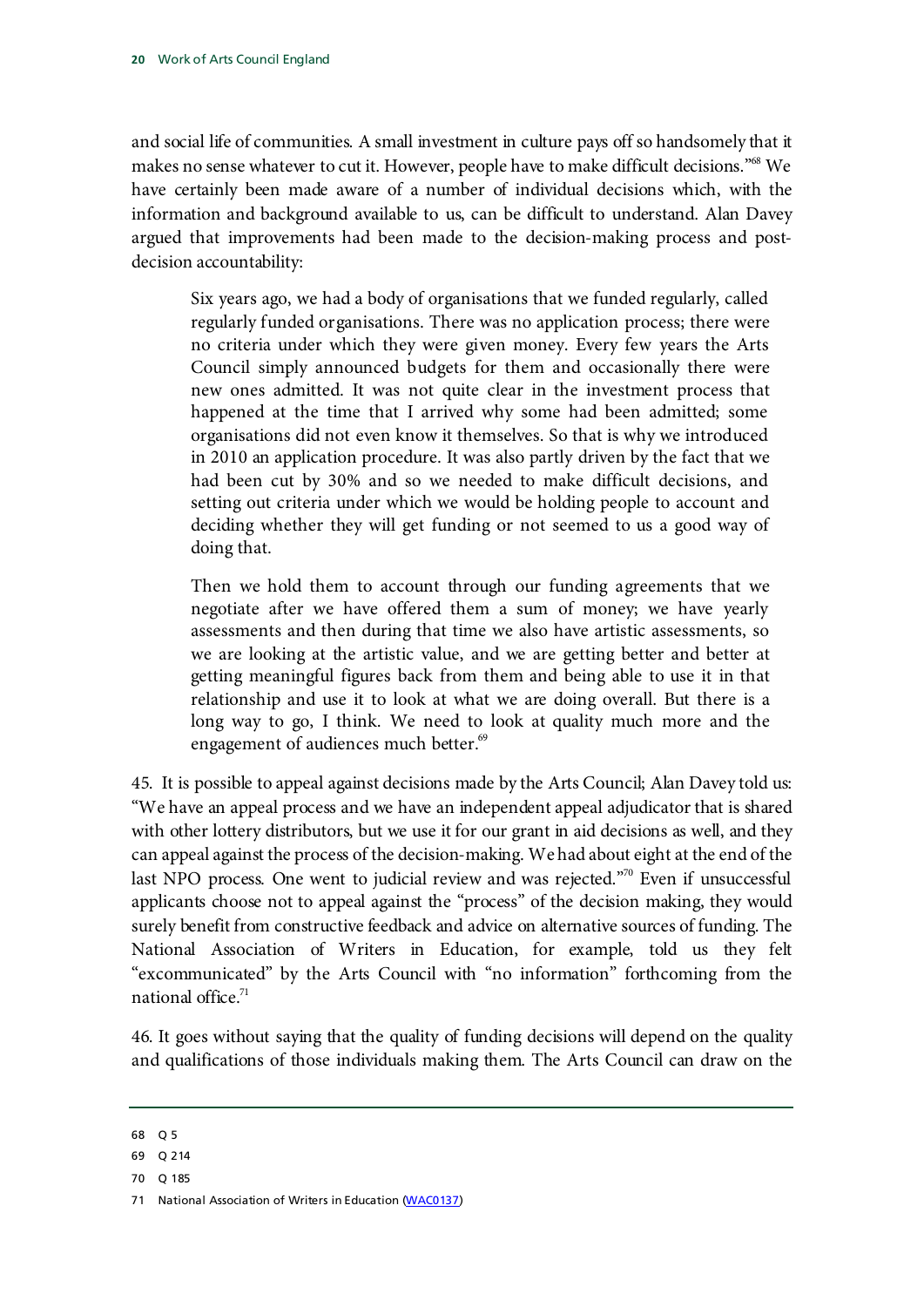and social life of communities. A small investment in culture pays off so handsomely that it makes no sense whatever to cut it. However, people have to make difficult decisions."[68] We have certainly been made aware of a number of individual decisions which, with the information and background available to us, can be difficult to understand. Alan Davey argued that improvements had been made to the decision-making process and post-decision accountability:

> Six years ago, we had a body of organisations that we funded regularly, called regularly funded organisations. There was no application process; there were no criteria under which they were given money. Every few years the Arts Council simply announced budgets for them and occasionally there were new ones admitted. It was not quite clear in the investment process that happened at the time that I arrived why some had been admitted; some organisations did not even know it themselves. So that is why we introduced in 2010 an application procedure. It was also partly driven by the fact that we had been cut by 30% and so we needed to make difficult decisions, and setting out criteria under which we would be holding people to account and deciding whether they will get funding or not seemed to us a good way of doing that.
>
> Then we hold them to account through our funding agreements that we negotiate after we have offered them a sum of money; we have yearly assessments and then during that time we also have artistic assessments, so we are looking at the artistic value, and we are getting better and better at getting meaningful figures back from them and being able to use it in that relationship and use it to look at what we are doing overall. But there is a long way to go, I think. We need to look at quality much more and the engagement of audiences much better.[69]

45. It is possible to appeal against decisions made by the Arts Council; Alan Davey told us: "We have an appeal process and we have an independent appeal adjudicator that is shared with other lottery distributors, but we use it for our grant in aid decisions as well, and they can appeal against the process of the decision-making. We had about eight at the end of the last NPO process. One went to judicial review and was rejected."[70] Even if unsuccessful applicants choose not to appeal against the "process" of the decision making, they would surely benefit from constructive feedback and advice on alternative sources of funding. The National Association of Writers in Education, for example, told us they felt "excommunicated" by the Arts Council with "no information" forthcoming from the national office.[71]

46. It goes without saying that the quality of funding decisions will depend on the quality and qualifications of those individuals making them. The Arts Council can draw on the

68 Q 5

69 Q 214

70 Q 185

71 National Association of Writers in Education (WAC0137)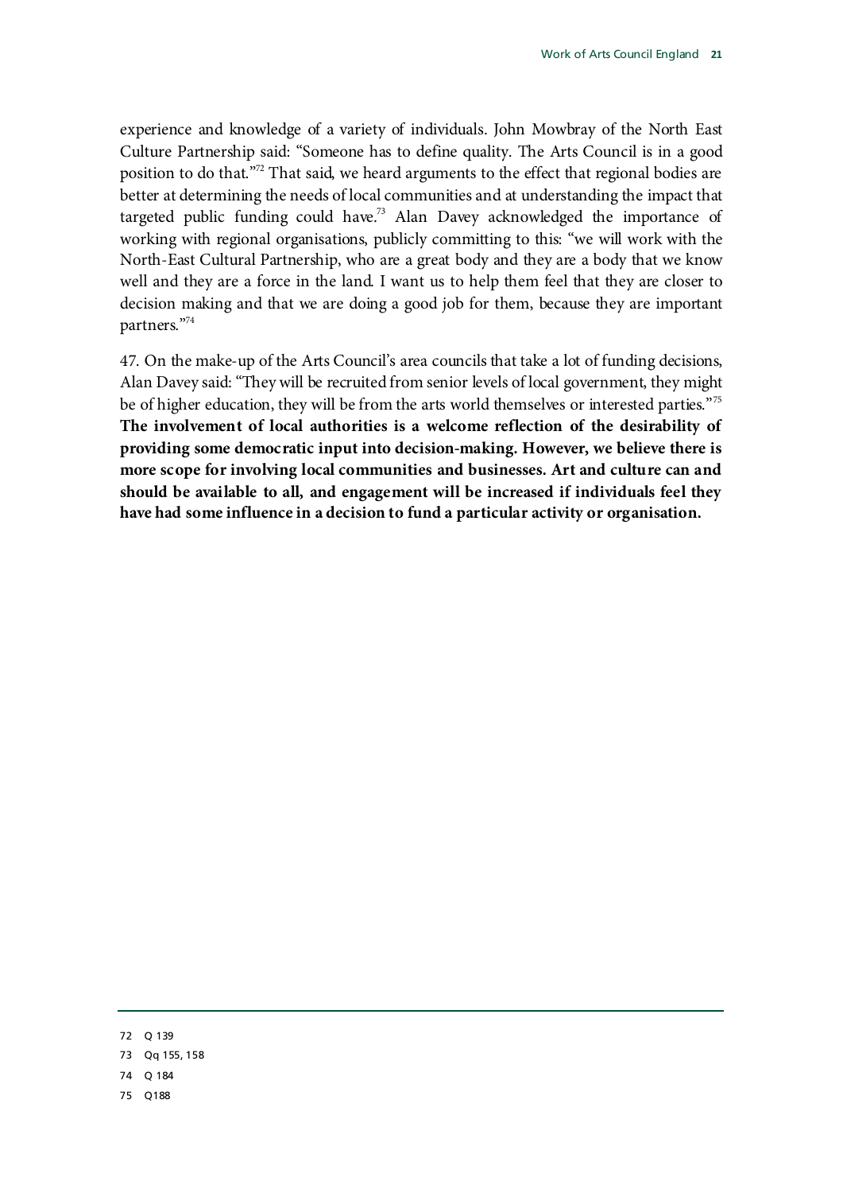experience and knowledge of a variety of individuals. John Mowbray of the North East Culture Partnership said: "Someone has to define quality. The Arts Council is in a good position to do that."[72] That said, we heard arguments to the effect that regional bodies are better at determining the needs of local communities and at understanding the impact that targeted public funding could have.[73] Alan Davey acknowledged the importance of working with regional organisations, publicly committing to this: "we will work with the North-East Cultural Partnership, who are a great body and they are a body that we know well and they are a force in the land. I want us to help them feel that they are closer to decision making and that we are doing a good job for them, because they are important partners."[74]

47. On the make-up of the Arts Council's area councils that take a lot of funding decisions, Alan Davey said: "They will be recruited from senior levels of local government, they might be of higher education, they will be from the arts world themselves or interested parties."[75] **The involvement of local authorities is a welcome reflection of the desirability of providing some democratic input into decision-making. However, we believe there is more scope for involving local communities and businesses. Art and culture can and should be available to all, and engagement will be increased if individuals feel they have had some influence in a decision to fund a particular activity or organisation.**

---

72 Q 139

73 Qq 155, 158

74 Q 184

75 Q188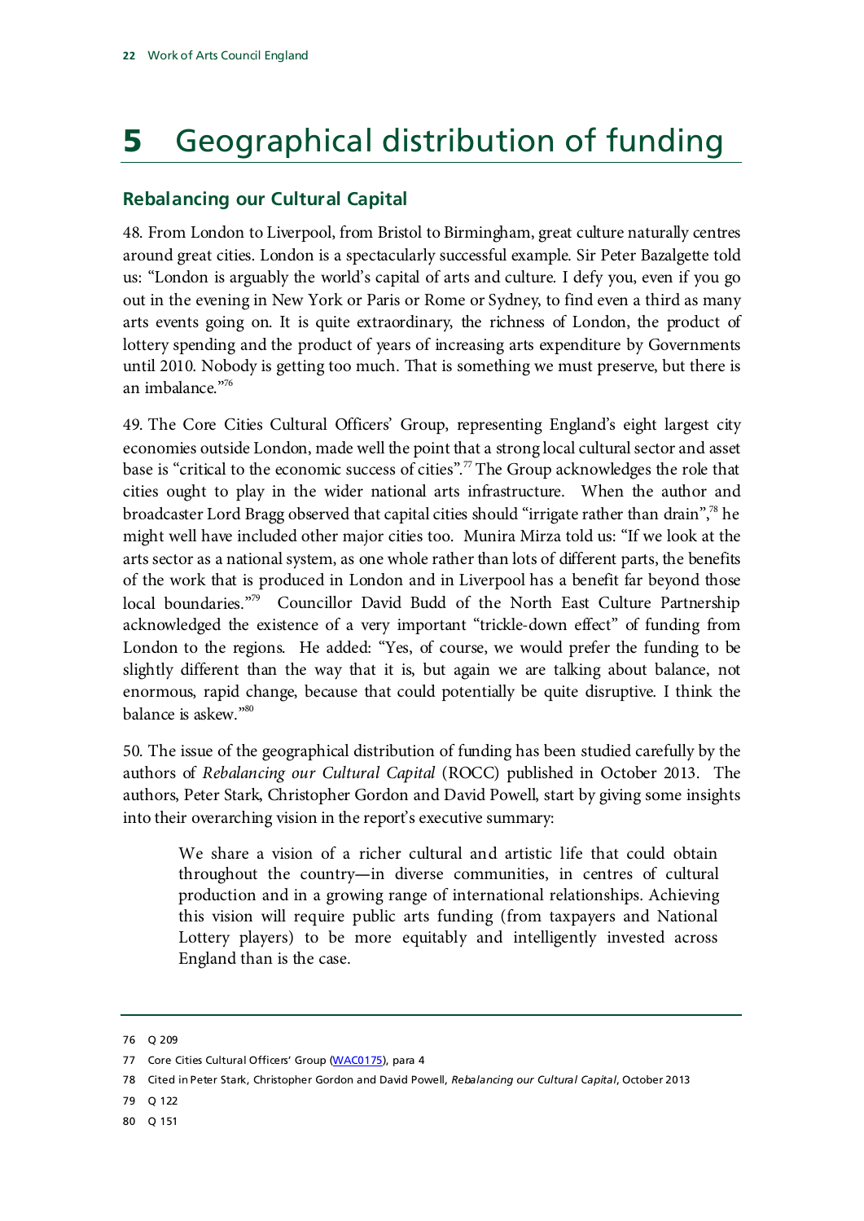# 5 Geographical distribution of funding

## Rebalancing our Cultural Capital

48. From London to Liverpool, from Bristol to Birmingham, great culture naturally centres around great cities. London is a spectacularly successful example. Sir Peter Bazalgette told us: "London is arguably the world's capital of arts and culture. I defy you, even if you go out in the evening in New York or Paris or Rome or Sydney, to find even a third as many arts events going on. It is quite extraordinary, the richness of London, the product of lottery spending and the product of years of increasing arts expenditure by Governments until 2010. Nobody is getting too much. That is something we must preserve, but there is an imbalance."[76]

49. The Core Cities Cultural Officers' Group, representing England's eight largest city economies outside London, made well the point that a strong local cultural sector and asset base is "critical to the economic success of cities".[77] The Group acknowledges the role that cities ought to play in the wider national arts infrastructure. When the author and broadcaster Lord Bragg observed that capital cities should "irrigate rather than drain",[78] he might well have included other major cities too. Munira Mirza told us: "If we look at the arts sector as a national system, as one whole rather than lots of different parts, the benefits of the work that is produced in London and in Liverpool has a benefit far beyond those local boundaries."[79] Councillor David Budd of the North East Culture Partnership acknowledged the existence of a very important "trickle-down effect" of funding from London to the regions. He added: "Yes, of course, we would prefer the funding to be slightly different than the way that it is, but again we are talking about balance, not enormous, rapid change, because that could potentially be quite disruptive. I think the balance is askew."[80]

50. The issue of the geographical distribution of funding has been studied carefully by the authors of *Rebalancing our Cultural Capital* (ROCC) published in October 2013. The authors, Peter Stark, Christopher Gordon and David Powell, start by giving some insights into their overarching vision in the report's executive summary:

> We share a vision of a richer cultural and artistic life that could obtain throughout the country—in diverse communities, in centres of cultural production and in a growing range of international relationships. Achieving this vision will require public arts funding (from taxpayers and National Lottery players) to be more equitably and intelligently invested across England than is the case.

---

76 Q 209

77 Core Cities Cultural Officers' Group (WAC0175), para 4

78 Cited in Peter Stark, Christopher Gordon and David Powell, *Rebalancing our Cultural Capital*, October 2013

79 Q 122

80 Q 151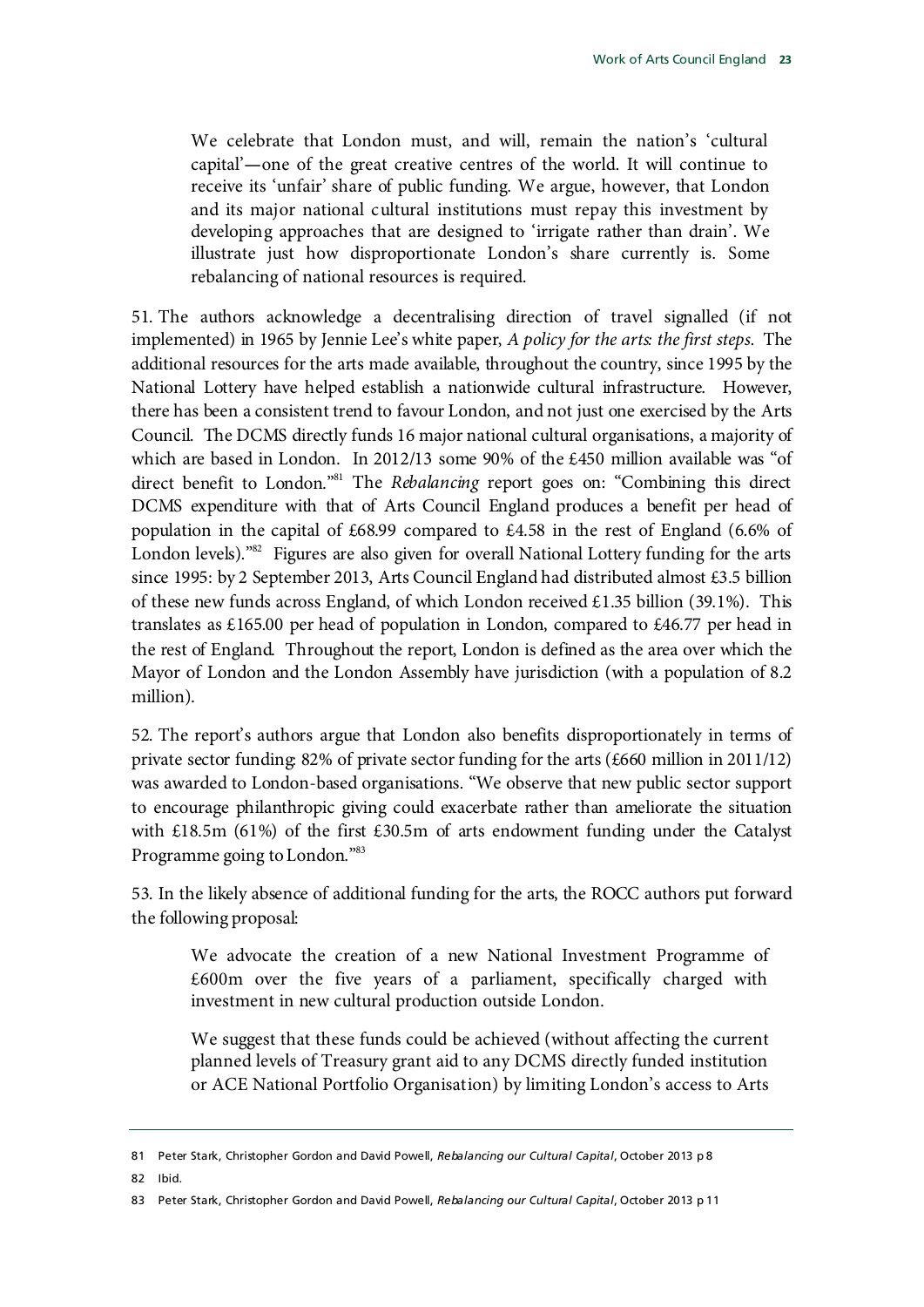> We celebrate that London must, and will, remain the nation's 'cultural capital'—one of the great creative centres of the world. It will continue to receive its 'unfair' share of public funding. We argue, however, that London and its major national cultural institutions must repay this investment by developing approaches that are designed to 'irrigate rather than drain'. We illustrate just how disproportionate London's share currently is. Some rebalancing of national resources is required.

51. The authors acknowledge a decentralising direction of travel signalled (if not implemented) in 1965 by Jennie Lee's white paper, *A policy for the arts: the first steps*. The additional resources for the arts made available, throughout the country, since 1995 by the National Lottery have helped establish a nationwide cultural infrastructure. However, there has been a consistent trend to favour London, and not just one exercised by the Arts Council. The DCMS directly funds 16 major national cultural organisations, a majority of which are based in London. In 2012/13 some 90% of the £450 million available was "of direct benefit to London."[81] The *Rebalancing* report goes on: "Combining this direct DCMS expenditure with that of Arts Council England produces a benefit per head of population in the capital of £68.99 compared to £4.58 in the rest of England (6.6% of London levels)."[82] Figures are also given for overall National Lottery funding for the arts since 1995: by 2 September 2013, Arts Council England had distributed almost £3.5 billion of these new funds across England, of which London received £1.35 billion (39.1%). This translates as £165.00 per head of population in London, compared to £46.77 per head in the rest of England. Throughout the report, London is defined as the area over which the Mayor of London and the London Assembly have jurisdiction (with a population of 8.2 million).

52. The report's authors argue that London also benefits disproportionately in terms of private sector funding: 82% of private sector funding for the arts (£660 million in 2011/12) was awarded to London-based organisations. "We observe that new public sector support to encourage philanthropic giving could exacerbate rather than ameliorate the situation with £18.5m (61%) of the first £30.5m of arts endowment funding under the Catalyst Programme going to London."[83]

53. In the likely absence of additional funding for the arts, the ROCC authors put forward the following proposal:

> We advocate the creation of a new National Investment Programme of £600m over the five years of a parliament, specifically charged with investment in new cultural production outside London.
>
> We suggest that these funds could be achieved (without affecting the current planned levels of Treasury grant aid to any DCMS directly funded institution or ACE National Portfolio Organisation) by limiting London's access to Arts

81 Peter Stark, Christopher Gordon and David Powell, *Rebalancing our Cultural Capital*, October 2013 p 8

82 Ibid.

83 Peter Stark, Christopher Gordon and David Powell, *Rebalancing our Cultural Capital*, October 2013 p 11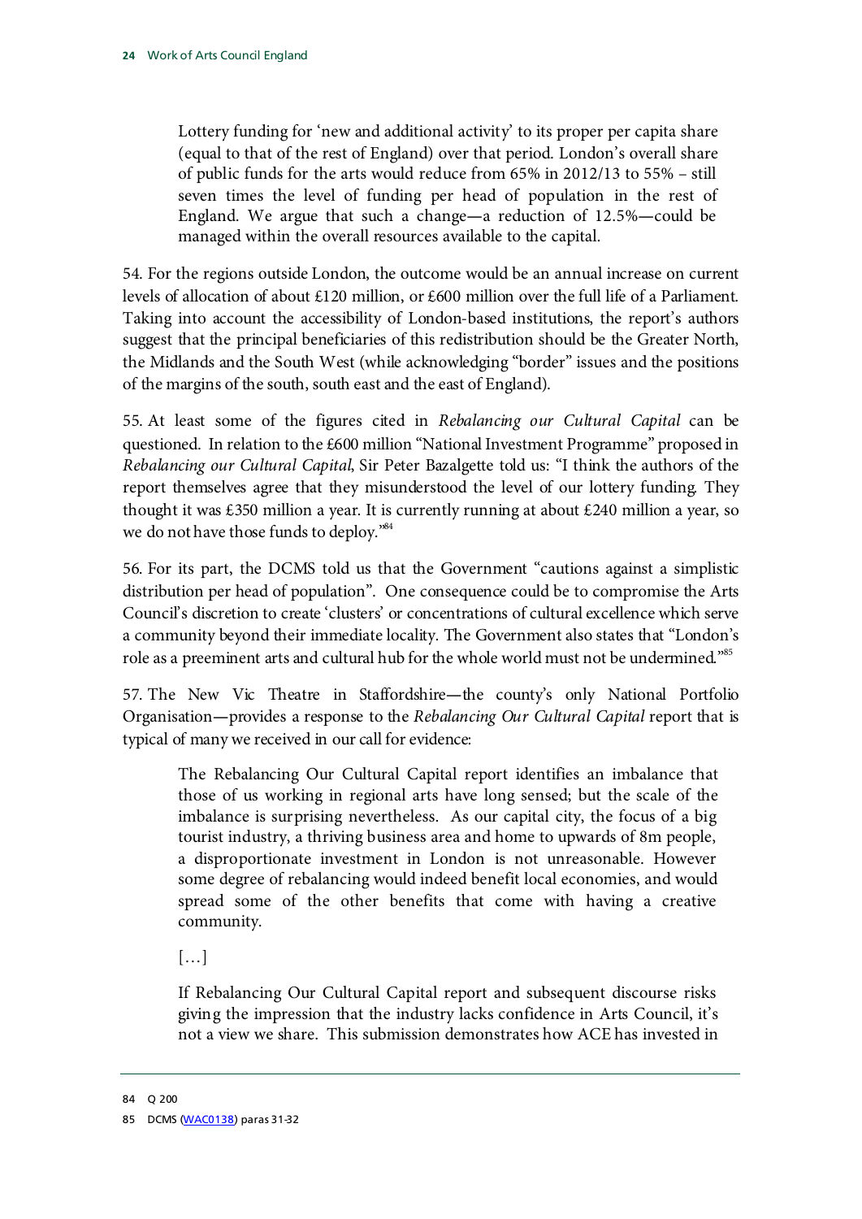> Lottery funding for 'new and additional activity' to its proper per capita share (equal to that of the rest of England) over that period. London's overall share of public funds for the arts would reduce from 65% in 2012/13 to 55% – still seven times the level of funding per head of population in the rest of England. We argue that such a change—a reduction of 12.5%—could be managed within the overall resources available to the capital.

54. For the regions outside London, the outcome would be an annual increase on current levels of allocation of about £120 million, or £600 million over the full life of a Parliament. Taking into account the accessibility of London-based institutions, the report's authors suggest that the principal beneficiaries of this redistribution should be the Greater North, the Midlands and the South West (while acknowledging "border" issues and the positions of the margins of the south, south east and the east of England).

55. At least some of the figures cited in *Rebalancing our Cultural Capital* can be questioned. In relation to the £600 million "National Investment Programme" proposed in *Rebalancing our Cultural Capital*, Sir Peter Bazalgette told us: "I think the authors of the report themselves agree that they misunderstood the level of our lottery funding. They thought it was £350 million a year. It is currently running at about £240 million a year, so we do not have those funds to deploy."[84]

56. For its part, the DCMS told us that the Government "cautions against a simplistic distribution per head of population". One consequence could be to compromise the Arts Council's discretion to create 'clusters' or concentrations of cultural excellence which serve a community beyond their immediate locality. The Government also states that "London's role as a preeminent arts and cultural hub for the whole world must not be undermined."[85]

57. The New Vic Theatre in Staffordshire—the county's only National Portfolio Organisation—provides a response to the *Rebalancing Our Cultural Capital* report that is typical of many we received in our call for evidence:

> The Rebalancing Our Cultural Capital report identifies an imbalance that those of us working in regional arts have long sensed; but the scale of the imbalance is surprising nevertheless. As our capital city, the focus of a big tourist industry, a thriving business area and home to upwards of 8m people, a disproportionate investment in London is not unreasonable. However some degree of rebalancing would indeed benefit local economies, and would spread some of the other benefits that come with having a creative community.
>
> […]
>
> If Rebalancing Our Cultural Capital report and subsequent discourse risks giving the impression that the industry lacks confidence in Arts Council, it's not a view we share. This submission demonstrates how ACE has invested in

---

84 Q 200

85 DCMS (WAC0138) paras 31-32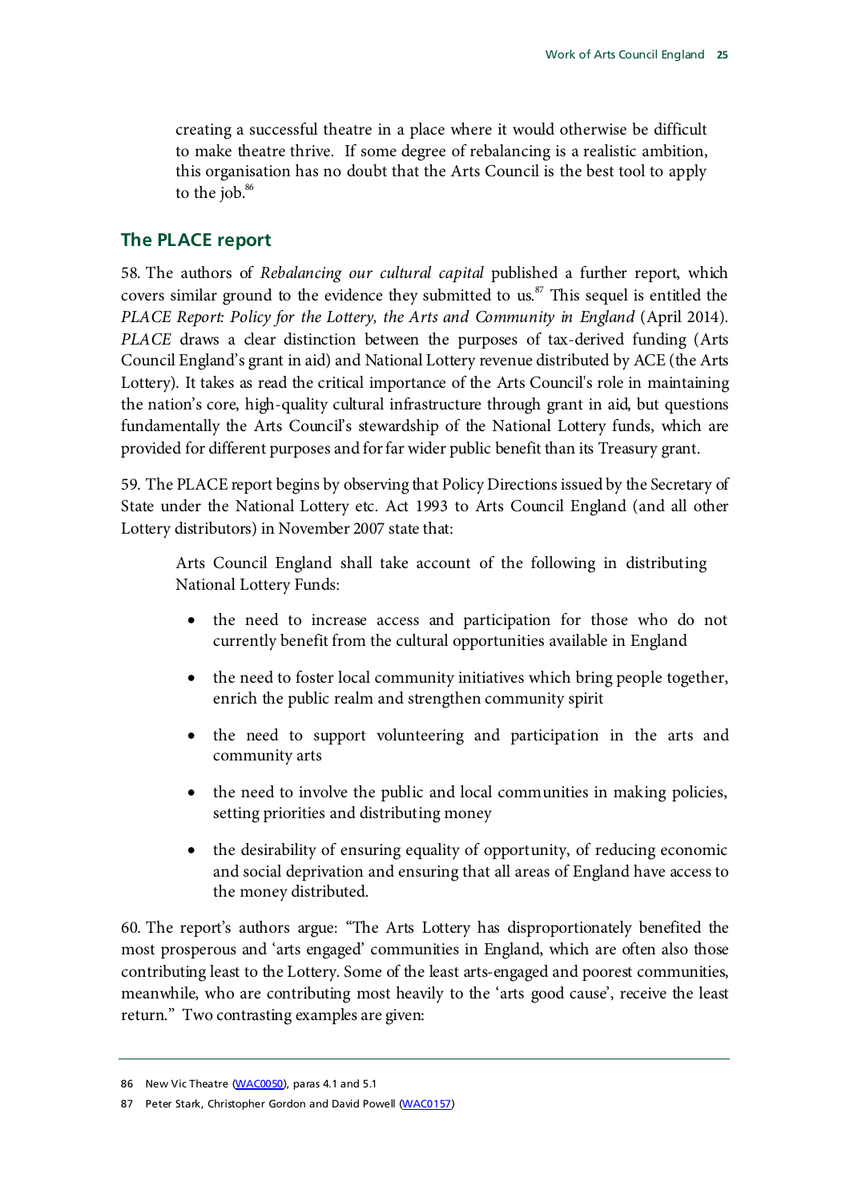> creating a successful theatre in a place where it would otherwise be difficult to make theatre thrive. If some degree of rebalancing is a realistic ambition, this organisation has no doubt that the Arts Council is the best tool to apply to the job.[86]

## The PLACE report

58. The authors of *Rebalancing our cultural capital* published a further report, which covers similar ground to the evidence they submitted to us.[87] This sequel is entitled the *PLACE Report: Policy for the Lottery, the Arts and Community in England* (April 2014). *PLACE* draws a clear distinction between the purposes of tax-derived funding (Arts Council England's grant in aid) and National Lottery revenue distributed by ACE (the Arts Lottery). It takes as read the critical importance of the Arts Council's role in maintaining the nation's core, high-quality cultural infrastructure through grant in aid, but questions fundamentally the Arts Council's stewardship of the National Lottery funds, which are provided for different purposes and for far wider public benefit than its Treasury grant.

59. The PLACE report begins by observing that Policy Directions issued by the Secretary of State under the National Lottery etc. Act 1993 to Arts Council England (and all other Lottery distributors) in November 2007 state that:

> Arts Council England shall take account of the following in distributing National Lottery Funds:
>
> - the need to increase access and participation for those who do not currently benefit from the cultural opportunities available in England
> - the need to foster local community initiatives which bring people together, enrich the public realm and strengthen community spirit
> - the need to support volunteering and participation in the arts and community arts
> - the need to involve the public and local communities in making policies, setting priorities and distributing money
> - the desirability of ensuring equality of opportunity, of reducing economic and social deprivation and ensuring that all areas of England have access to the money distributed.

60. The report's authors argue: "The Arts Lottery has disproportionately benefited the most prosperous and 'arts engaged' communities in England, which are often also those contributing least to the Lottery. Some of the least arts-engaged and poorest communities, meanwhile, who are contributing most heavily to the 'arts good cause', receive the least return." Two contrasting examples are given:

---

86 New Vic Theatre (WAC0050), paras 4.1 and 5.1

87 Peter Stark, Christopher Gordon and David Powell (WAC0157)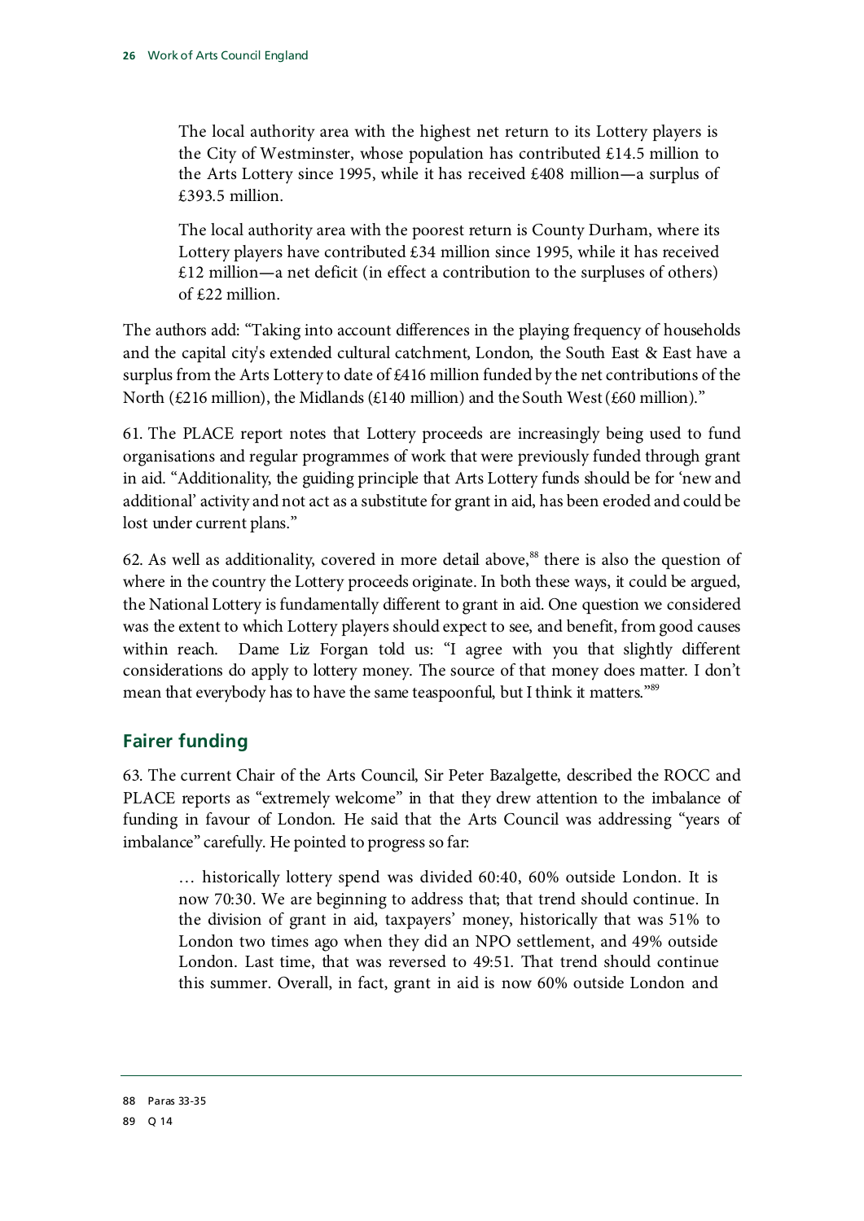> The local authority area with the highest net return to its Lottery players is the City of Westminster, whose population has contributed £14.5 million to the Arts Lottery since 1995, while it has received £408 million—a surplus of £393.5 million.
>
> The local authority area with the poorest return is County Durham, where its Lottery players have contributed £34 million since 1995, while it has received £12 million—a net deficit (in effect a contribution to the surpluses of others) of £22 million.

The authors add: "Taking into account differences in the playing frequency of households and the capital city's extended cultural catchment, London, the South East & East have a surplus from the Arts Lottery to date of £416 million funded by the net contributions of the North (£216 million), the Midlands (£140 million) and the South West (£60 million)."

61. The PLACE report notes that Lottery proceeds are increasingly being used to fund organisations and regular programmes of work that were previously funded through grant in aid. "Additionality, the guiding principle that Arts Lottery funds should be for 'new and additional' activity and not act as a substitute for grant in aid, has been eroded and could be lost under current plans."

62. As well as additionality, covered in more detail above,[88] there is also the question of where in the country the Lottery proceeds originate. In both these ways, it could be argued, the National Lottery is fundamentally different to grant in aid. One question we considered was the extent to which Lottery players should expect to see, and benefit, from good causes within reach. Dame Liz Forgan told us: "I agree with you that slightly different considerations do apply to lottery money. The source of that money does matter. I don't mean that everybody has to have the same teaspoonful, but I think it matters."[89]

## Fairer funding

63. The current Chair of the Arts Council, Sir Peter Bazalgette, described the ROCC and PLACE reports as "extremely welcome" in that they drew attention to the imbalance of funding in favour of London. He said that the Arts Council was addressing "years of imbalance" carefully. He pointed to progress so far:

> … historically lottery spend was divided 60:40, 60% outside London. It is now 70:30. We are beginning to address that; that trend should continue. In the division of grant in aid, taxpayers' money, historically that was 51% to London two times ago when they did an NPO settlement, and 49% outside London. Last time, that was reversed to 49:51. That trend should continue this summer. Overall, in fact, grant in aid is now 60% outside London and

88 Paras 33-35

89 Q 14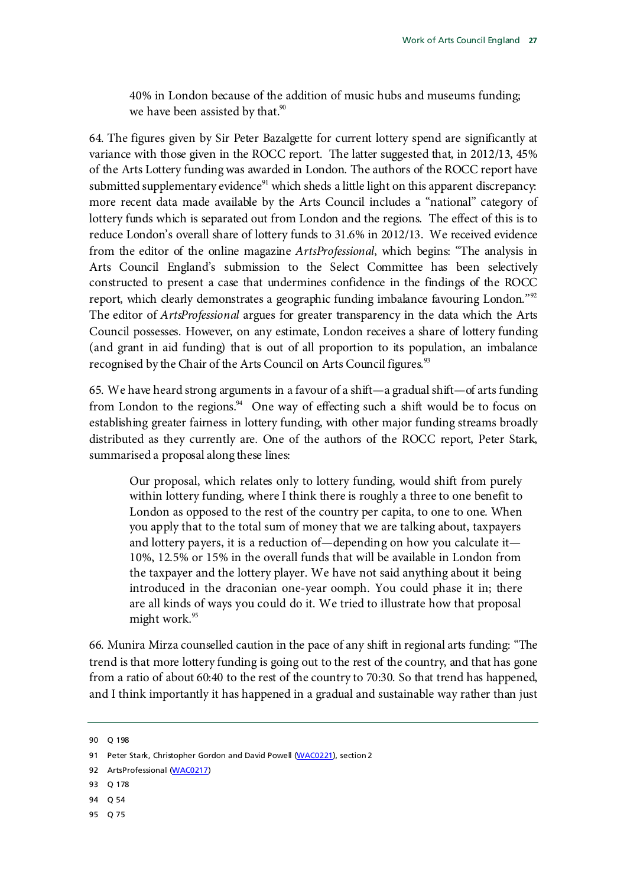> 40% in London because of the addition of music hubs and museums funding; we have been assisted by that.[90]

64. The figures given by Sir Peter Bazalgette for current lottery spend are significantly at variance with those given in the ROCC report. The latter suggested that, in 2012/13, 45% of the Arts Lottery funding was awarded in London. The authors of the ROCC report have submitted supplementary evidence[91] which sheds a little light on this apparent discrepancy: more recent data made available by the Arts Council includes a "national" category of lottery funds which is separated out from London and the regions. The effect of this is to reduce London's overall share of lottery funds to 31.6% in 2012/13. We received evidence from the editor of the online magazine *ArtsProfessional*, which begins: "The analysis in Arts Council England's submission to the Select Committee has been selectively constructed to present a case that undermines confidence in the findings of the ROCC report, which clearly demonstrates a geographic funding imbalance favouring London."[92] The editor of *ArtsProfessional* argues for greater transparency in the data which the Arts Council possesses. However, on any estimate, London receives a share of lottery funding (and grant in aid funding) that is out of all proportion to its population, an imbalance recognised by the Chair of the Arts Council on Arts Council figures.[93]

65. We have heard strong arguments in a favour of a shift—a gradual shift—of arts funding from London to the regions.[94] One way of effecting such a shift would be to focus on establishing greater fairness in lottery funding, with other major funding streams broadly distributed as they currently are. One of the authors of the ROCC report, Peter Stark, summarised a proposal along these lines:

> Our proposal, which relates only to lottery funding, would shift from purely within lottery funding, where I think there is roughly a three to one benefit to London as opposed to the rest of the country per capita, to one to one. When you apply that to the total sum of money that we are talking about, taxpayers and lottery payers, it is a reduction of—depending on how you calculate it—10%, 12.5% or 15% in the overall funds that will be available in London from the taxpayer and the lottery player. We have not said anything about it being introduced in the draconian one-year oomph. You could phase it in; there are all kinds of ways you could do it. We tried to illustrate how that proposal might work.[95]

66. Munira Mirza counselled caution in the pace of any shift in regional arts funding: "The trend is that more lottery funding is going out to the rest of the country, and that has gone from a ratio of about 60:40 to the rest of the country to 70:30. So that trend has happened, and I think importantly it has happened in a gradual and sustainable way rather than just

---

90 Q 198

91 Peter Stark, Christopher Gordon and David Powell (WAC0221), section 2

92 ArtsProfessional (WAC0217)

93 Q 178

94 Q 54

95 Q 75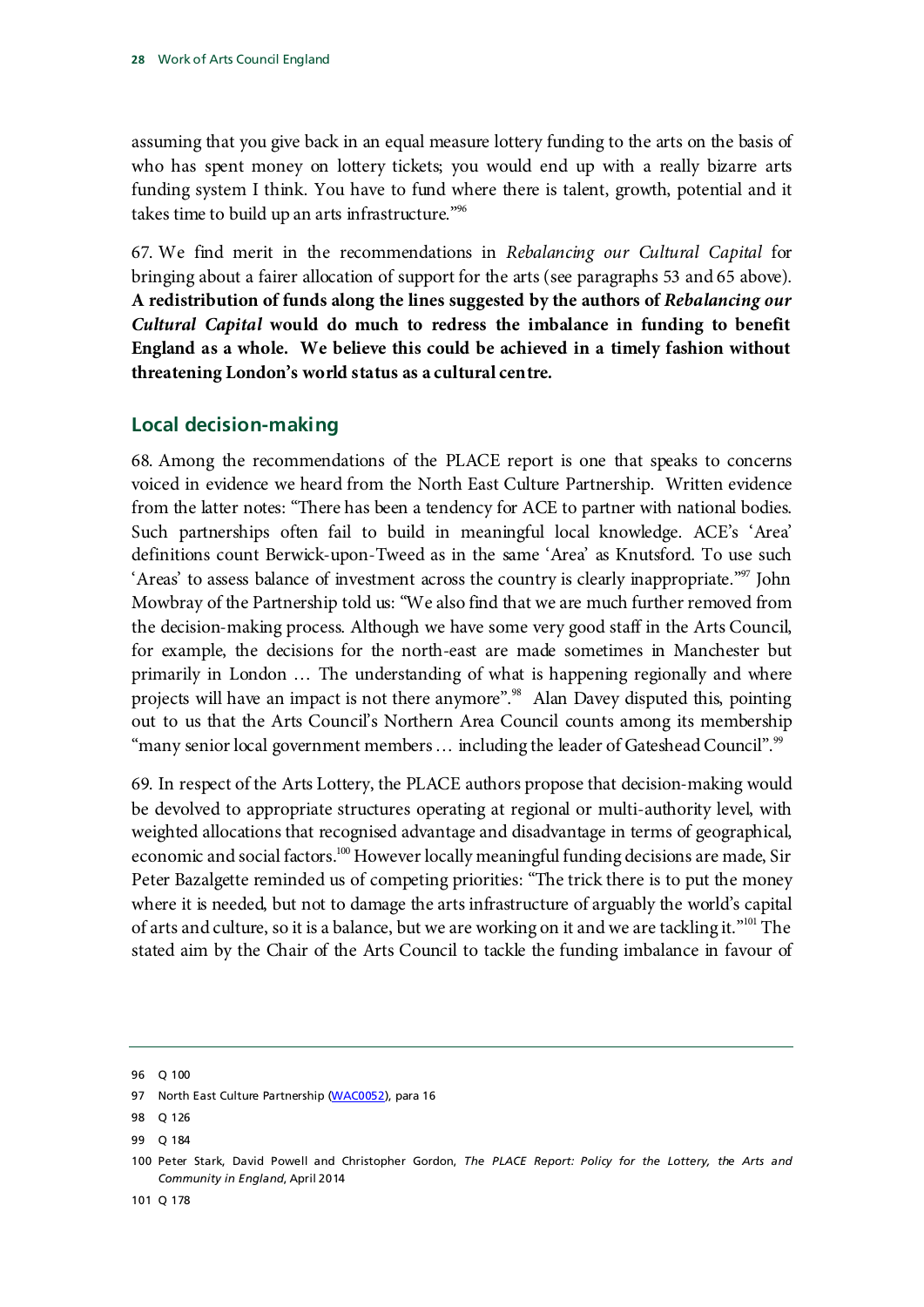assuming that you give back in an equal measure lottery funding to the arts on the basis of who has spent money on lottery tickets; you would end up with a really bizarre arts funding system I think. You have to fund where there is talent, growth, potential and it takes time to build up an arts infrastructure."[96]

67. We find merit in the recommendations in *Rebalancing our Cultural Capital* for bringing about a fairer allocation of support for the arts (see paragraphs 53 and 65 above). **A redistribution of funds along the lines suggested by the authors of *Rebalancing our Cultural Capital* would do much to redress the imbalance in funding to benefit England as a whole. We believe this could be achieved in a timely fashion without threatening London's world status as a cultural centre.**

## Local decision-making

68. Among the recommendations of the PLACE report is one that speaks to concerns voiced in evidence we heard from the North East Culture Partnership. Written evidence from the latter notes: "There has been a tendency for ACE to partner with national bodies. Such partnerships often fail to build in meaningful local knowledge. ACE's 'Area' definitions count Berwick-upon-Tweed as in the same 'Area' as Knutsford. To use such 'Areas' to assess balance of investment across the country is clearly inappropriate."[97] John Mowbray of the Partnership told us: "We also find that we are much further removed from the decision-making process. Although we have some very good staff in the Arts Council, for example, the decisions for the north-east are made sometimes in Manchester but primarily in London … The understanding of what is happening regionally and where projects will have an impact is not there anymore".[98] Alan Davey disputed this, pointing out to us that the Arts Council's Northern Area Council counts among its membership "many senior local government members … including the leader of Gateshead Council".[99]

69. In respect of the Arts Lottery, the PLACE authors propose that decision-making would be devolved to appropriate structures operating at regional or multi-authority level, with weighted allocations that recognised advantage and disadvantage in terms of geographical, economic and social factors.[100] However locally meaningful funding decisions are made, Sir Peter Bazalgette reminded us of competing priorities: "The trick there is to put the money where it is needed, but not to damage the arts infrastructure of arguably the world's capital of arts and culture, so it is a balance, but we are working on it and we are tackling it."[101] The stated aim by the Chair of the Arts Council to tackle the funding imbalance in favour of

---

96 Q 100

97 North East Culture Partnership (WAC0052), para 16

98 Q 126

99 Q 184

100 Peter Stark, David Powell and Christopher Gordon, *The PLACE Report: Policy for the Lottery, the Arts and Community in England*, April 2014

101 Q 178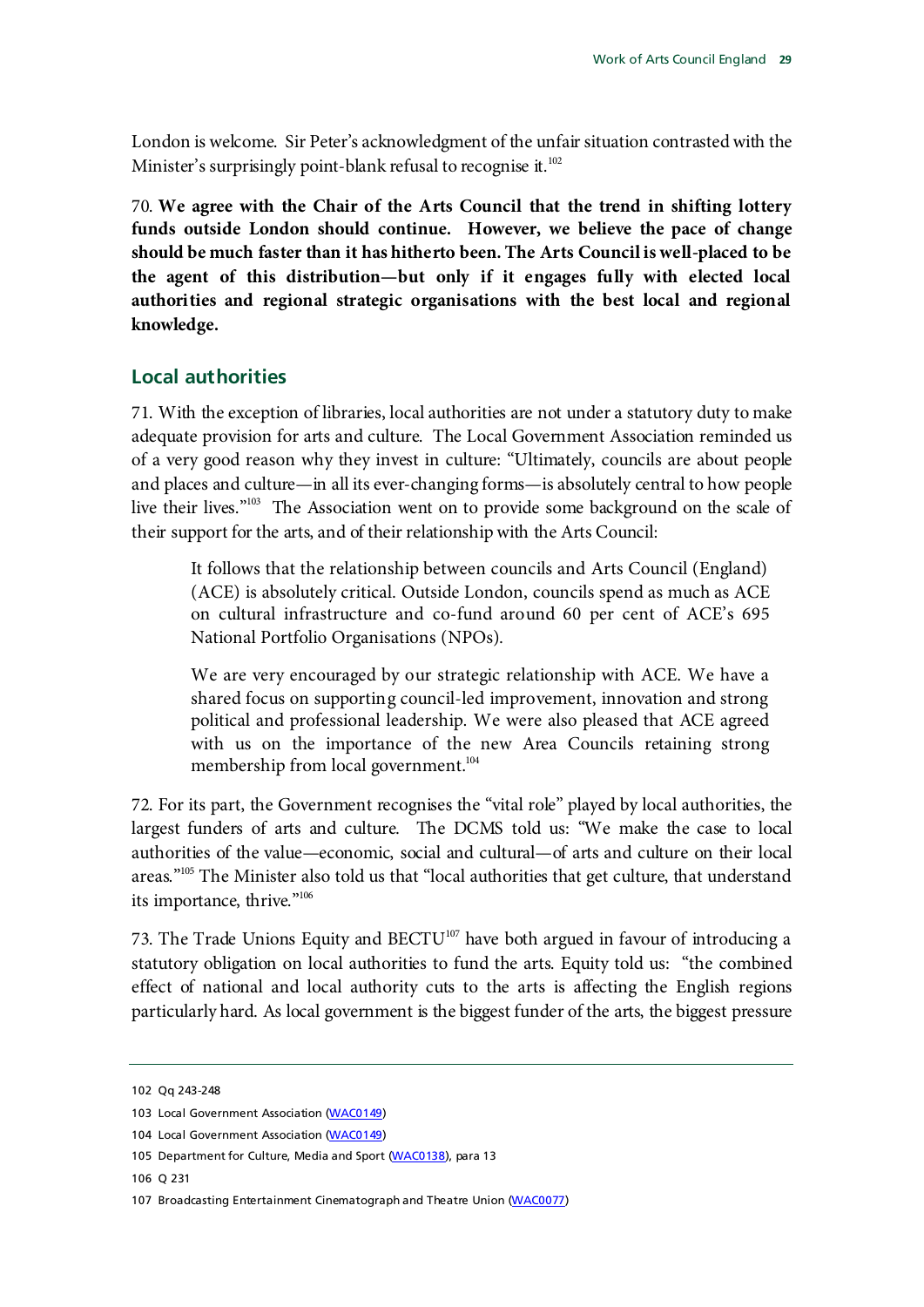London is welcome. Sir Peter's acknowledgment of the unfair situation contrasted with the Minister's surprisingly point-blank refusal to recognise it.[102]

70. **We agree with the Chair of the Arts Council that the trend in shifting lottery funds outside London should continue. However, we believe the pace of change should be much faster than it has hitherto been. The Arts Council is well-placed to be the agent of this distribution—but only if it engages fully with elected local authorities and regional strategic organisations with the best local and regional knowledge.**

## Local authorities

71. With the exception of libraries, local authorities are not under a statutory duty to make adequate provision for arts and culture. The Local Government Association reminded us of a very good reason why they invest in culture: "Ultimately, councils are about people and places and culture—in all its ever-changing forms—is absolutely central to how people live their lives."[103] The Association went on to provide some background on the scale of their support for the arts, and of their relationship with the Arts Council:

> It follows that the relationship between councils and Arts Council (England) (ACE) is absolutely critical. Outside London, councils spend as much as ACE on cultural infrastructure and co-fund around 60 per cent of ACE's 695 National Portfolio Organisations (NPOs).
>
> We are very encouraged by our strategic relationship with ACE. We have a shared focus on supporting council-led improvement, innovation and strong political and professional leadership. We were also pleased that ACE agreed with us on the importance of the new Area Councils retaining strong membership from local government.[104]

72. For its part, the Government recognises the "vital role" played by local authorities, the largest funders of arts and culture. The DCMS told us: "We make the case to local authorities of the value—economic, social and cultural—of arts and culture on their local areas."[105] The Minister also told us that "local authorities that get culture, that understand its importance, thrive."[106]

73. The Trade Unions Equity and BECTU[107] have both argued in favour of introducing a statutory obligation on local authorities to fund the arts. Equity told us: "the combined effect of national and local authority cuts to the arts is affecting the English regions particularly hard. As local government is the biggest funder of the arts, the biggest pressure

---

102 Qq 243-248

103 Local Government Association (WAC0149)

104 Local Government Association (WAC0149)

105 Department for Culture, Media and Sport (WAC0138), para 13

106 Q 231

107 Broadcasting Entertainment Cinematograph and Theatre Union (WAC0077)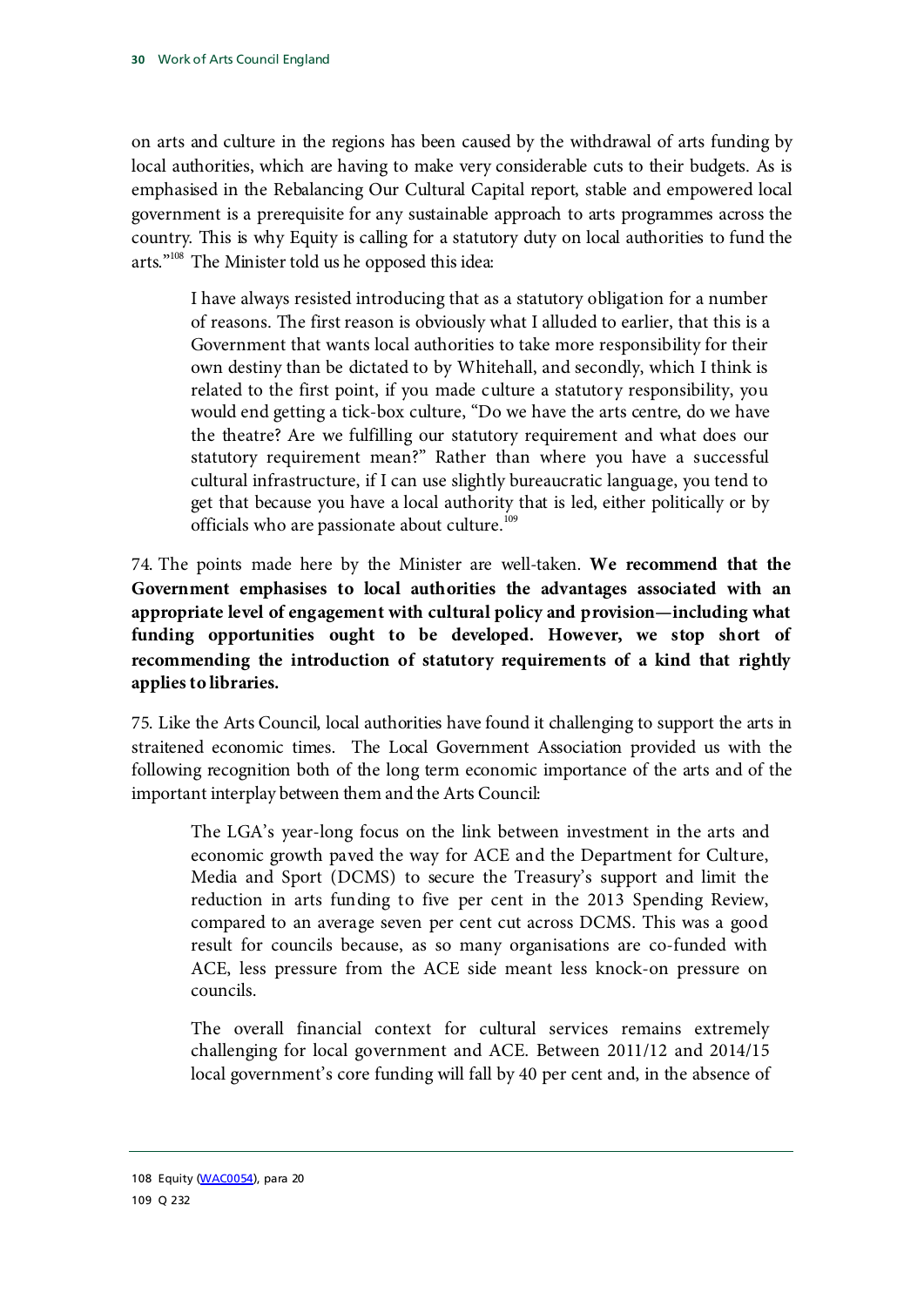on arts and culture in the regions has been caused by the withdrawal of arts funding by local authorities, which are having to make very considerable cuts to their budgets. As is emphasised in the Rebalancing Our Cultural Capital report, stable and empowered local government is a prerequisite for any sustainable approach to arts programmes across the country. This is why Equity is calling for a statutory duty on local authorities to fund the arts."[108] The Minister told us he opposed this idea:

> I have always resisted introducing that as a statutory obligation for a number of reasons. The first reason is obviously what I alluded to earlier, that this is a Government that wants local authorities to take more responsibility for their own destiny than be dictated to by Whitehall, and secondly, which I think is related to the first point, if you made culture a statutory responsibility, you would end getting a tick-box culture, "Do we have the arts centre, do we have the theatre? Are we fulfilling our statutory requirement and what does our statutory requirement mean?" Rather than where you have a successful cultural infrastructure, if I can use slightly bureaucratic language, you tend to get that because you have a local authority that is led, either politically or by officials who are passionate about culture.[109]

74. The points made here by the Minister are well-taken. **We recommend that the Government emphasises to local authorities the advantages associated with an appropriate level of engagement with cultural policy and provision—including what funding opportunities ought to be developed. However, we stop short of recommending the introduction of statutory requirements of a kind that rightly applies to libraries.**

75. Like the Arts Council, local authorities have found it challenging to support the arts in straitened economic times. The Local Government Association provided us with the following recognition both of the long term economic importance of the arts and of the important interplay between them and the Arts Council:

> The LGA's year-long focus on the link between investment in the arts and economic growth paved the way for ACE and the Department for Culture, Media and Sport (DCMS) to secure the Treasury's support and limit the reduction in arts funding to five per cent in the 2013 Spending Review, compared to an average seven per cent cut across DCMS. This was a good result for councils because, as so many organisations are co-funded with ACE, less pressure from the ACE side meant less knock-on pressure on councils.
>
> The overall financial context for cultural services remains extremely challenging for local government and ACE. Between 2011/12 and 2014/15 local government's core funding will fall by 40 per cent and, in the absence of

108 Equity (WAC0054), para 20

109 Q 232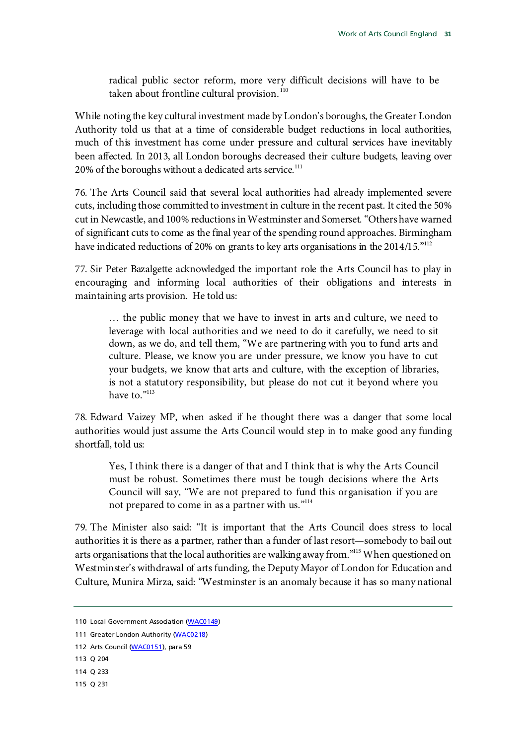> radical public sector reform, more very difficult decisions will have to be taken about frontline cultural provision.[110]

While noting the key cultural investment made by London's boroughs, the Greater London Authority told us that at a time of considerable budget reductions in local authorities, much of this investment has come under pressure and cultural services have inevitably been affected. In 2013, all London boroughs decreased their culture budgets, leaving over 20% of the boroughs without a dedicated arts service.[111]

76. The Arts Council said that several local authorities had already implemented severe cuts, including those committed to investment in culture in the recent past. It cited the 50% cut in Newcastle, and 100% reductions in Westminster and Somerset. "Others have warned of significant cuts to come as the final year of the spending round approaches. Birmingham have indicated reductions of 20% on grants to key arts organisations in the 2014/15."[112]

77. Sir Peter Bazalgette acknowledged the important role the Arts Council has to play in encouraging and informing local authorities of their obligations and interests in maintaining arts provision. He told us:

> … the public money that we have to invest in arts and culture, we need to leverage with local authorities and we need to do it carefully, we need to sit down, as we do, and tell them, "We are partnering with you to fund arts and culture. Please, we know you are under pressure, we know you have to cut your budgets, we know that arts and culture, with the exception of libraries, is not a statutory responsibility, but please do not cut it beyond where you have to."[113]

78. Edward Vaizey MP, when asked if he thought there was a danger that some local authorities would just assume the Arts Council would step in to make good any funding shortfall, told us:

> Yes, I think there is a danger of that and I think that is why the Arts Council must be robust. Sometimes there must be tough decisions where the Arts Council will say, "We are not prepared to fund this organisation if you are not prepared to come in as a partner with us."[114]

79. The Minister also said: "It is important that the Arts Council does stress to local authorities it is there as a partner, rather than a funder of last resort—somebody to bail out arts organisations that the local authorities are walking away from."[115] When questioned on Westminster's withdrawal of arts funding, the Deputy Mayor of London for Education and Culture, Munira Mirza, said: "Westminster is an anomaly because it has so many national

110 Local Government Association (WAC0149)

111 Greater London Authority (WAC0218)

112 Arts Council (WAC0151), para 59

113 Q 204

114 Q 233

115 Q 231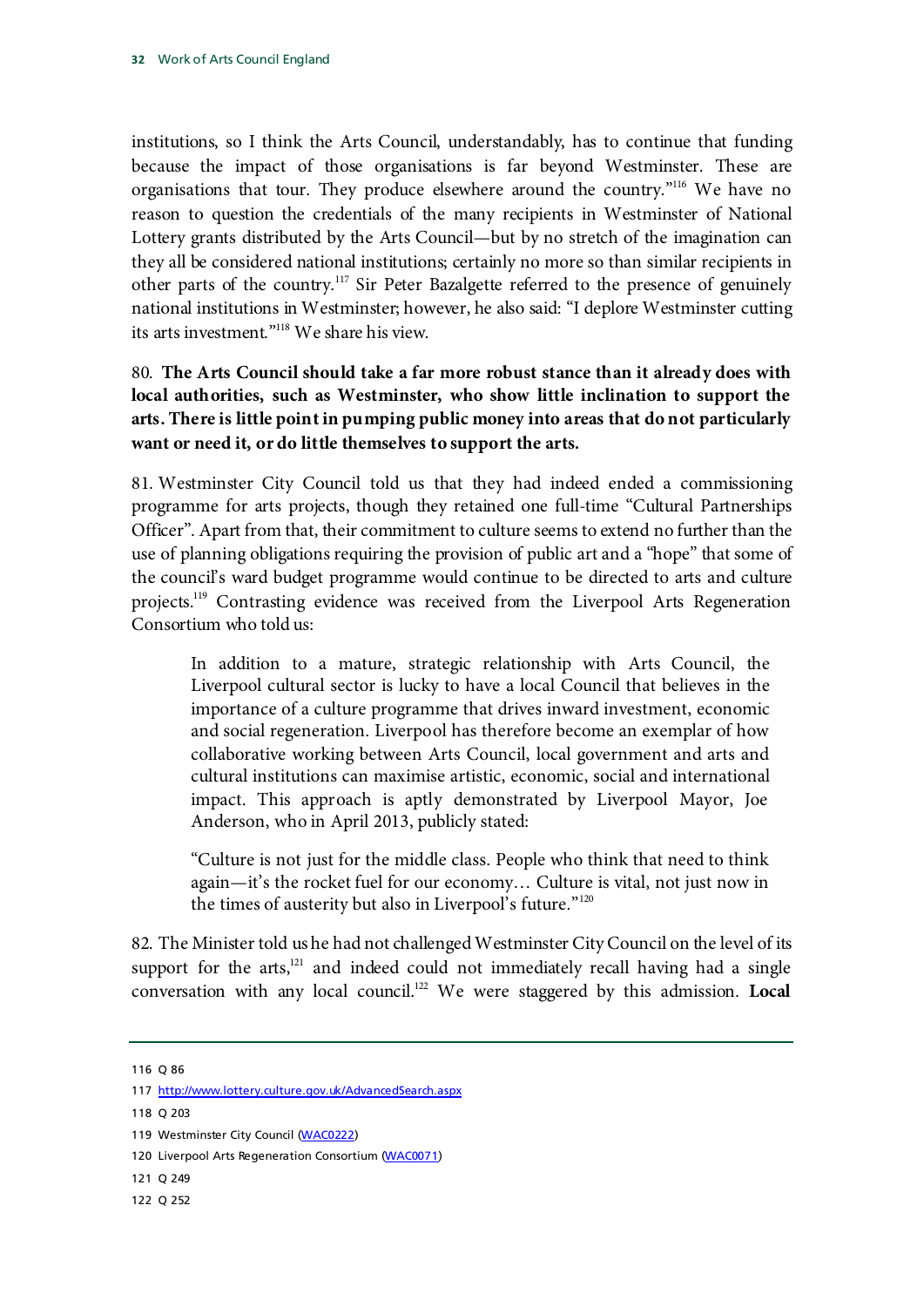institutions, so I think the Arts Council, understandably, has to continue that funding because the impact of those organisations is far beyond Westminster. These are organisations that tour. They produce elsewhere around the country."[116] We have no reason to question the credentials of the many recipients in Westminster of National Lottery grants distributed by the Arts Council—but by no stretch of the imagination can they all be considered national institutions; certainly no more so than similar recipients in other parts of the country.[117] Sir Peter Bazalgette referred to the presence of genuinely national institutions in Westminster; however, he also said: "I deplore Westminster cutting its arts investment."[118] We share his view.

80. **The Arts Council should take a far more robust stance than it already does with local authorities, such as Westminster, who show little inclination to support the arts. There is little point in pumping public money into areas that do not particularly want or need it, or do little themselves to support the arts.**

81. Westminster City Council told us that they had indeed ended a commissioning programme for arts projects, though they retained one full-time "Cultural Partnerships Officer". Apart from that, their commitment to culture seems to extend no further than the use of planning obligations requiring the provision of public art and a "hope" that some of the council's ward budget programme would continue to be directed to arts and culture projects.[119] Contrasting evidence was received from the Liverpool Arts Regeneration Consortium who told us:

> In addition to a mature, strategic relationship with Arts Council, the Liverpool cultural sector is lucky to have a local Council that believes in the importance of a culture programme that drives inward investment, economic and social regeneration. Liverpool has therefore become an exemplar of how collaborative working between Arts Council, local government and arts and cultural institutions can maximise artistic, economic, social and international impact. This approach is aptly demonstrated by Liverpool Mayor, Joe Anderson, who in April 2013, publicly stated:
>
> "Culture is not just for the middle class. People who think that need to think again—it's the rocket fuel for our economy… Culture is vital, not just now in the times of austerity but also in Liverpool's future."[120]

82. The Minister told us he had not challenged Westminster City Council on the level of its support for the arts,[121] and indeed could not immediately recall having had a single conversation with any local council.[122] We were staggered by this admission. **Local**

---

116 Q 86

117 http://www.lottery.culture.gov.uk/AdvancedSearch.aspx

118 Q 203

119 Westminster City Council (WAC0222)

120 Liverpool Arts Regeneration Consortium (WAC0071)

121 Q 249

122 Q 252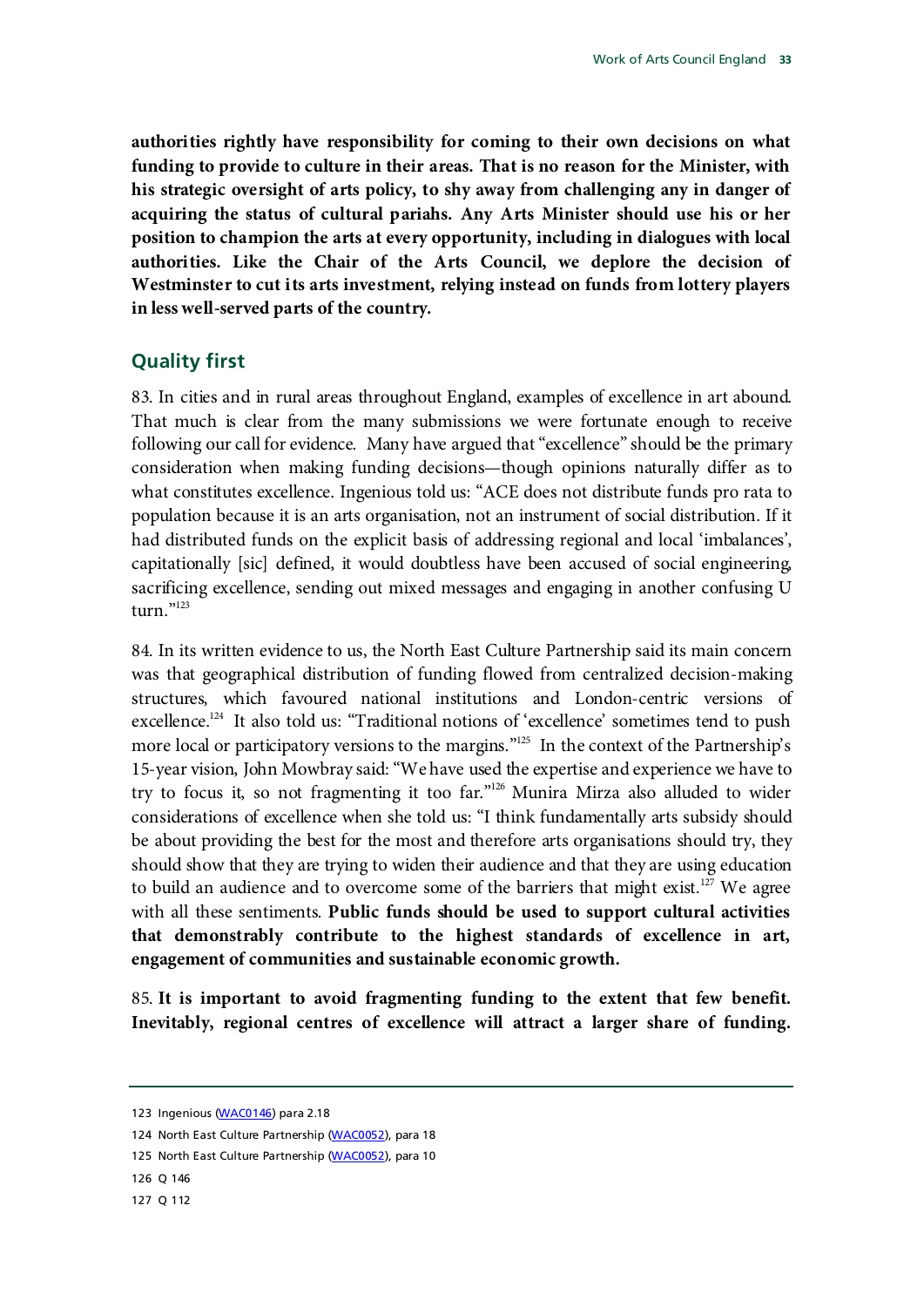**authorities rightly have responsibility for coming to their own decisions on what funding to provide to culture in their areas. That is no reason for the Minister, with his strategic oversight of arts policy, to shy away from challenging any in danger of acquiring the status of cultural pariahs. Any Arts Minister should use his or her position to champion the arts at every opportunity, including in dialogues with local authorities. Like the Chair of the Arts Council, we deplore the decision of Westminster to cut its arts investment, relying instead on funds from lottery players in less well-served parts of the country.**

## Quality first

83. In cities and in rural areas throughout England, examples of excellence in art abound. That much is clear from the many submissions we were fortunate enough to receive following our call for evidence. Many have argued that "excellence" should be the primary consideration when making funding decisions—though opinions naturally differ as to what constitutes excellence. Ingenious told us: "ACE does not distribute funds pro rata to population because it is an arts organisation, not an instrument of social distribution. If it had distributed funds on the explicit basis of addressing regional and local 'imbalances', capitationally [sic] defined, it would doubtless have been accused of social engineering, sacrificing excellence, sending out mixed messages and engaging in another confusing U turn."[123]

84. In its written evidence to us, the North East Culture Partnership said its main concern was that geographical distribution of funding flowed from centralized decision-making structures, which favoured national institutions and London-centric versions of excellence.[124] It also told us: "Traditional notions of 'excellence' sometimes tend to push more local or participatory versions to the margins."[125] In the context of the Partnership's 15-year vision, John Mowbray said: "We have used the expertise and experience we have to try to focus it, so not fragmenting it too far."[126] Munira Mirza also alluded to wider considerations of excellence when she told us: "I think fundamentally arts subsidy should be about providing the best for the most and therefore arts organisations should try, they should show that they are trying to widen their audience and that they are using education to build an audience and to overcome some of the barriers that might exist.[127] We agree with all these sentiments. **Public funds should be used to support cultural activities that demonstrably contribute to the highest standards of excellence in art, engagement of communities and sustainable economic growth.**

85. **It is important to avoid fragmenting funding to the extent that few benefit. Inevitably, regional centres of excellence will attract a larger share of funding.**

123 Ingenious (WAC0146) para 2.18

124 North East Culture Partnership (WAC0052), para 18

125 North East Culture Partnership (WAC0052), para 10

126 Q 146

127 Q 112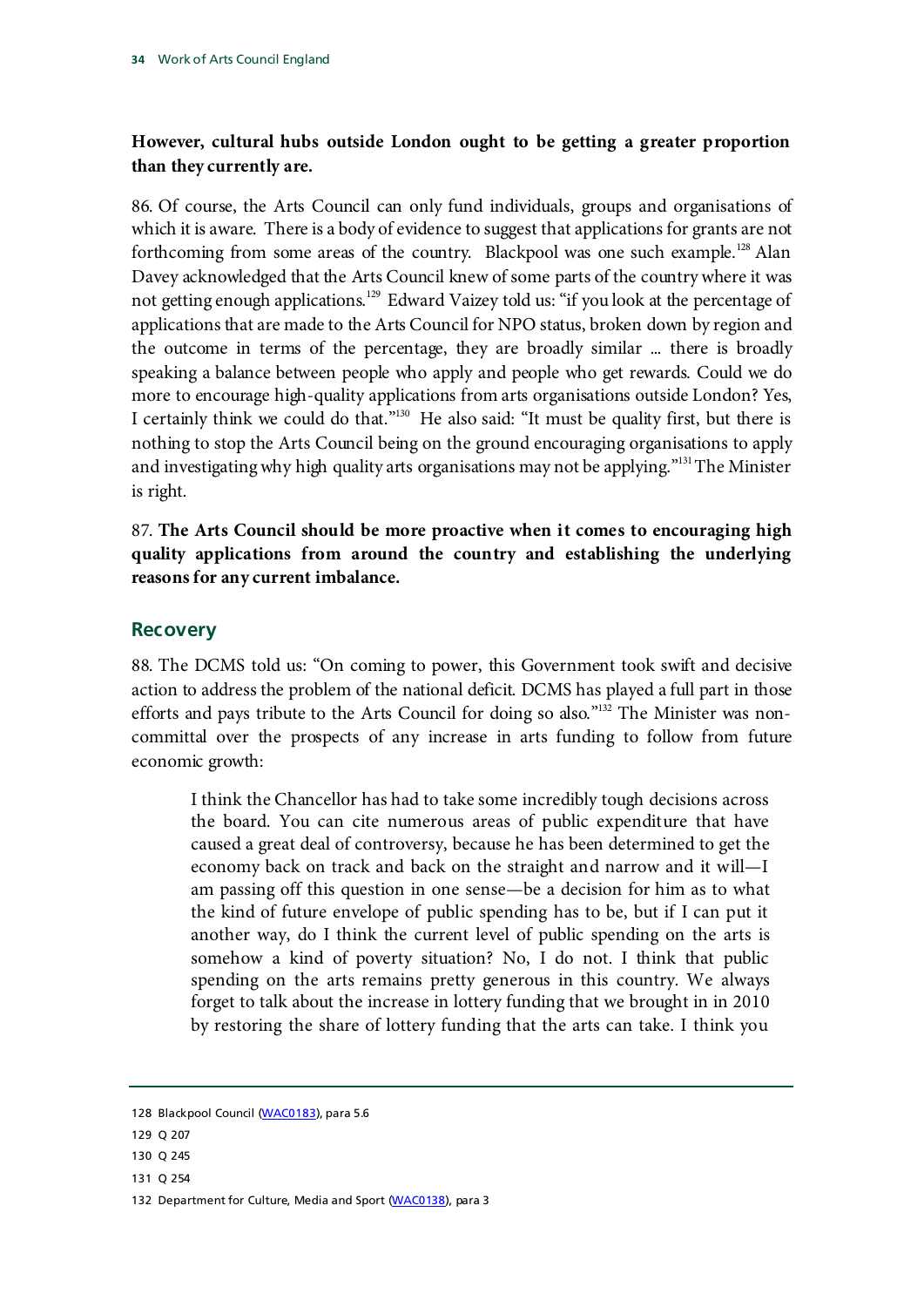**However, cultural hubs outside London ought to be getting a greater proportion than they currently are.**

86. Of course, the Arts Council can only fund individuals, groups and organisations of which it is aware. There is a body of evidence to suggest that applications for grants are not forthcoming from some areas of the country. Blackpool was one such example.[128] Alan Davey acknowledged that the Arts Council knew of some parts of the country where it was not getting enough applications.[129] Edward Vaizey told us: "if you look at the percentage of applications that are made to the Arts Council for NPO status, broken down by region and the outcome in terms of the percentage, they are broadly similar ... there is broadly speaking a balance between people who apply and people who get rewards. Could we do more to encourage high-quality applications from arts organisations outside London? Yes, I certainly think we could do that."[130] He also said: "It must be quality first, but there is nothing to stop the Arts Council being on the ground encouraging organisations to apply and investigating why high quality arts organisations may not be applying."[131] The Minister is right.

87. **The Arts Council should be more proactive when it comes to encouraging high quality applications from around the country and establishing the underlying reasons for any current imbalance.**

## Recovery

88. The DCMS told us: "On coming to power, this Government took swift and decisive action to address the problem of the national deficit. DCMS has played a full part in those efforts and pays tribute to the Arts Council for doing so also."[132] The Minister was non-committal over the prospects of any increase in arts funding to follow from future economic growth:

> I think the Chancellor has had to take some incredibly tough decisions across the board. You can cite numerous areas of public expenditure that have caused a great deal of controversy, because he has been determined to get the economy back on track and back on the straight and narrow and it will—I am passing off this question in one sense—be a decision for him as to what the kind of future envelope of public spending has to be, but if I can put it another way, do I think the current level of public spending on the arts is somehow a kind of poverty situation? No, I do not. I think that public spending on the arts remains pretty generous in this country. We always forget to talk about the increase in lottery funding that we brought in in 2010 by restoring the share of lottery funding that the arts can take. I think you

---

128 Blackpool Council (WAC0183), para 5.6

129 Q 207

130 Q 245

131 Q 254

132 Department for Culture, Media and Sport (WAC0138), para 3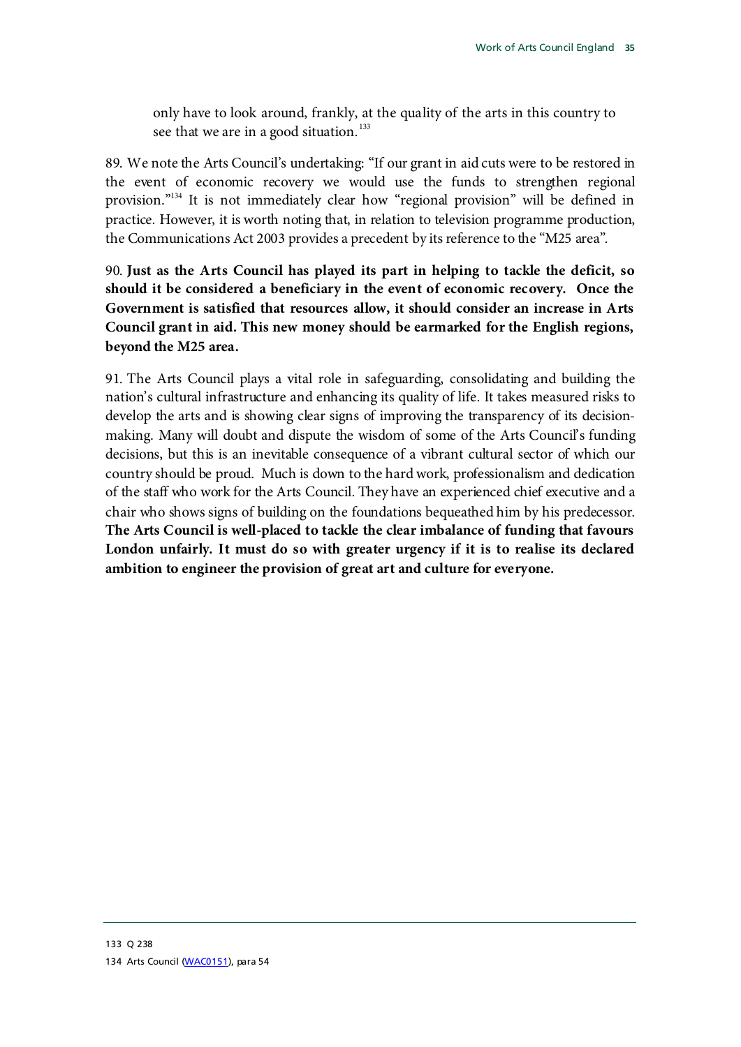only have to look around, frankly, at the quality of the arts in this country to see that we are in a good situation.[133]

89. We note the Arts Council's undertaking: "If our grant in aid cuts were to be restored in the event of economic recovery we would use the funds to strengthen regional provision."[134] It is not immediately clear how "regional provision" will be defined in practice. However, it is worth noting that, in relation to television programme production, the Communications Act 2003 provides a precedent by its reference to the "M25 area".

90. **Just as the Arts Council has played its part in helping to tackle the deficit, so should it be considered a beneficiary in the event of economic recovery. Once the Government is satisfied that resources allow, it should consider an increase in Arts Council grant in aid. This new money should be earmarked for the English regions, beyond the M25 area.**

91. The Arts Council plays a vital role in safeguarding, consolidating and building the nation's cultural infrastructure and enhancing its quality of life. It takes measured risks to develop the arts and is showing clear signs of improving the transparency of its decision-making. Many will doubt and dispute the wisdom of some of the Arts Council's funding decisions, but this is an inevitable consequence of a vibrant cultural sector of which our country should be proud. Much is down to the hard work, professionalism and dedication of the staff who work for the Arts Council. They have an experienced chief executive and a chair who shows signs of building on the foundations bequeathed him by his predecessor. **The Arts Council is well-placed to tackle the clear imbalance of funding that favours London unfairly. It must do so with greater urgency if it is to realise its declared ambition to engineer the provision of great art and culture for everyone.**

---

133 Q 238

134 Arts Council (WAC0151), para 54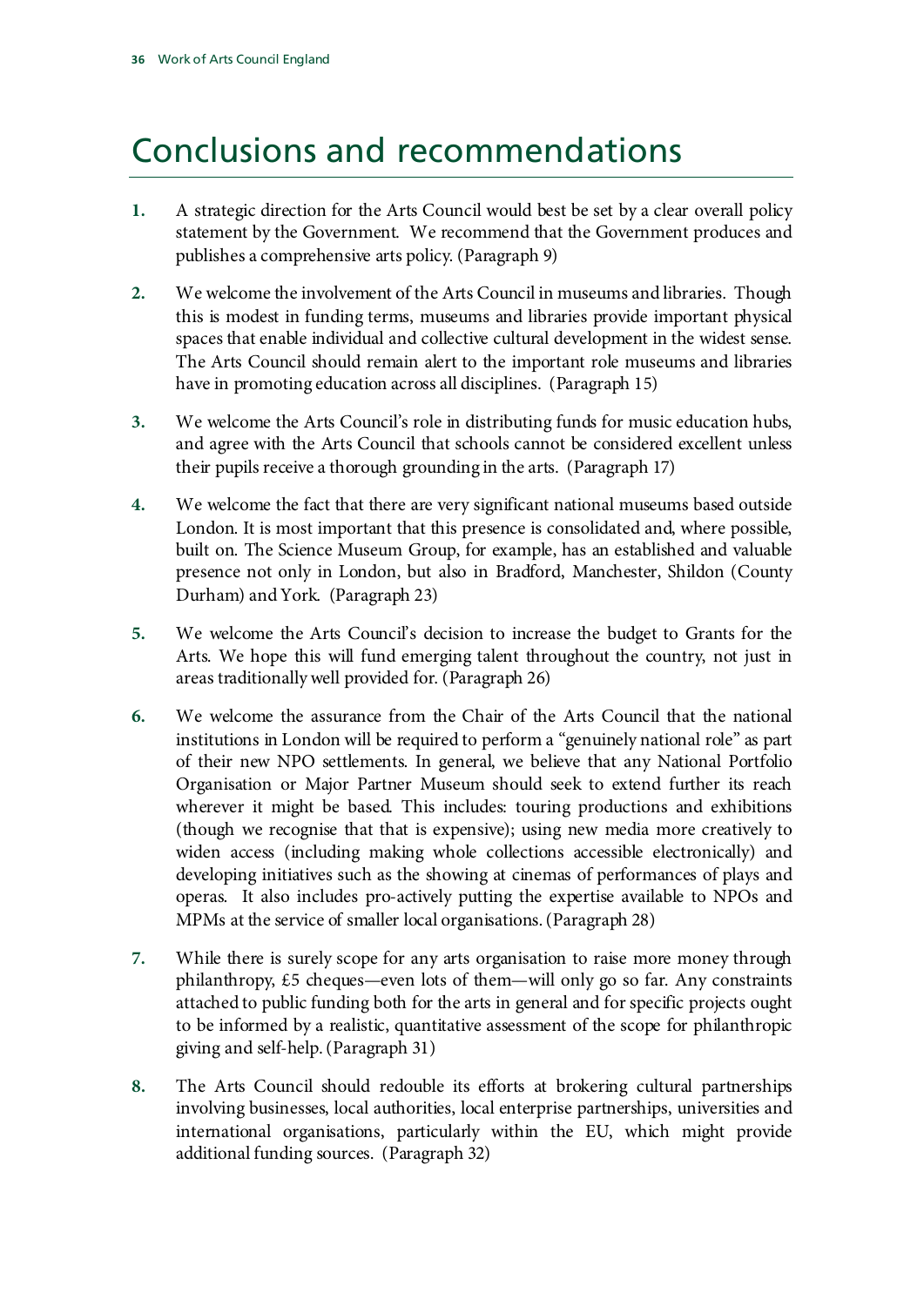# Conclusions and recommendations

1. A strategic direction for the Arts Council would best be set by a clear overall policy statement by the Government. We recommend that the Government produces and publishes a comprehensive arts policy. (Paragraph 9)

2. We welcome the involvement of the Arts Council in museums and libraries. Though this is modest in funding terms, museums and libraries provide important physical spaces that enable individual and collective cultural development in the widest sense. The Arts Council should remain alert to the important role museums and libraries have in promoting education across all disciplines. (Paragraph 15)

3. We welcome the Arts Council's role in distributing funds for music education hubs, and agree with the Arts Council that schools cannot be considered excellent unless their pupils receive a thorough grounding in the arts. (Paragraph 17)

4. We welcome the fact that there are very significant national museums based outside London. It is most important that this presence is consolidated and, where possible, built on. The Science Museum Group, for example, has an established and valuable presence not only in London, but also in Bradford, Manchester, Shildon (County Durham) and York. (Paragraph 23)

5. We welcome the Arts Council's decision to increase the budget to Grants for the Arts. We hope this will fund emerging talent throughout the country, not just in areas traditionally well provided for. (Paragraph 26)

6. We welcome the assurance from the Chair of the Arts Council that the national institutions in London will be required to perform a "genuinely national role" as part of their new NPO settlements. In general, we believe that any National Portfolio Organisation or Major Partner Museum should seek to extend further its reach wherever it might be based. This includes: touring productions and exhibitions (though we recognise that that is expensive); using new media more creatively to widen access (including making whole collections accessible electronically) and developing initiatives such as the showing at cinemas of performances of plays and operas. It also includes pro-actively putting the expertise available to NPOs and MPMs at the service of smaller local organisations. (Paragraph 28)

7. While there is surely scope for any arts organisation to raise more money through philanthropy, £5 cheques—even lots of them—will only go so far. Any constraints attached to public funding both for the arts in general and for specific projects ought to be informed by a realistic, quantitative assessment of the scope for philanthropic giving and self-help. (Paragraph 31)

8. The Arts Council should redouble its efforts at brokering cultural partnerships involving businesses, local authorities, local enterprise partnerships, universities and international organisations, particularly within the EU, which might provide additional funding sources. (Paragraph 32)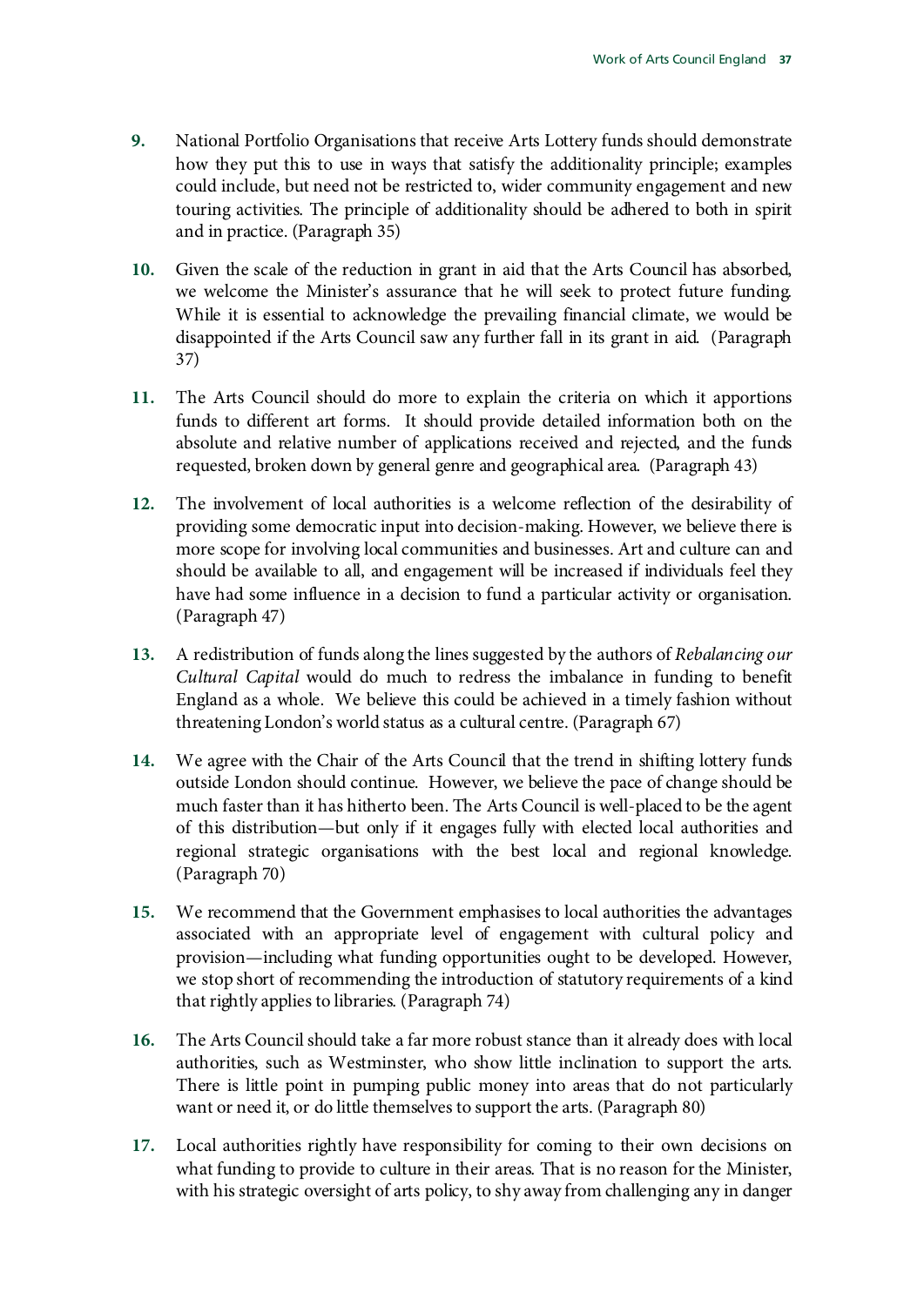9. National Portfolio Organisations that receive Arts Lottery funds should demonstrate how they put this to use in ways that satisfy the additionality principle; examples could include, but need not be restricted to, wider community engagement and new touring activities. The principle of additionality should be adhered to both in spirit and in practice. (Paragraph 35)

10. Given the scale of the reduction in grant in aid that the Arts Council has absorbed, we welcome the Minister's assurance that he will seek to protect future funding. While it is essential to acknowledge the prevailing financial climate, we would be disappointed if the Arts Council saw any further fall in its grant in aid. (Paragraph 37)

11. The Arts Council should do more to explain the criteria on which it apportions funds to different art forms. It should provide detailed information both on the absolute and relative number of applications received and rejected, and the funds requested, broken down by general genre and geographical area. (Paragraph 43)

12. The involvement of local authorities is a welcome reflection of the desirability of providing some democratic input into decision-making. However, we believe there is more scope for involving local communities and businesses. Art and culture can and should be available to all, and engagement will be increased if individuals feel they have had some influence in a decision to fund a particular activity or organisation. (Paragraph 47)

13. A redistribution of funds along the lines suggested by the authors of *Rebalancing our Cultural Capital* would do much to redress the imbalance in funding to benefit England as a whole. We believe this could be achieved in a timely fashion without threatening London's world status as a cultural centre. (Paragraph 67)

14. We agree with the Chair of the Arts Council that the trend in shifting lottery funds outside London should continue. However, we believe the pace of change should be much faster than it has hitherto been. The Arts Council is well-placed to be the agent of this distribution—but only if it engages fully with elected local authorities and regional strategic organisations with the best local and regional knowledge. (Paragraph 70)

15. We recommend that the Government emphasises to local authorities the advantages associated with an appropriate level of engagement with cultural policy and provision—including what funding opportunities ought to be developed. However, we stop short of recommending the introduction of statutory requirements of a kind that rightly applies to libraries. (Paragraph 74)

16. The Arts Council should take a far more robust stance than it already does with local authorities, such as Westminster, who show little inclination to support the arts. There is little point in pumping public money into areas that do not particularly want or need it, or do little themselves to support the arts. (Paragraph 80)

17. Local authorities rightly have responsibility for coming to their own decisions on what funding to provide to culture in their areas. That is no reason for the Minister, with his strategic oversight of arts policy, to shy away from challenging any in danger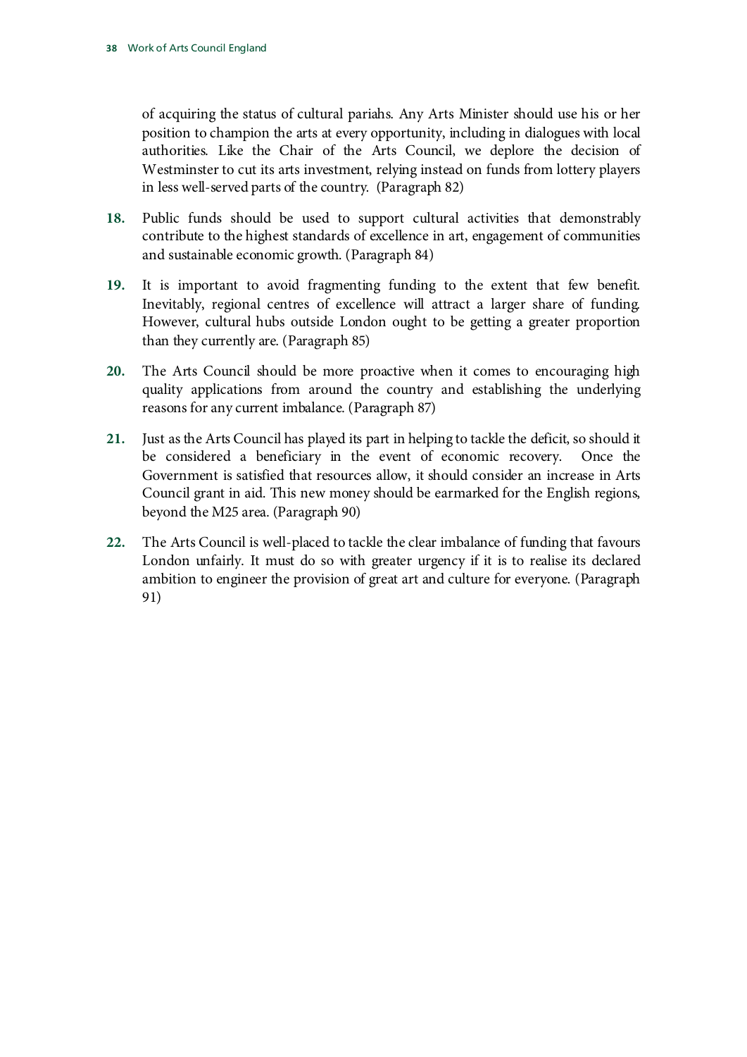of acquiring the status of cultural pariahs. Any Arts Minister should use his or her position to champion the arts at every opportunity, including in dialogues with local authorities. Like the Chair of the Arts Council, we deplore the decision of Westminster to cut its arts investment, relying instead on funds from lottery players in less well-served parts of the country. (Paragraph 82)

18. Public funds should be used to support cultural activities that demonstrably contribute to the highest standards of excellence in art, engagement of communities and sustainable economic growth. (Paragraph 84)

19. It is important to avoid fragmenting funding to the extent that few benefit. Inevitably, regional centres of excellence will attract a larger share of funding. However, cultural hubs outside London ought to be getting a greater proportion than they currently are. (Paragraph 85)

20. The Arts Council should be more proactive when it comes to encouraging high quality applications from around the country and establishing the underlying reasons for any current imbalance. (Paragraph 87)

21. Just as the Arts Council has played its part in helping to tackle the deficit, so should it be considered a beneficiary in the event of economic recovery. Once the Government is satisfied that resources allow, it should consider an increase in Arts Council grant in aid. This new money should be earmarked for the English regions, beyond the M25 area. (Paragraph 90)

22. The Arts Council is well-placed to tackle the clear imbalance of funding that favours London unfairly. It must do so with greater urgency if it is to realise its declared ambition to engineer the provision of great art and culture for everyone. (Paragraph 91)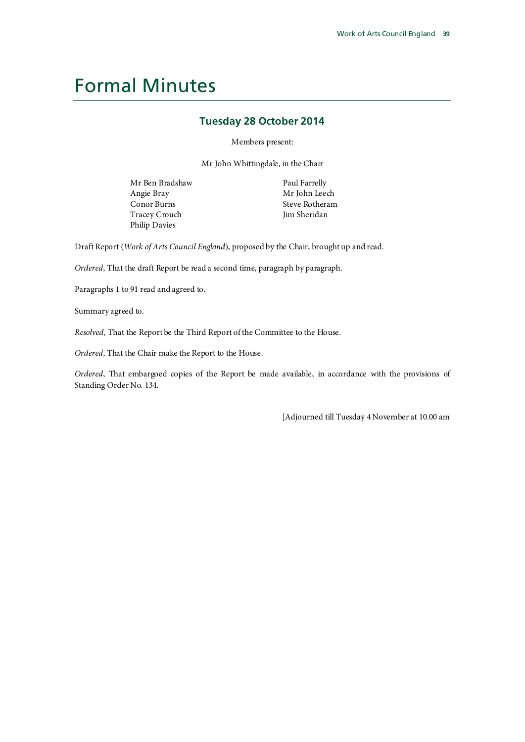# Formal Minutes

## Tuesday 28 October 2014

Members present:

Mr John Whittingdale, in the Chair

Mr Ben Bradshaw
Angie Bray
Conor Burns
Tracey Crouch
Philip Davies
Paul Farrelly
Mr John Leech
Steve Rotheram
Jim Sheridan

Draft Report (*Work of Arts Council England*), proposed by the Chair, brought up and read.

*Ordered*, That the draft Report be read a second time, paragraph by paragraph.

Paragraphs 1 to 91 read and agreed to.

Summary agreed to.

*Resolved*, That the Report be the Third Report of the Committee to the House.

*Ordered*, That the Chair make the Report to the House.

*Ordered*, That embargoed copies of the Report be made available, in accordance with the provisions of Standing Order No. 134.

[Adjourned till Tuesday 4 November at 10.00 am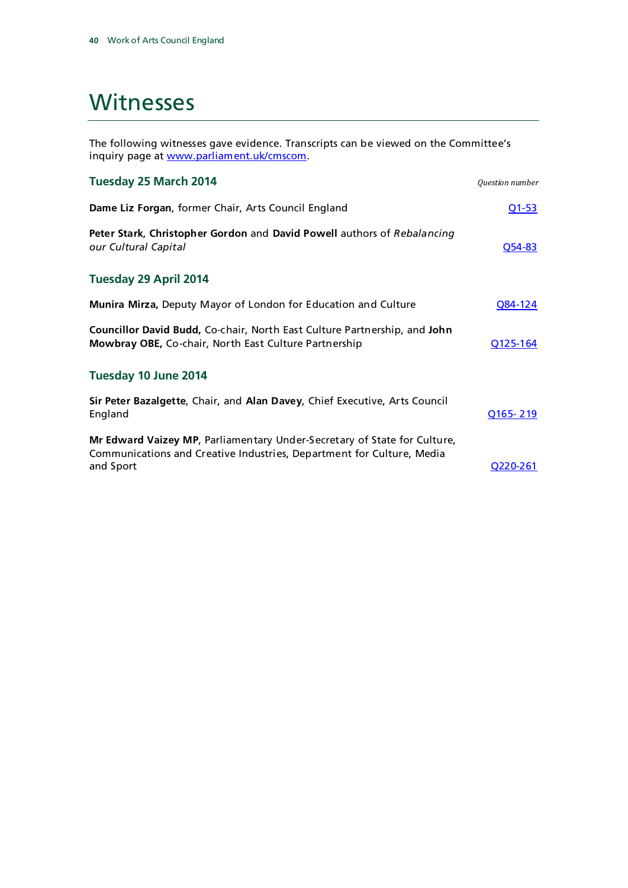# Witnesses

The following witnesses gave evidence. Transcripts can be viewed on the Committee's inquiry page at [www.parliament.uk/cmscom](www.parliament.uk/cmscom).

| | |
|---|---|
| **Tuesday 25 March 2014** | *Question number* |
| **Dame Liz Forgan**, former Chair, Arts Council England | Q1-53 |
| **Peter Stark**, **Christopher Gordon** and **David Powell** authors of *Rebalancing our Cultural Capital* | Q54-83 |
| **Tuesday 29 April 2014** | |
| **Munira Mirza,** Deputy Mayor of London for Education and Culture | Q84-124 |
| **Councillor David Budd,** Co-chair, North East Culture Partnership, and **John Mowbray OBE,** Co-chair, North East Culture Partnership | Q125-164 |
| **Tuesday 10 June 2014** | |
| **Sir Peter Bazalgette**, Chair, and **Alan Davey**, Chief Executive, Arts Council England | Q165- 219 |
| **Mr Edward Vaizey MP**, Parliamentary Under-Secretary of State for Culture, Communications and Creative Industries, Department for Culture, Media and Sport | Q220-261 |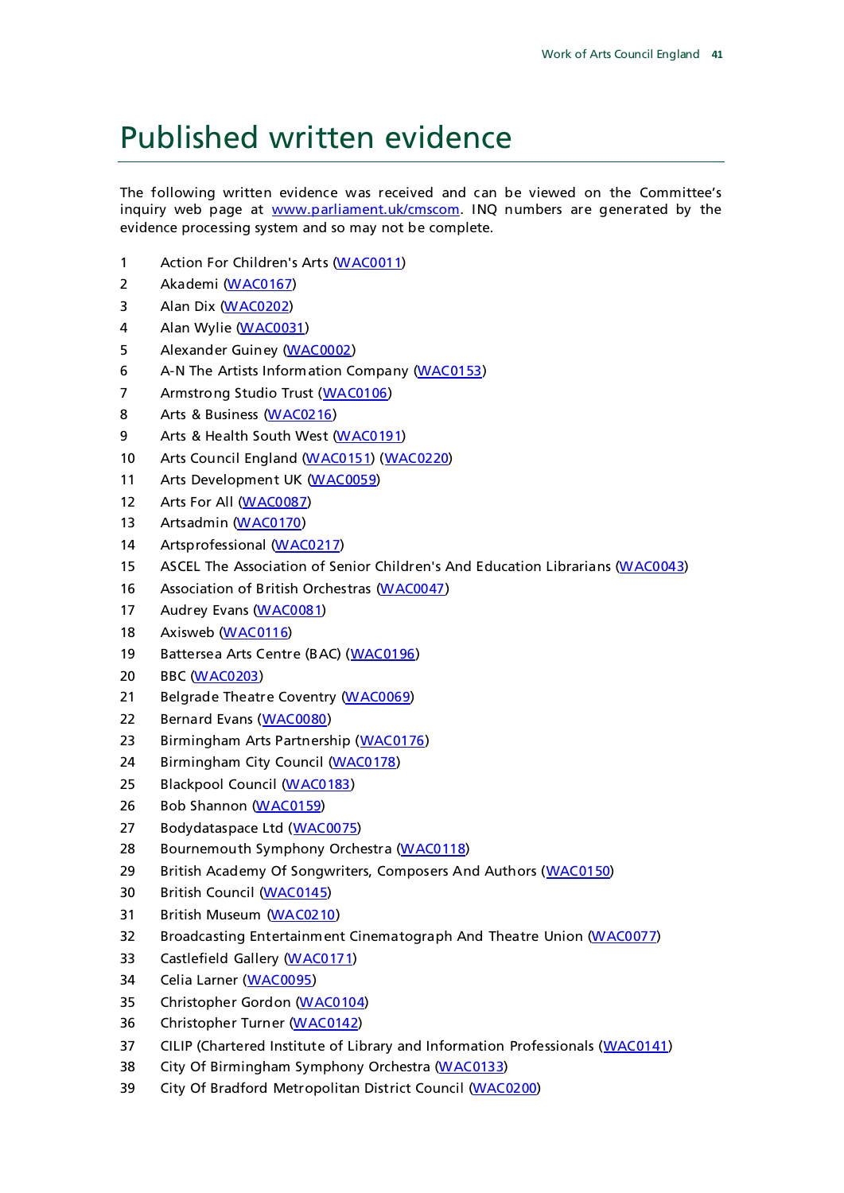# Published written evidence

The following written evidence was received and can be viewed on the Committee's inquiry web page at www.parliament.uk/cmscom. INQ numbers are generated by the evidence processing system and so may not be complete.

1 Action For Children's Arts (WAC0011)
2 Akademi (WAC0167)
3 Alan Dix (WAC0202)
4 Alan Wylie (WAC0031)
5 Alexander Guiney (WAC0002)
6 A-N The Artists Information Company (WAC0153)
7 Armstrong Studio Trust (WAC0106)
8 Arts & Business (WAC0216)
9 Arts & Health South West (WAC0191)
10 Arts Council England (WAC0151) (WAC0220)
11 Arts Development UK (WAC0059)
12 Arts For All (WAC0087)
13 Artsadmin (WAC0170)
14 Artsprofessional (WAC0217)
15 ASCEL The Association of Senior Children's And Education Librarians (WAC0043)
16 Association of British Orchestras (WAC0047)
17 Audrey Evans (WAC0081)
18 Axisweb (WAC0116)
19 Battersea Arts Centre (BAC) (WAC0196)
20 BBC (WAC0203)
21 Belgrade Theatre Coventry (WAC0069)
22 Bernard Evans (WAC0080)
23 Birmingham Arts Partnership (WAC0176)
24 Birmingham City Council (WAC0178)
25 Blackpool Council (WAC0183)
26 Bob Shannon (WAC0159)
27 Bodydataspace Ltd (WAC0075)
28 Bournemouth Symphony Orchestra (WAC0118)
29 British Academy Of Songwriters, Composers And Authors (WAC0150)
30 British Council (WAC0145)
31 British Museum (WAC0210)
32 Broadcasting Entertainment Cinematograph And Theatre Union (WAC0077)
33 Castlefield Gallery (WAC0171)
34 Celia Larner (WAC0095)
35 Christopher Gordon (WAC0104)
36 Christopher Turner (WAC0142)
37 CILIP (Chartered Institute of Library and Information Professionals (WAC0141)
38 City Of Birmingham Symphony Orchestra (WAC0133)
39 City Of Bradford Metropolitan District Council (WAC0200)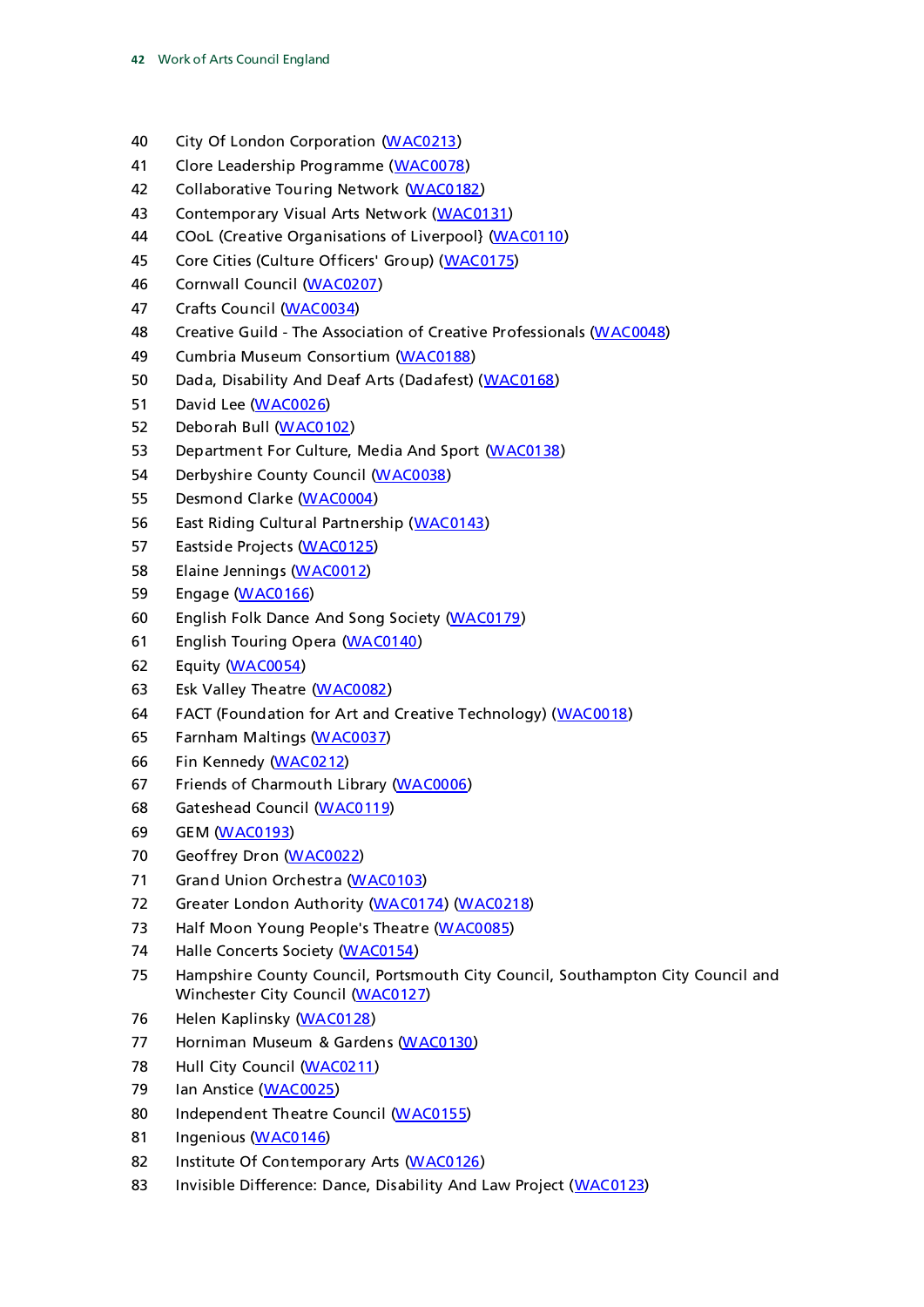40 City Of London Corporation (WAC0213)

41 Clore Leadership Programme (WAC0078)

42 Collaborative Touring Network (WAC0182)

43 Contemporary Visual Arts Network (WAC0131)

44 COoL (Creative Organisations of Liverpool} (WAC0110)

45 Core Cities (Culture Officers' Group) (WAC0175)

46 Cornwall Council (WAC0207)

47 Crafts Council (WAC0034)

48 Creative Guild - The Association of Creative Professionals (WAC0048)

49 Cumbria Museum Consortium (WAC0188)

50 Dada, Disability And Deaf Arts (Dadafest) (WAC0168)

51 David Lee (WAC0026)

52 Deborah Bull (WAC0102)

53 Department For Culture, Media And Sport (WAC0138)

54 Derbyshire County Council (WAC0038)

55 Desmond Clarke (WAC0004)

56 East Riding Cultural Partnership (WAC0143)

57 Eastside Projects (WAC0125)

58 Elaine Jennings (WAC0012)

59 Engage (WAC0166)

60 English Folk Dance And Song Society (WAC0179)

61 English Touring Opera (WAC0140)

62 Equity (WAC0054)

63 Esk Valley Theatre (WAC0082)

64 FACT (Foundation for Art and Creative Technology) (WAC0018)

65 Farnham Maltings (WAC0037)

66 Fin Kennedy (WAC0212)

67 Friends of Charmouth Library (WAC0006)

68 Gateshead Council (WAC0119)

69 GEM (WAC0193)

70 Geoffrey Dron (WAC0022)

71 Grand Union Orchestra (WAC0103)

72 Greater London Authority (WAC0174) (WAC0218)

73 Half Moon Young People's Theatre (WAC0085)

74 Halle Concerts Society (WAC0154)

75 Hampshire County Council, Portsmouth City Council, Southampton City Council and Winchester City Council (WAC0127)

76 Helen Kaplinsky (WAC0128)

77 Horniman Museum & Gardens (WAC0130)

78 Hull City Council (WAC0211)

79 Ian Anstice (WAC0025)

80 Independent Theatre Council (WAC0155)

81 Ingenious (WAC0146)

82 Institute Of Contemporary Arts (WAC0126)

83 Invisible Difference: Dance, Disability And Law Project (WAC0123)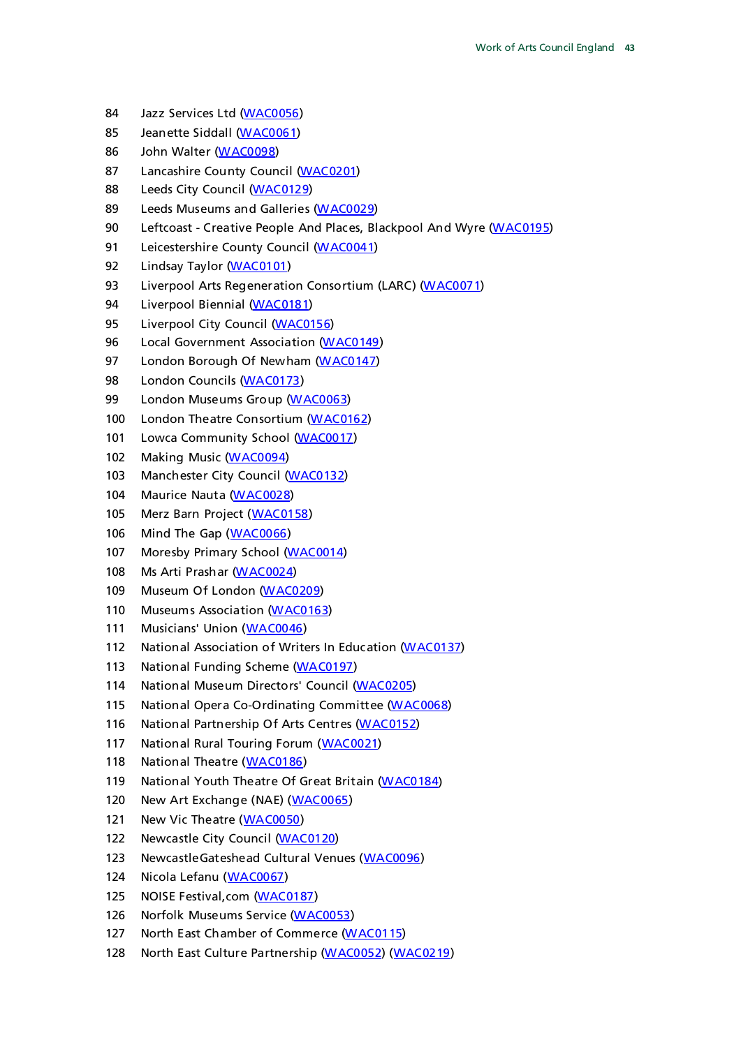84 Jazz Services Ltd (WAC0056)
85 Jeanette Siddall (WAC0061)
86 John Walter (WAC0098)
87 Lancashire County Council (WAC0201)
88 Leeds City Council (WAC0129)
89 Leeds Museums and Galleries (WAC0029)
90 Leftcoast - Creative People And Places, Blackpool And Wyre (WAC0195)
91 Leicestershire County Council (WAC0041)
92 Lindsay Taylor (WAC0101)
93 Liverpool Arts Regeneration Consortium (LARC) (WAC0071)
94 Liverpool Biennial (WAC0181)
95 Liverpool City Council (WAC0156)
96 Local Government Association (WAC0149)
97 London Borough Of Newham (WAC0147)
98 London Councils (WAC0173)
99 London Museums Group (WAC0063)
100 London Theatre Consortium (WAC0162)
101 Lowca Community School (WAC0017)
102 Making Music (WAC0094)
103 Manchester City Council (WAC0132)
104 Maurice Nauta (WAC0028)
105 Merz Barn Project (WAC0158)
106 Mind The Gap (WAC0066)
107 Moresby Primary School (WAC0014)
108 Ms Arti Prashar (WAC0024)
109 Museum Of London (WAC0209)
110 Museums Association (WAC0163)
111 Musicians' Union (WAC0046)
112 National Association of Writers In Education (WAC0137)
113 National Funding Scheme (WAC0197)
114 National Museum Directors' Council (WAC0205)
115 National Opera Co-Ordinating Committee (WAC0068)
116 National Partnership Of Arts Centres (WAC0152)
117 National Rural Touring Forum (WAC0021)
118 National Theatre (WAC0186)
119 National Youth Theatre Of Great Britain (WAC0184)
120 New Art Exchange (NAE) (WAC0065)
121 New Vic Theatre (WAC0050)
122 Newcastle City Council (WAC0120)
123 NewcastleGateshead Cultural Venues (WAC0096)
124 Nicola Lefanu (WAC0067)
125 NOISE Festival,com (WAC0187)
126 Norfolk Museums Service (WAC0053)
127 North East Chamber of Commerce (WAC0115)
128 North East Culture Partnership (WAC0052) (WAC0219)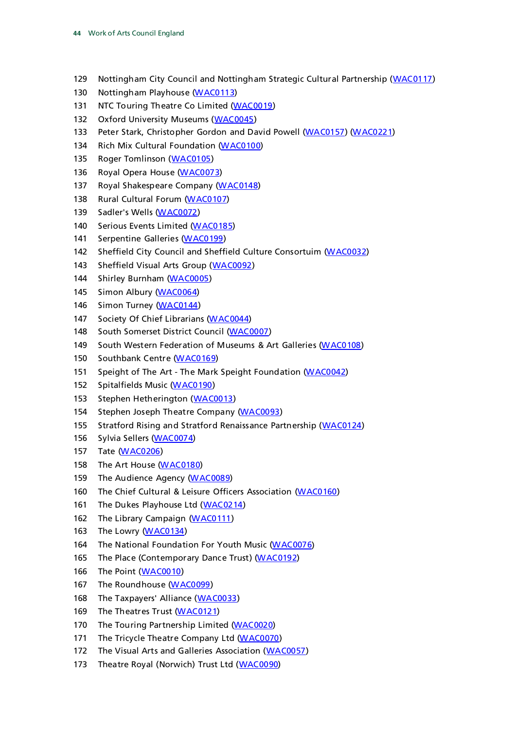129 Nottingham City Council and Nottingham Strategic Cultural Partnership (WAC0117)
130 Nottingham Playhouse (WAC0113)
131 NTC Touring Theatre Co Limited (WAC0019)
132 Oxford University Museums (WAC0045)
133 Peter Stark, Christopher Gordon and David Powell (WAC0157) (WAC0221)
134 Rich Mix Cultural Foundation (WAC0100)
135 Roger Tomlinson (WAC0105)
136 Royal Opera House (WAC0073)
137 Royal Shakespeare Company (WAC0148)
138 Rural Cultural Forum (WAC0107)
139 Sadler's Wells (WAC0072)
140 Serious Events Limited (WAC0185)
141 Serpentine Galleries (WAC0199)
142 Sheffield City Council and Sheffield Culture Consortuim (WAC0032)
143 Sheffield Visual Arts Group (WAC0092)
144 Shirley Burnham (WAC0005)
145 Simon Albury (WAC0064)
146 Simon Turney (WAC0144)
147 Society Of Chief Librarians (WAC0044)
148 South Somerset District Council (WAC0007)
149 South Western Federation of Museums & Art Galleries (WAC0108)
150 Southbank Centre (WAC0169)
151 Speight of The Art - The Mark Speight Foundation (WAC0042)
152 Spitalfields Music (WAC0190)
153 Stephen Hetherington (WAC0013)
154 Stephen Joseph Theatre Company (WAC0093)
155 Stratford Rising and Stratford Renaissance Partnership (WAC0124)
156 Sylvia Sellers (WAC0074)
157 Tate (WAC0206)
158 The Art House (WAC0180)
159 The Audience Agency (WAC0089)
160 The Chief Cultural & Leisure Officers Association (WAC0160)
161 The Dukes Playhouse Ltd (WAC0214)
162 The Library Campaign (WAC0111)
163 The Lowry (WAC0134)
164 The National Foundation For Youth Music (WAC0076)
165 The Place (Contemporary Dance Trust) (WAC0192)
166 The Point (WAC0010)
167 The Roundhouse (WAC0099)
168 The Taxpayers' Alliance (WAC0033)
169 The Theatres Trust (WAC0121)
170 The Touring Partnership Limited (WAC0020)
171 The Tricycle Theatre Company Ltd (WAC0070)
172 The Visual Arts and Galleries Association (WAC0057)
173 Theatre Royal (Norwich) Trust Ltd (WAC0090)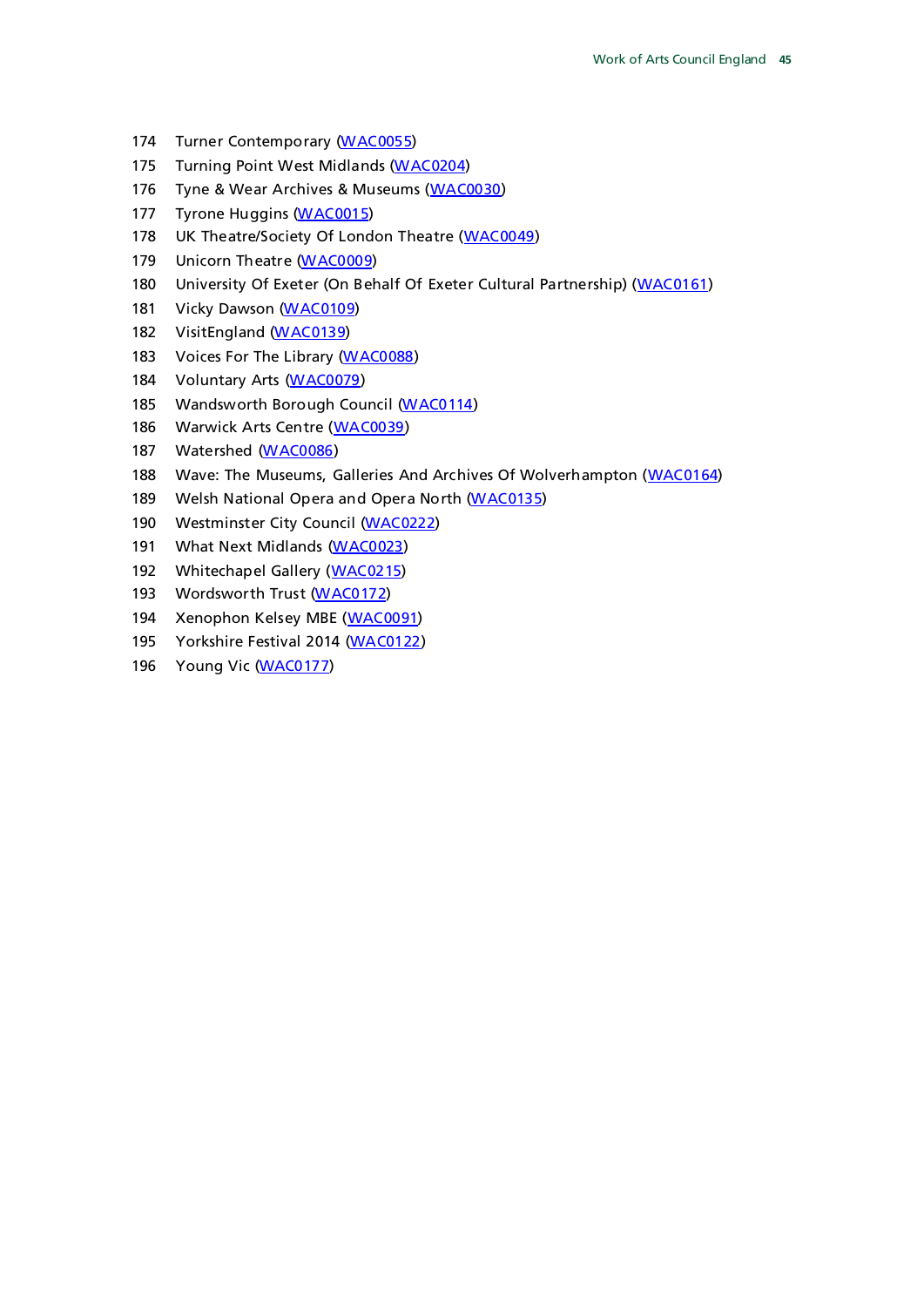174 Turner Contemporary (WAC0055)
175 Turning Point West Midlands (WAC0204)
176 Tyne & Wear Archives & Museums (WAC0030)
177 Tyrone Huggins (WAC0015)
178 UK Theatre/Society Of London Theatre (WAC0049)
179 Unicorn Theatre (WAC0009)
180 University Of Exeter (On Behalf Of Exeter Cultural Partnership) (WAC0161)
181 Vicky Dawson (WAC0109)
182 VisitEngland (WAC0139)
183 Voices For The Library (WAC0088)
184 Voluntary Arts (WAC0079)
185 Wandsworth Borough Council (WAC0114)
186 Warwick Arts Centre (WAC0039)
187 Watershed (WAC0086)
188 Wave: The Museums, Galleries And Archives Of Wolverhampton (WAC0164)
189 Welsh National Opera and Opera North (WAC0135)
190 Westminster City Council (WAC0222)
191 What Next Midlands (WAC0023)
192 Whitechapel Gallery (WAC0215)
193 Wordsworth Trust (WAC0172)
194 Xenophon Kelsey MBE (WAC0091)
195 Yorkshire Festival 2014 (WAC0122)
196 Young Vic (WAC0177)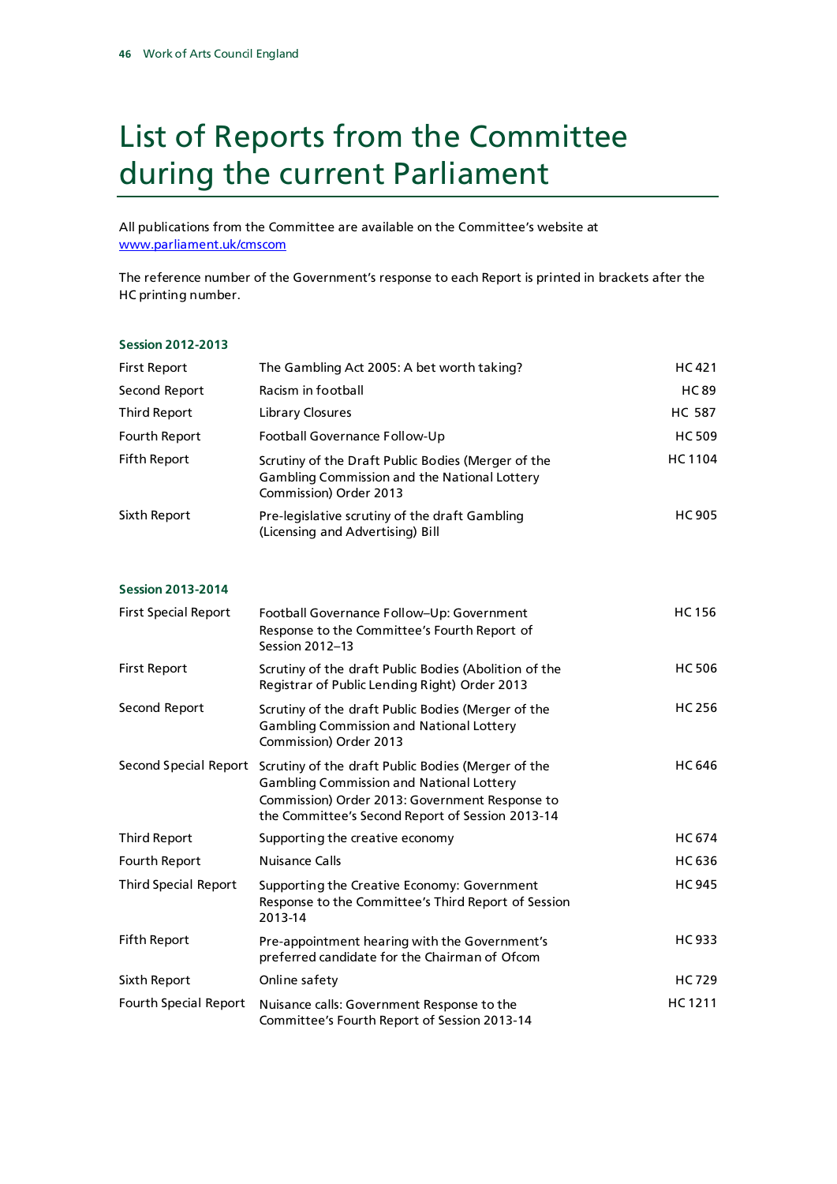# List of Reports from the Committee during the current Parliament

All publications from the Committee are available on the Committee's website at www.parliament.uk/cmscom

The reference number of the Government's response to each Report is printed in brackets after the HC printing number.

**Session 2012-2013**

| | | |
|---|---|---|
| First Report | The Gambling Act 2005: A bet worth taking? | HC 421 |
| Second Report | Racism in football | HC 89 |
| Third Report | Library Closures | HC 587 |
| Fourth Report | Football Governance Follow-Up | HC 509 |
| Fifth Report | Scrutiny of the Draft Public Bodies (Merger of the Gambling Commission and the National Lottery Commission) Order 2013 | HC 1104 |
| Sixth Report | Pre-legislative scrutiny of the draft Gambling (Licensing and Advertising) Bill | HC 905 |

**Session 2013-2014**

| | | |
|---|---|---|
| First Special Report | Football Governance Follow–Up: Government Response to the Committee's Fourth Report of Session 2012–13 | HC 156 |
| First Report | Scrutiny of the draft Public Bodies (Abolition of the Registrar of Public Lending Right) Order 2013 | HC 506 |
| Second Report | Scrutiny of the draft Public Bodies (Merger of the Gambling Commission and National Lottery Commission) Order 2013 | HC 256 |
| Second Special Report | Scrutiny of the draft Public Bodies (Merger of the Gambling Commission and National Lottery Commission) Order 2013: Government Response to the Committee's Second Report of Session 2013-14 | HC 646 |
| Third Report | Supporting the creative economy | HC 674 |
| Fourth Report | Nuisance Calls | HC 636 |
| Third Special Report | Supporting the Creative Economy: Government Response to the Committee's Third Report of Session 2013-14 | HC 945 |
| Fifth Report | Pre-appointment hearing with the Government's preferred candidate for the Chairman of Ofcom | HC 933 |
| Sixth Report | Online safety | HC 729 |
| Fourth Special Report | Nuisance calls: Government Response to the Committee's Fourth Report of Session 2013-14 | HC 1211 |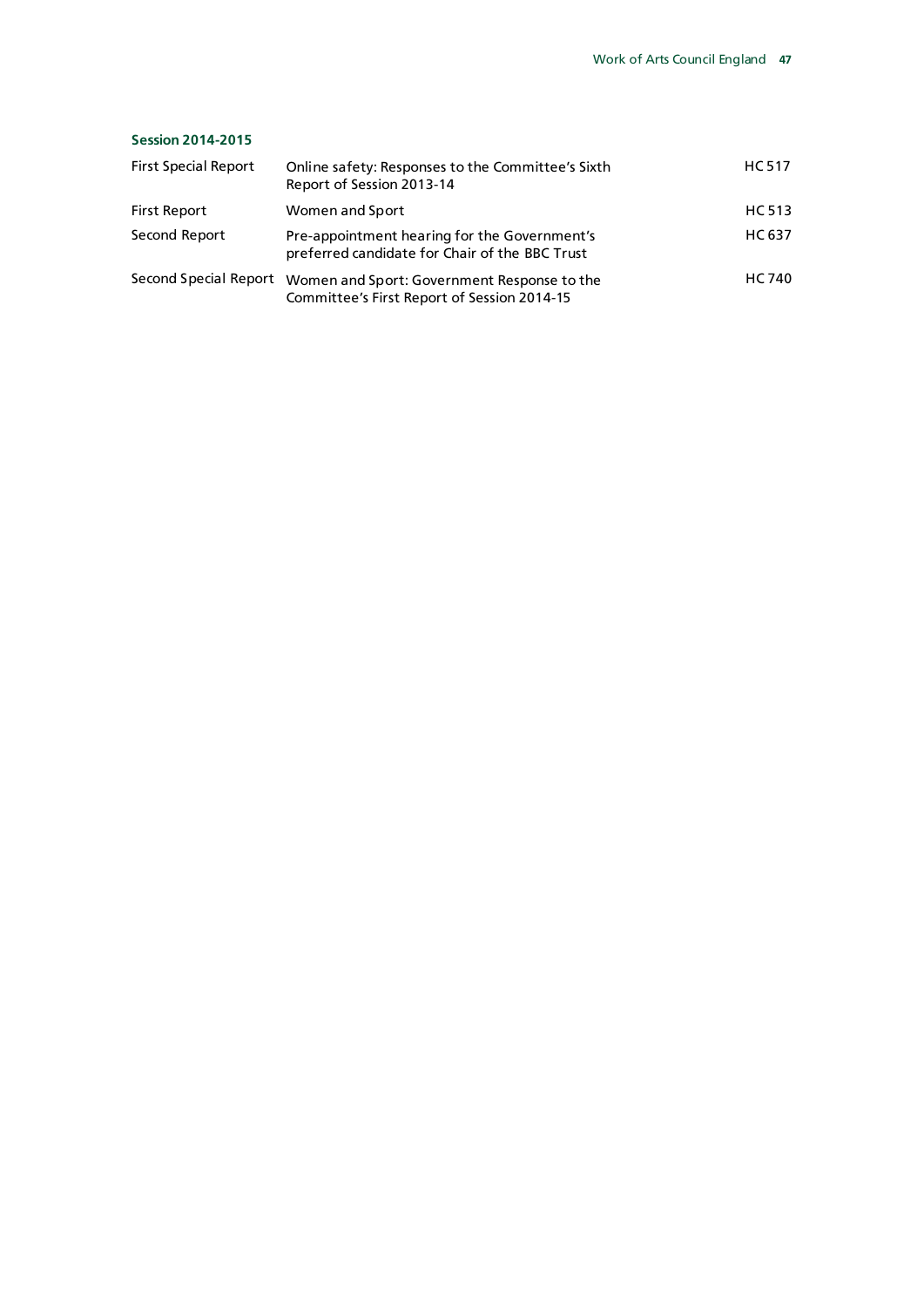### Session 2014-2015

| | | |
|---|---|---|
| First Special Report | Online safety: Responses to the Committee's Sixth Report of Session 2013-14 | HC 517 |
| First Report | Women and Sport | HC 513 |
| Second Report | Pre-appointment hearing for the Government's preferred candidate for Chair of the BBC Trust | HC 637 |
| Second Special Report | Women and Sport: Government Response to the Committee's First Report of Session 2014-15 | HC 740 |